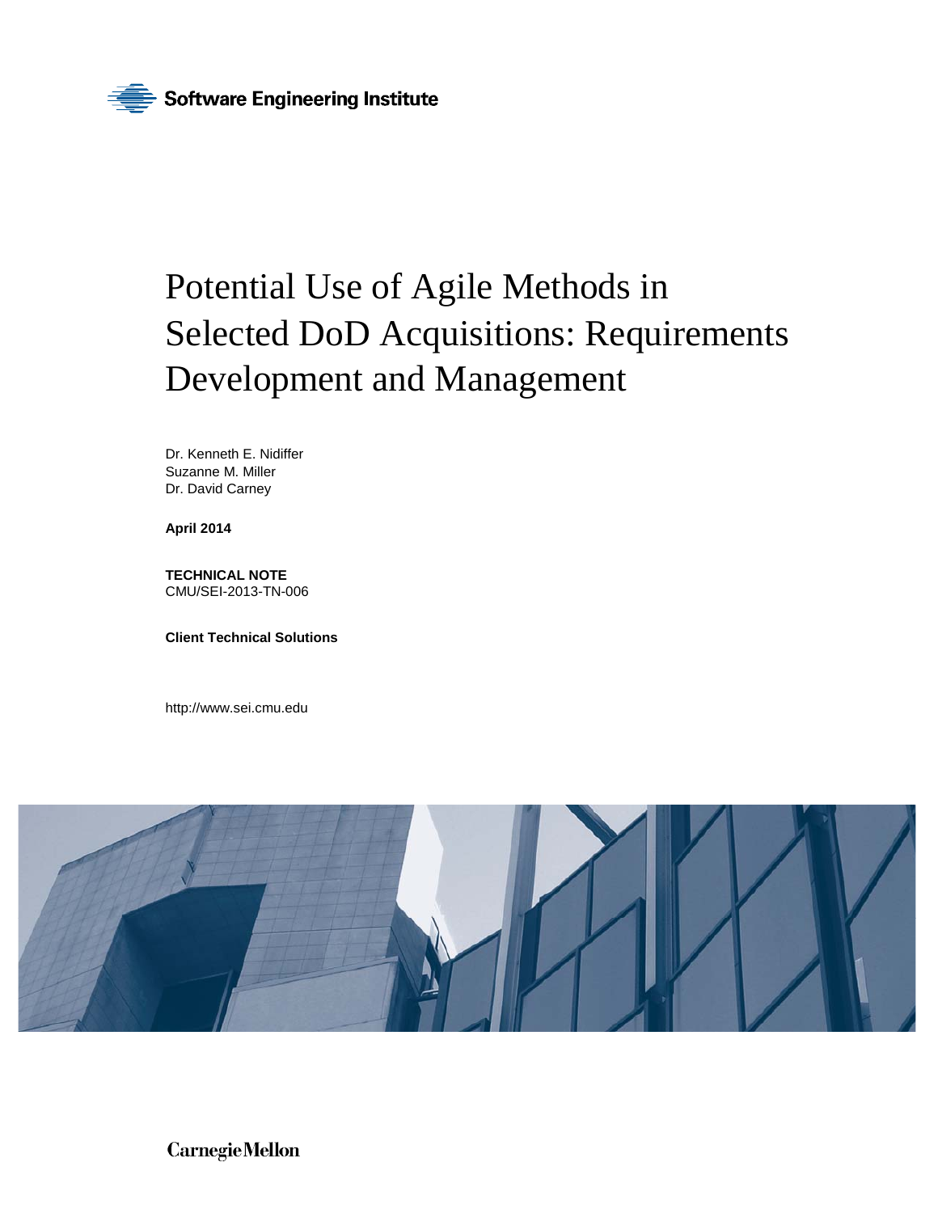Software Engineering Institute

# Potential Use of Agile Methods in Selected DoD Acquisitions: Requirements Development and Management

Dr. Kenneth E. Nidiffer
Suzanne M. Miller
Dr. David Carney

**April 2014**

**TECHNICAL NOTE**
CMU/SEI-2013-TN-006

**Client Technical Solutions**

http://www.sei.cmu.edu

Carnegie Mellon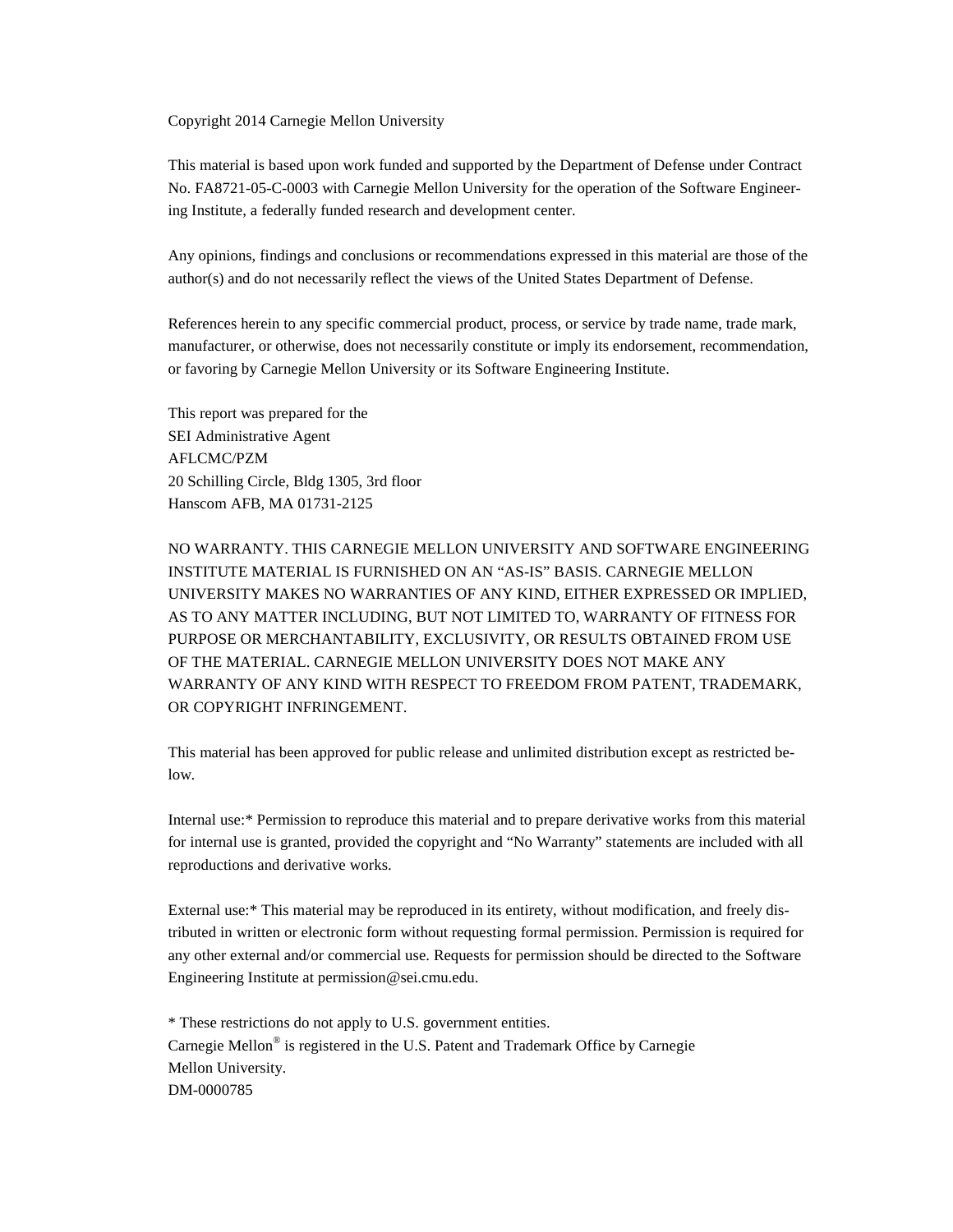Copyright 2014 Carnegie Mellon University

This material is based upon work funded and supported by the Department of Defense under Contract No. FA8721-05-C-0003 with Carnegie Mellon University for the operation of the Software Engineering Institute, a federally funded research and development center.

Any opinions, findings and conclusions or recommendations expressed in this material are those of the author(s) and do not necessarily reflect the views of the United States Department of Defense.

References herein to any specific commercial product, process, or service by trade name, trade mark, manufacturer, or otherwise, does not necessarily constitute or imply its endorsement, recommendation, or favoring by Carnegie Mellon University or its Software Engineering Institute.

This report was prepared for the
SEI Administrative Agent
AFLCMC/PZM
20 Schilling Circle, Bldg 1305, 3rd floor
Hanscom AFB, MA 01731-2125

NO WARRANTY. THIS CARNEGIE MELLON UNIVERSITY AND SOFTWARE ENGINEERING INSTITUTE MATERIAL IS FURNISHED ON AN "AS-IS" BASIS. CARNEGIE MELLON UNIVERSITY MAKES NO WARRANTIES OF ANY KIND, EITHER EXPRESSED OR IMPLIED, AS TO ANY MATTER INCLUDING, BUT NOT LIMITED TO, WARRANTY OF FITNESS FOR PURPOSE OR MERCHANTABILITY, EXCLUSIVITY, OR RESULTS OBTAINED FROM USE OF THE MATERIAL. CARNEGIE MELLON UNIVERSITY DOES NOT MAKE ANY WARRANTY OF ANY KIND WITH RESPECT TO FREEDOM FROM PATENT, TRADEMARK, OR COPYRIGHT INFRINGEMENT.

This material has been approved for public release and unlimited distribution except as restricted below.

Internal use:* Permission to reproduce this material and to prepare derivative works from this material for internal use is granted, provided the copyright and "No Warranty" statements are included with all reproductions and derivative works.

External use:* This material may be reproduced in its entirety, without modification, and freely distributed in written or electronic form without requesting formal permission. Permission is required for any other external and/or commercial use. Requests for permission should be directed to the Software Engineering Institute at permission@sei.cmu.edu.

* These restrictions do not apply to U.S. government entities.
Carnegie Mellon® is registered in the U.S. Patent and Trademark Office by Carnegie Mellon University.
DM-0000785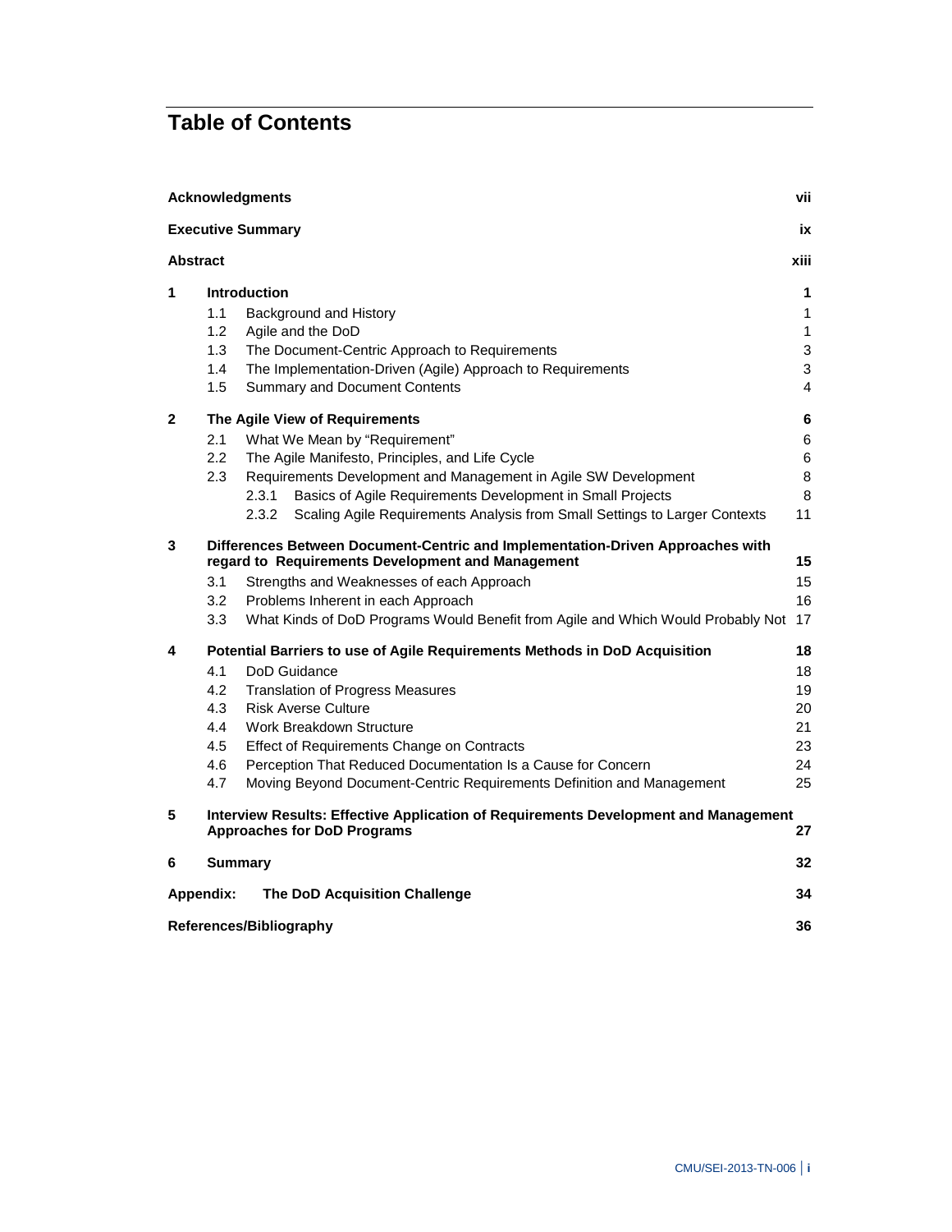# Table of Contents

| | | |
|---|---|---|
| **Acknowledgments** | | **vii** |
| **Executive Summary** | | **ix** |
| **Abstract** | | **xiii** |
| **1** | **Introduction** | **1** |
| | 1.1 Background and History | 1 |
| | 1.2 Agile and the DoD | 1 |
| | 1.3 The Document-Centric Approach to Requirements | 3 |
| | 1.4 The Implementation-Driven (Agile) Approach to Requirements | 3 |
| | 1.5 Summary and Document Contents | 4 |
| **2** | **The Agile View of Requirements** | **6** |
| | 2.1 What We Mean by "Requirement" | 6 |
| | 2.2 The Agile Manifesto, Principles, and Life Cycle | 6 |
| | 2.3 Requirements Development and Management in Agile SW Development | 8 |
| | 2.3.1 Basics of Agile Requirements Development in Small Projects | 8 |
| | 2.3.2 Scaling Agile Requirements Analysis from Small Settings to Larger Contexts | 11 |
| **3** | **Differences Between Document-Centric and Implementation-Driven Approaches with regard to Requirements Development and Management** | **15** |
| | 3.1 Strengths and Weaknesses of each Approach | 15 |
| | 3.2 Problems Inherent in each Approach | 16 |
| | 3.3 What Kinds of DoD Programs Would Benefit from Agile and Which Would Probably Not | 17 |
| **4** | **Potential Barriers to use of Agile Requirements Methods in DoD Acquisition** | **18** |
| | 4.1 DoD Guidance | 18 |
| | 4.2 Translation of Progress Measures | 19 |
| | 4.3 Risk Averse Culture | 20 |
| | 4.4 Work Breakdown Structure | 21 |
| | 4.5 Effect of Requirements Change on Contracts | 23 |
| | 4.6 Perception That Reduced Documentation Is a Cause for Concern | 24 |
| | 4.7 Moving Beyond Document-Centric Requirements Definition and Management | 25 |
| **5** | **Interview Results: Effective Application of Requirements Development and Management Approaches for DoD Programs** | **27** |
| **6** | **Summary** | **32** |
| **Appendix:** | **The DoD Acquisition Challenge** | **34** |
| **References/Bibliography** | | **36** |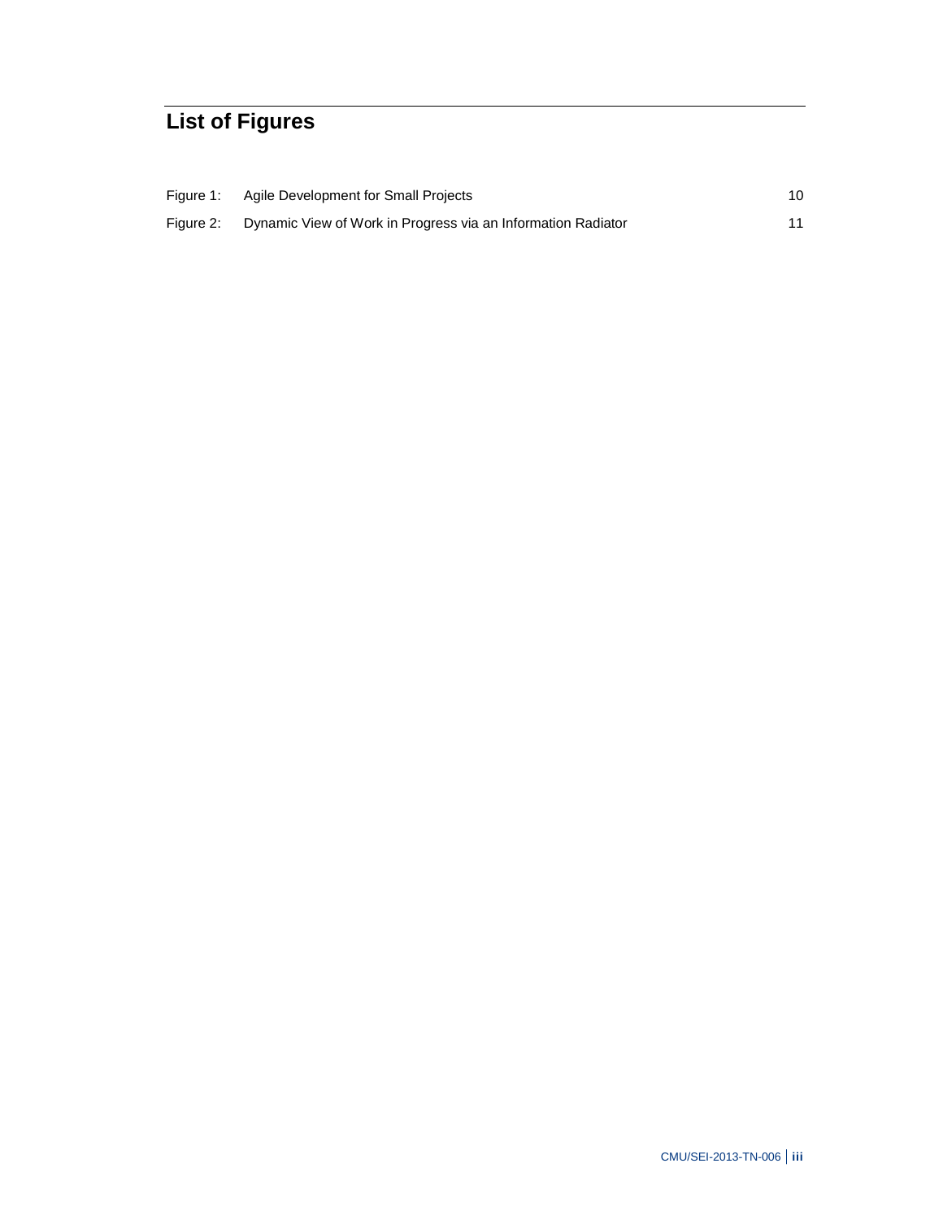# List of Figures

| | | |
|---|---|---|
| Figure 1: | Agile Development for Small Projects | 10 |
| Figure 2: | Dynamic View of Work in Progress via an Information Radiator | 11 |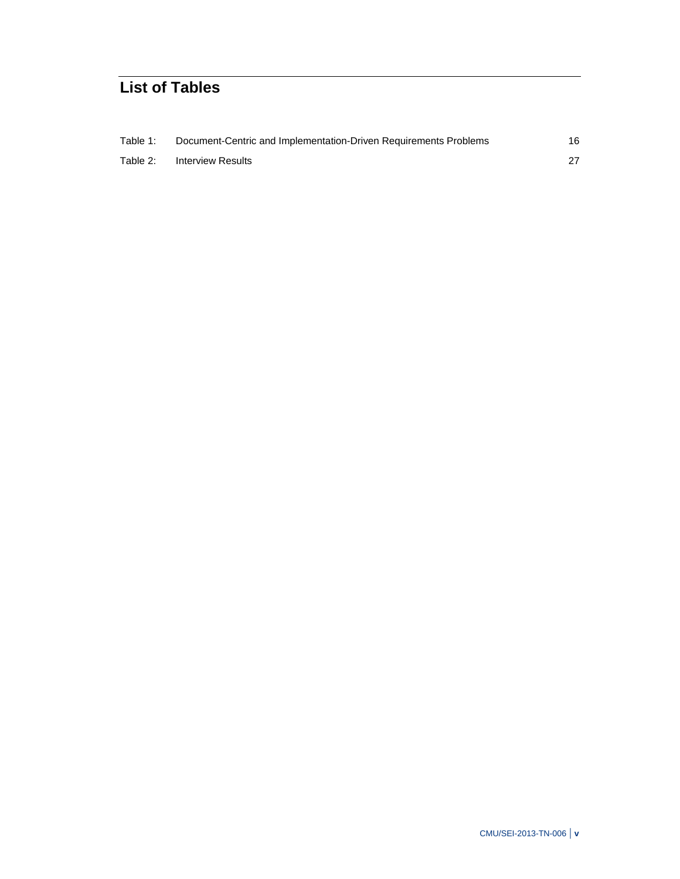# List of Tables

Table 1: Document-Centric and Implementation-Driven Requirements Problems 16

Table 2: Interview Results 27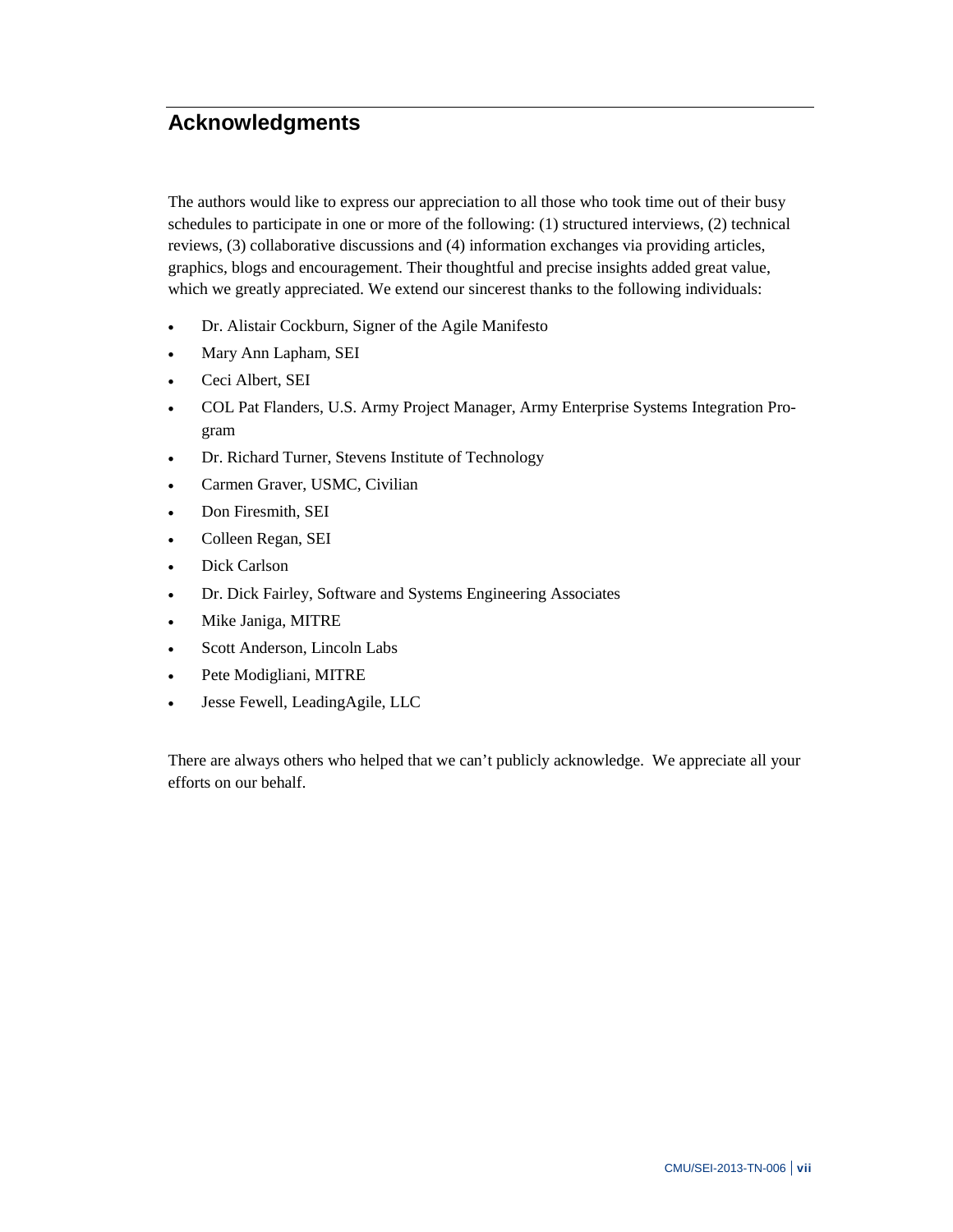# Acknowledgments

The authors would like to express our appreciation to all those who took time out of their busy schedules to participate in one or more of the following: (1) structured interviews, (2) technical reviews, (3) collaborative discussions and (4) information exchanges via providing articles, graphics, blogs and encouragement. Their thoughtful and precise insights added great value, which we greatly appreciated. We extend our sincerest thanks to the following individuals:

- Dr. Alistair Cockburn, Signer of the Agile Manifesto
- Mary Ann Lapham, SEI
- Ceci Albert, SEI
- COL Pat Flanders, U.S. Army Project Manager, Army Enterprise Systems Integration Program
- Dr. Richard Turner, Stevens Institute of Technology
- Carmen Graver, USMC, Civilian
- Don Firesmith, SEI
- Colleen Regan, SEI
- Dick Carlson
- Dr. Dick Fairley, Software and Systems Engineering Associates
- Mike Janiga, MITRE
- Scott Anderson, Lincoln Labs
- Pete Modigliani, MITRE
- Jesse Fewell, LeadingAgile, LLC

There are always others who helped that we can't publicly acknowledge. We appreciate all your efforts on our behalf.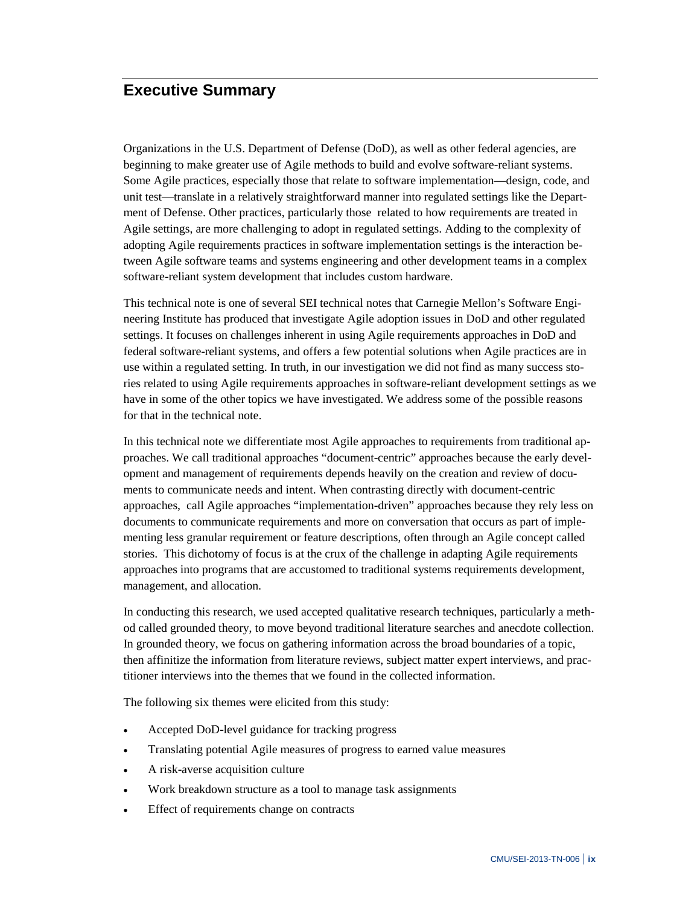## Executive Summary

Organizations in the U.S. Department of Defense (DoD), as well as other federal agencies, are beginning to make greater use of Agile methods to build and evolve software-reliant systems. Some Agile practices, especially those that relate to software implementation—design, code, and unit test—translate in a relatively straightforward manner into regulated settings like the Department of Defense. Other practices, particularly those related to how requirements are treated in Agile settings, are more challenging to adopt in regulated settings. Adding to the complexity of adopting Agile requirements practices in software implementation settings is the interaction between Agile software teams and systems engineering and other development teams in a complex software-reliant system development that includes custom hardware.

This technical note is one of several SEI technical notes that Carnegie Mellon's Software Engineering Institute has produced that investigate Agile adoption issues in DoD and other regulated settings. It focuses on challenges inherent in using Agile requirements approaches in DoD and federal software-reliant systems, and offers a few potential solutions when Agile practices are in use within a regulated setting. In truth, in our investigation we did not find as many success stories related to using Agile requirements approaches in software-reliant development settings as we have in some of the other topics we have investigated. We address some of the possible reasons for that in the technical note.

In this technical note we differentiate most Agile approaches to requirements from traditional approaches. We call traditional approaches "document-centric" approaches because the early development and management of requirements depends heavily on the creation and review of documents to communicate needs and intent. When contrasting directly with document-centric approaches, call Agile approaches "implementation-driven" approaches because they rely less on documents to communicate requirements and more on conversation that occurs as part of implementing less granular requirement or feature descriptions, often through an Agile concept called stories. This dichotomy of focus is at the crux of the challenge in adapting Agile requirements approaches into programs that are accustomed to traditional systems requirements development, management, and allocation.

In conducting this research, we used accepted qualitative research techniques, particularly a method called grounded theory, to move beyond traditional literature searches and anecdote collection. In grounded theory, we focus on gathering information across the broad boundaries of a topic, then affinitize the information from literature reviews, subject matter expert interviews, and practitioner interviews into the themes that we found in the collected information.

The following six themes were elicited from this study:

- Accepted DoD-level guidance for tracking progress
- Translating potential Agile measures of progress to earned value measures
- A risk-averse acquisition culture
- Work breakdown structure as a tool to manage task assignments
- Effect of requirements change on contracts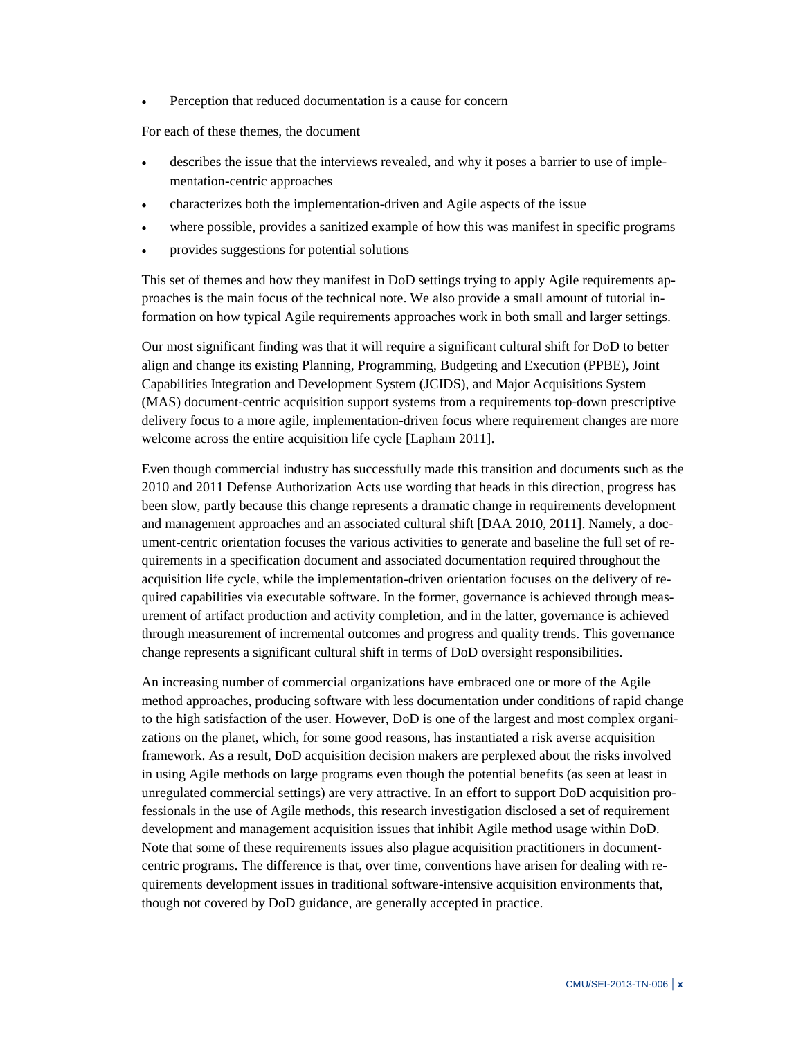- Perception that reduced documentation is a cause for concern

For each of these themes, the document

- describes the issue that the interviews revealed, and why it poses a barrier to use of implementation-centric approaches
- characterizes both the implementation-driven and Agile aspects of the issue
- where possible, provides a sanitized example of how this was manifest in specific programs
- provides suggestions for potential solutions

This set of themes and how they manifest in DoD settings trying to apply Agile requirements approaches is the main focus of the technical note. We also provide a small amount of tutorial information on how typical Agile requirements approaches work in both small and larger settings.

Our most significant finding was that it will require a significant cultural shift for DoD to better align and change its existing Planning, Programming, Budgeting and Execution (PPBE), Joint Capabilities Integration and Development System (JCIDS), and Major Acquisitions System (MAS) document-centric acquisition support systems from a requirements top-down prescriptive delivery focus to a more agile, implementation-driven focus where requirement changes are more welcome across the entire acquisition life cycle [Lapham 2011].

Even though commercial industry has successfully made this transition and documents such as the 2010 and 2011 Defense Authorization Acts use wording that heads in this direction, progress has been slow, partly because this change represents a dramatic change in requirements development and management approaches and an associated cultural shift [DAA 2010, 2011]. Namely, a document-centric orientation focuses the various activities to generate and baseline the full set of requirements in a specification document and associated documentation required throughout the acquisition life cycle, while the implementation-driven orientation focuses on the delivery of required capabilities via executable software. In the former, governance is achieved through measurement of artifact production and activity completion, and in the latter, governance is achieved through measurement of incremental outcomes and progress and quality trends. This governance change represents a significant cultural shift in terms of DoD oversight responsibilities.

An increasing number of commercial organizations have embraced one or more of the Agile method approaches, producing software with less documentation under conditions of rapid change to the high satisfaction of the user. However, DoD is one of the largest and most complex organizations on the planet, which, for some good reasons, has instantiated a risk averse acquisition framework. As a result, DoD acquisition decision makers are perplexed about the risks involved in using Agile methods on large programs even though the potential benefits (as seen at least in unregulated commercial settings) are very attractive. In an effort to support DoD acquisition professionals in the use of Agile methods, this research investigation disclosed a set of requirement development and management acquisition issues that inhibit Agile method usage within DoD. Note that some of these requirements issues also plague acquisition practitioners in document-centric programs. The difference is that, over time, conventions have arisen for dealing with requirements development issues in traditional software-intensive acquisition environments that, though not covered by DoD guidance, are generally accepted in practice.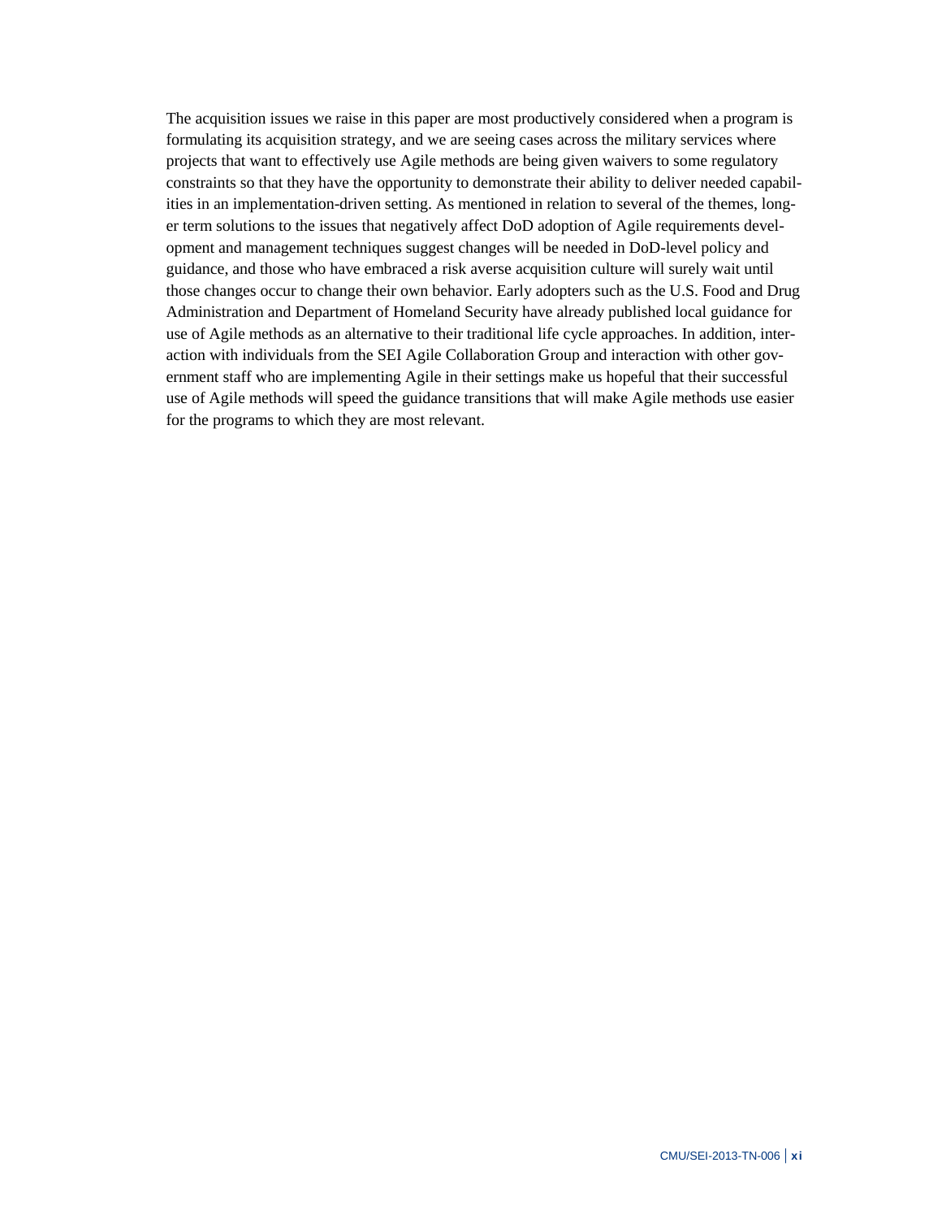The acquisition issues we raise in this paper are most productively considered when a program is formulating its acquisition strategy, and we are seeing cases across the military services where projects that want to effectively use Agile methods are being given waivers to some regulatory constraints so that they have the opportunity to demonstrate their ability to deliver needed capabilities in an implementation-driven setting. As mentioned in relation to several of the themes, longer term solutions to the issues that negatively affect DoD adoption of Agile requirements development and management techniques suggest changes will be needed in DoD-level policy and guidance, and those who have embraced a risk averse acquisition culture will surely wait until those changes occur to change their own behavior. Early adopters such as the U.S. Food and Drug Administration and Department of Homeland Security have already published local guidance for use of Agile methods as an alternative to their traditional life cycle approaches. In addition, interaction with individuals from the SEI Agile Collaboration Group and interaction with other government staff who are implementing Agile in their settings make us hopeful that their successful use of Agile methods will speed the guidance transitions that will make Agile methods use easier for the programs to which they are most relevant.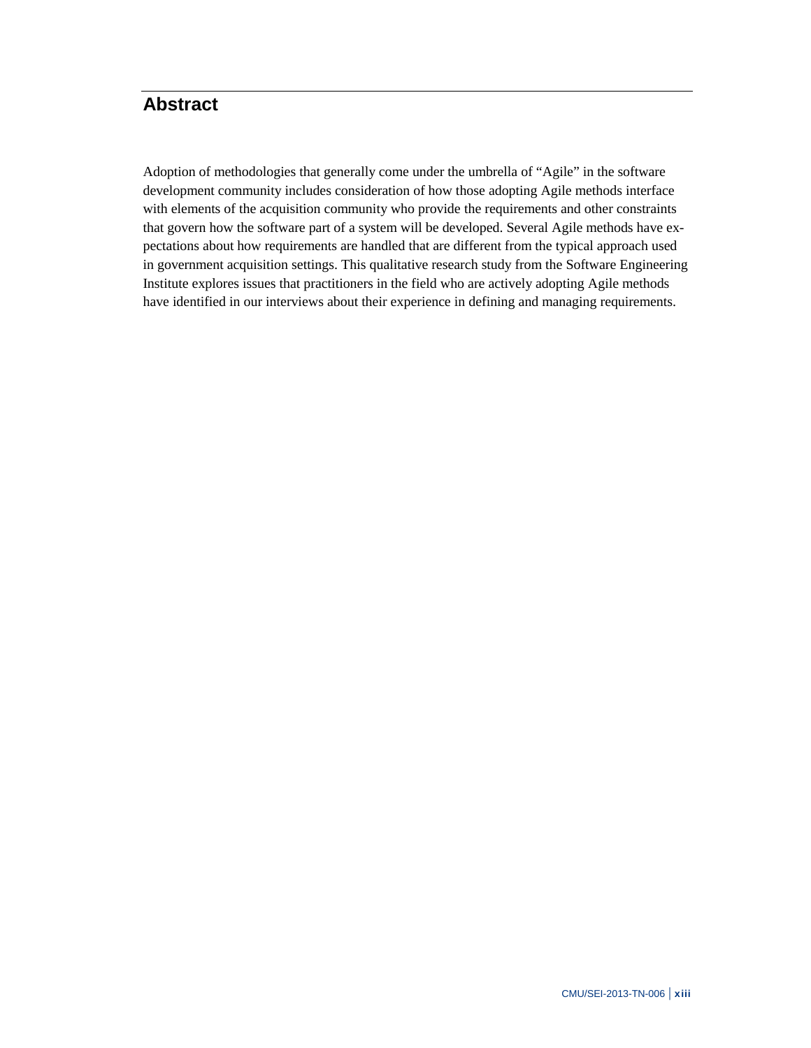# Abstract

Adoption of methodologies that generally come under the umbrella of "Agile" in the software development community includes consideration of how those adopting Agile methods interface with elements of the acquisition community who provide the requirements and other constraints that govern how the software part of a system will be developed. Several Agile methods have expectations about how requirements are handled that are different from the typical approach used in government acquisition settings. This qualitative research study from the Software Engineering Institute explores issues that practitioners in the field who are actively adopting Agile methods have identified in our interviews about their experience in defining and managing requirements.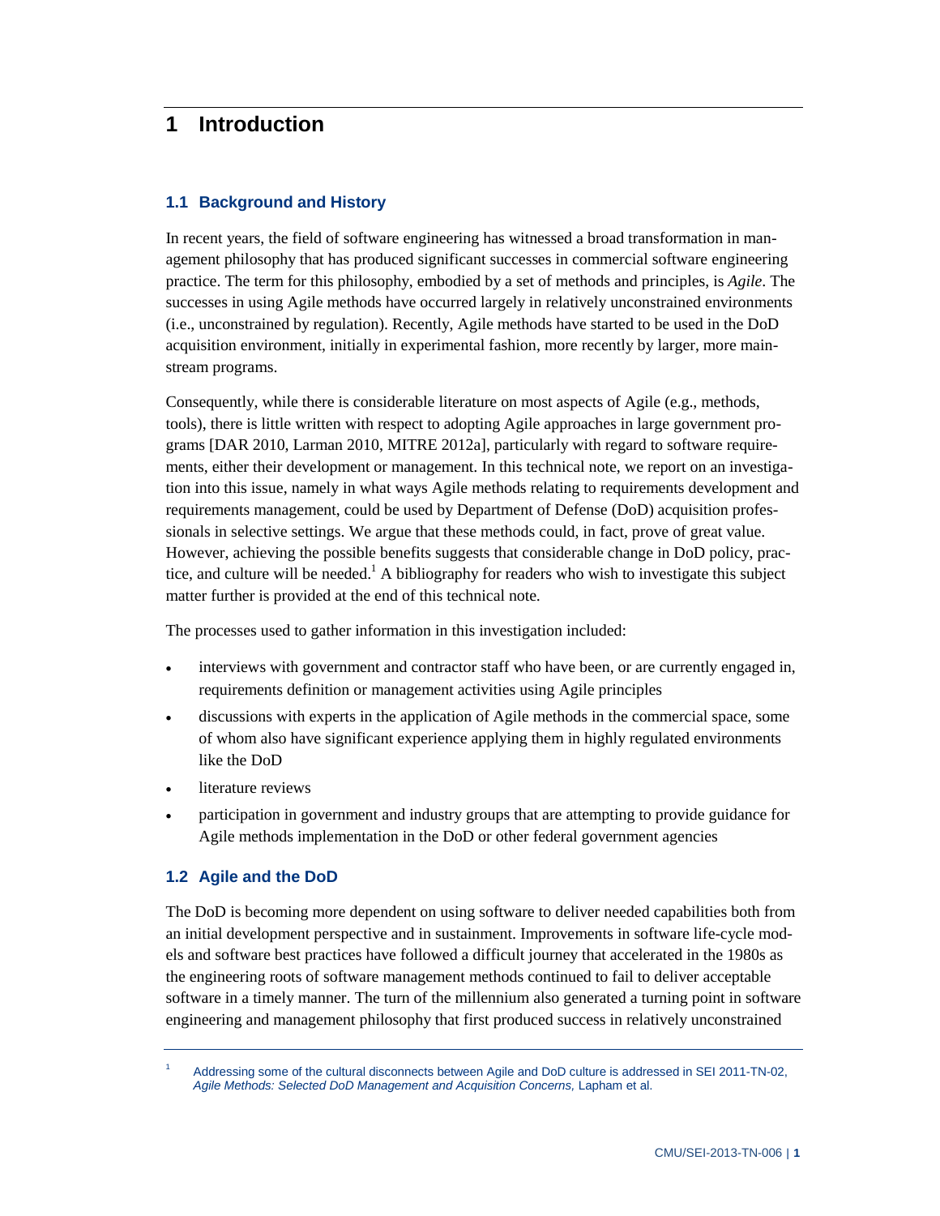# 1 Introduction

## 1.1 Background and History

In recent years, the field of software engineering has witnessed a broad transformation in management philosophy that has produced significant successes in commercial software engineering practice. The term for this philosophy, embodied by a set of methods and principles, is *Agile*. The successes in using Agile methods have occurred largely in relatively unconstrained environments (i.e., unconstrained by regulation). Recently, Agile methods have started to be used in the DoD acquisition environment, initially in experimental fashion, more recently by larger, more mainstream programs.

Consequently, while there is considerable literature on most aspects of Agile (e.g., methods, tools), there is little written with respect to adopting Agile approaches in large government programs [DAR 2010, Larman 2010, MITRE 2012a], particularly with regard to software requirements, either their development or management. In this technical note, we report on an investigation into this issue, namely in what ways Agile methods relating to requirements development and requirements management, could be used by Department of Defense (DoD) acquisition professionals in selective settings. We argue that these methods could, in fact, prove of great value. However, achieving the possible benefits suggests that considerable change in DoD policy, practice, and culture will be needed.[1] A bibliography for readers who wish to investigate this subject matter further is provided at the end of this technical note.

The processes used to gather information in this investigation included:

- interviews with government and contractor staff who have been, or are currently engaged in, requirements definition or management activities using Agile principles
- discussions with experts in the application of Agile methods in the commercial space, some of whom also have significant experience applying them in highly regulated environments like the DoD
- literature reviews
- participation in government and industry groups that are attempting to provide guidance for Agile methods implementation in the DoD or other federal government agencies

## 1.2 Agile and the DoD

The DoD is becoming more dependent on using software to deliver needed capabilities both from an initial development perspective and in sustainment. Improvements in software life-cycle models and software best practices have followed a difficult journey that accelerated in the 1980s as the engineering roots of software management methods continued to fail to deliver acceptable software in a timely manner. The turn of the millennium also generated a turning point in software engineering and management philosophy that first produced success in relatively unconstrained

[1] Addressing some of the cultural disconnects between Agile and DoD culture is addressed in SEI 2011-TN-02, *Agile Methods: Selected DoD Management and Acquisition Concerns,* Lapham et al.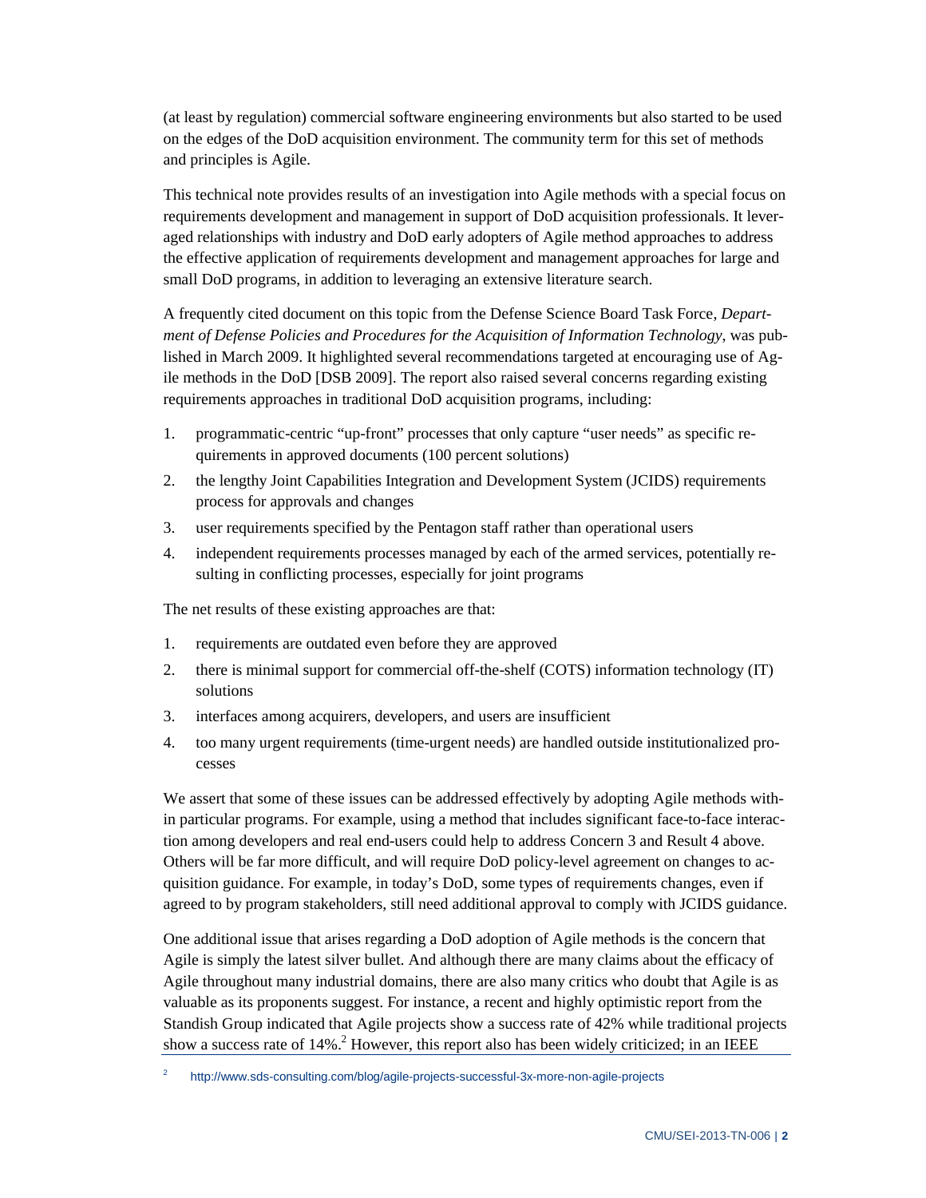(at least by regulation) commercial software engineering environments but also started to be used on the edges of the DoD acquisition environment. The community term for this set of methods and principles is Agile.

This technical note provides results of an investigation into Agile methods with a special focus on requirements development and management in support of DoD acquisition professionals. It leveraged relationships with industry and DoD early adopters of Agile method approaches to address the effective application of requirements development and management approaches for large and small DoD programs, in addition to leveraging an extensive literature search.

A frequently cited document on this topic from the Defense Science Board Task Force, *Department of Defense Policies and Procedures for the Acquisition of Information Technology*, was published in March 2009. It highlighted several recommendations targeted at encouraging use of Agile methods in the DoD [DSB 2009]. The report also raised several concerns regarding existing requirements approaches in traditional DoD acquisition programs, including:

1. programmatic-centric "up-front" processes that only capture "user needs" as specific requirements in approved documents (100 percent solutions)
2. the lengthy Joint Capabilities Integration and Development System (JCIDS) requirements process for approvals and changes
3. user requirements specified by the Pentagon staff rather than operational users
4. independent requirements processes managed by each of the armed services, potentially resulting in conflicting processes, especially for joint programs

The net results of these existing approaches are that:

1. requirements are outdated even before they are approved
2. there is minimal support for commercial off-the-shelf (COTS) information technology (IT) solutions
3. interfaces among acquirers, developers, and users are insufficient
4. too many urgent requirements (time-urgent needs) are handled outside institutionalized processes

We assert that some of these issues can be addressed effectively by adopting Agile methods within particular programs. For example, using a method that includes significant face-to-face interaction among developers and real end-users could help to address Concern 3 and Result 4 above. Others will be far more difficult, and will require DoD policy-level agreement on changes to acquisition guidance. For example, in today's DoD, some types of requirements changes, even if agreed to by program stakeholders, still need additional approval to comply with JCIDS guidance.

One additional issue that arises regarding a DoD adoption of Agile methods is the concern that Agile is simply the latest silver bullet. And although there are many claims about the efficacy of Agile throughout many industrial domains, there are also many critics who doubt that Agile is as valuable as its proponents suggest. For instance, a recent and highly optimistic report from the Standish Group indicated that Agile projects show a success rate of 42% while traditional projects show a success rate of 14%.[2] However, this report also has been widely criticized; in an IEEE

[2] http://www.sds-consulting.com/blog/agile-projects-successful-3x-more-non-agile-projects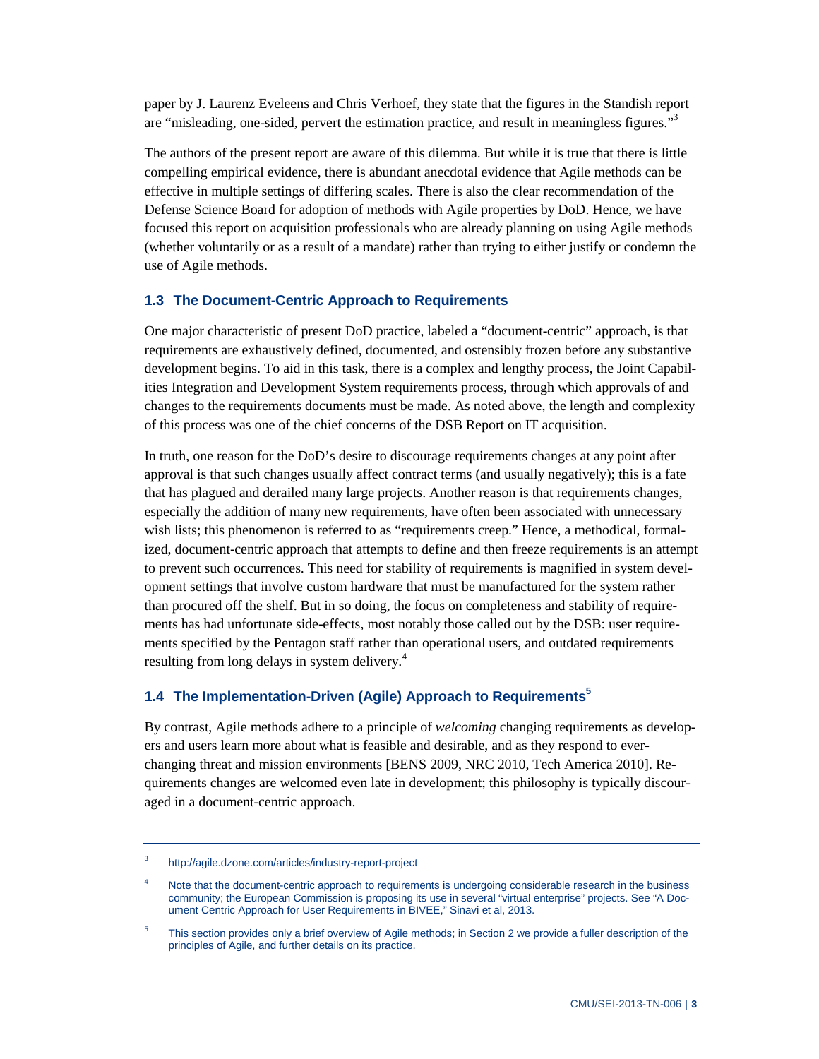paper by J. Laurenz Eveleens and Chris Verhoef, they state that the figures in the Standish report are "misleading, one-sided, pervert the estimation practice, and result in meaningless figures."[3]

The authors of the present report are aware of this dilemma. But while it is true that there is little compelling empirical evidence, there is abundant anecdotal evidence that Agile methods can be effective in multiple settings of differing scales. There is also the clear recommendation of the Defense Science Board for adoption of methods with Agile properties by DoD. Hence, we have focused this report on acquisition professionals who are already planning on using Agile methods (whether voluntarily or as a result of a mandate) rather than trying to either justify or condemn the use of Agile methods.

### 1.3 The Document-Centric Approach to Requirements

One major characteristic of present DoD practice, labeled a "document-centric" approach, is that requirements are exhaustively defined, documented, and ostensibly frozen before any substantive development begins. To aid in this task, there is a complex and lengthy process, the Joint Capabilities Integration and Development System requirements process, through which approvals of and changes to the requirements documents must be made. As noted above, the length and complexity of this process was one of the chief concerns of the DSB Report on IT acquisition.

In truth, one reason for the DoD's desire to discourage requirements changes at any point after approval is that such changes usually affect contract terms (and usually negatively); this is a fate that has plagued and derailed many large projects. Another reason is that requirements changes, especially the addition of many new requirements, have often been associated with unnecessary wish lists; this phenomenon is referred to as "requirements creep." Hence, a methodical, formalized, document-centric approach that attempts to define and then freeze requirements is an attempt to prevent such occurrences. This need for stability of requirements is magnified in system development settings that involve custom hardware that must be manufactured for the system rather than procured off the shelf. But in so doing, the focus on completeness and stability of requirements has had unfortunate side-effects, most notably those called out by the DSB: user requirements specified by the Pentagon staff rather than operational users, and outdated requirements resulting from long delays in system delivery.[4]

### 1.4 The Implementation-Driven (Agile) Approach to Requirements[5]

By contrast, Agile methods adhere to a principle of *welcoming* changing requirements as developers and users learn more about what is feasible and desirable, and as they respond to ever-changing threat and mission environments [BENS 2009, NRC 2010, Tech America 2010]. Requirements changes are welcomed even late in development; this philosophy is typically discouraged in a document-centric approach.

---

[3] http://agile.dzone.com/articles/industry-report-project

[4] Note that the document-centric approach to requirements is undergoing considerable research in the business community; the European Commission is proposing its use in several "virtual enterprise" projects. See "A Document Centric Approach for User Requirements in BIVEE," Sinavi et al, 2013.

[5] This section provides only a brief overview of Agile methods; in Section 2 we provide a fuller description of the principles of Agile, and further details on its practice.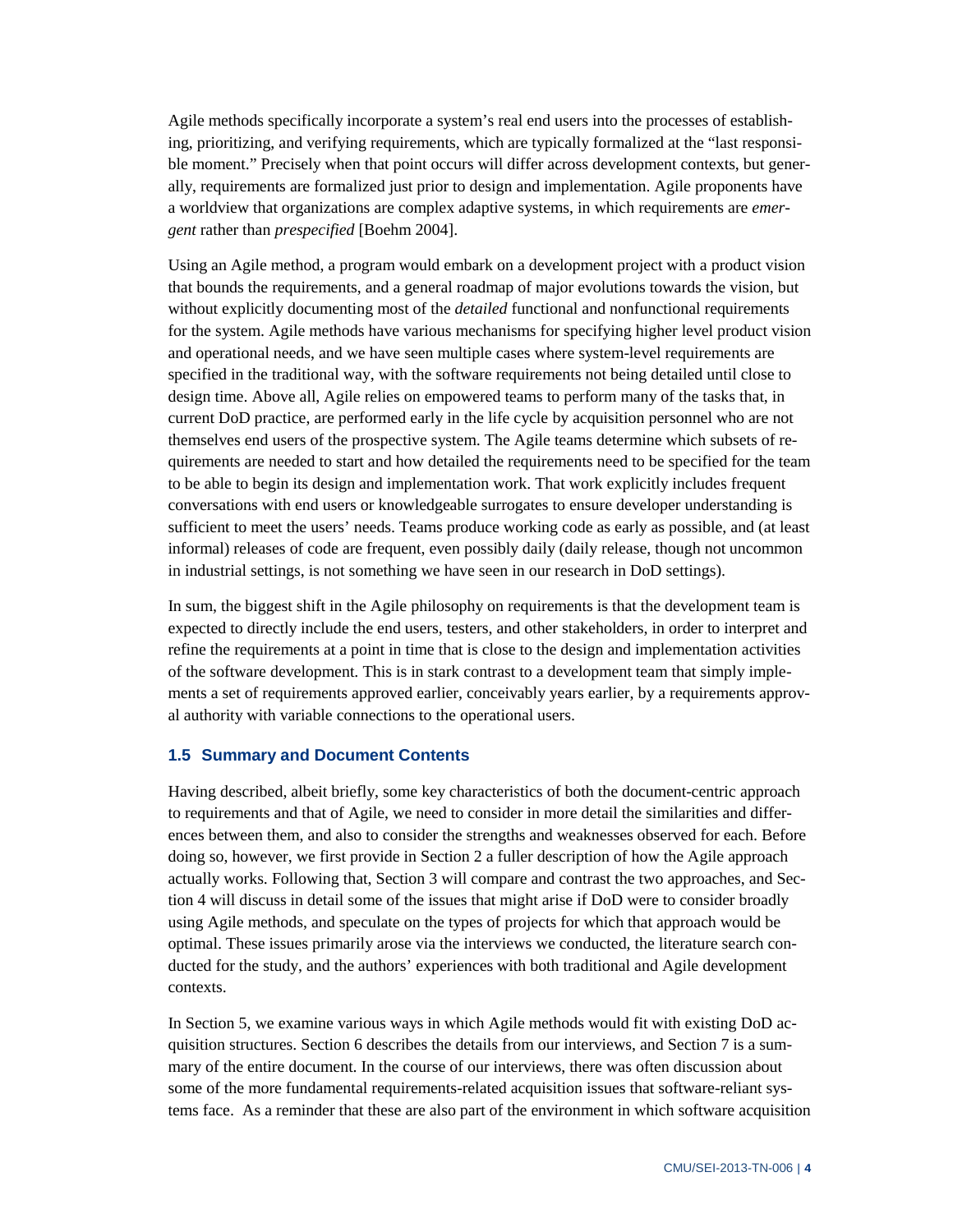Agile methods specifically incorporate a system's real end users into the processes of establishing, prioritizing, and verifying requirements, which are typically formalized at the "last responsible moment." Precisely when that point occurs will differ across development contexts, but generally, requirements are formalized just prior to design and implementation. Agile proponents have a worldview that organizations are complex adaptive systems, in which requirements are *emergent* rather than *prespecified* [Boehm 2004].

Using an Agile method, a program would embark on a development project with a product vision that bounds the requirements, and a general roadmap of major evolutions towards the vision, but without explicitly documenting most of the *detailed* functional and nonfunctional requirements for the system. Agile methods have various mechanisms for specifying higher level product vision and operational needs, and we have seen multiple cases where system-level requirements are specified in the traditional way, with the software requirements not being detailed until close to design time. Above all, Agile relies on empowered teams to perform many of the tasks that, in current DoD practice, are performed early in the life cycle by acquisition personnel who are not themselves end users of the prospective system. The Agile teams determine which subsets of requirements are needed to start and how detailed the requirements need to be specified for the team to be able to begin its design and implementation work. That work explicitly includes frequent conversations with end users or knowledgeable surrogates to ensure developer understanding is sufficient to meet the users' needs. Teams produce working code as early as possible, and (at least informal) releases of code are frequent, even possibly daily (daily release, though not uncommon in industrial settings, is not something we have seen in our research in DoD settings).

In sum, the biggest shift in the Agile philosophy on requirements is that the development team is expected to directly include the end users, testers, and other stakeholders, in order to interpret and refine the requirements at a point in time that is close to the design and implementation activities of the software development. This is in stark contrast to a development team that simply implements a set of requirements approved earlier, conceivably years earlier, by a requirements approval authority with variable connections to the operational users.

### 1.5 Summary and Document Contents

Having described, albeit briefly, some key characteristics of both the document-centric approach to requirements and that of Agile, we need to consider in more detail the similarities and differences between them, and also to consider the strengths and weaknesses observed for each. Before doing so, however, we first provide in Section 2 a fuller description of how the Agile approach actually works. Following that, Section 3 will compare and contrast the two approaches, and Section 4 will discuss in detail some of the issues that might arise if DoD were to consider broadly using Agile methods, and speculate on the types of projects for which that approach would be optimal. These issues primarily arose via the interviews we conducted, the literature search conducted for the study, and the authors' experiences with both traditional and Agile development contexts.

In Section 5, we examine various ways in which Agile methods would fit with existing DoD acquisition structures. Section 6 describes the details from our interviews, and Section 7 is a summary of the entire document. In the course of our interviews, there was often discussion about some of the more fundamental requirements-related acquisition issues that software-reliant systems face. As a reminder that these are also part of the environment in which software acquisition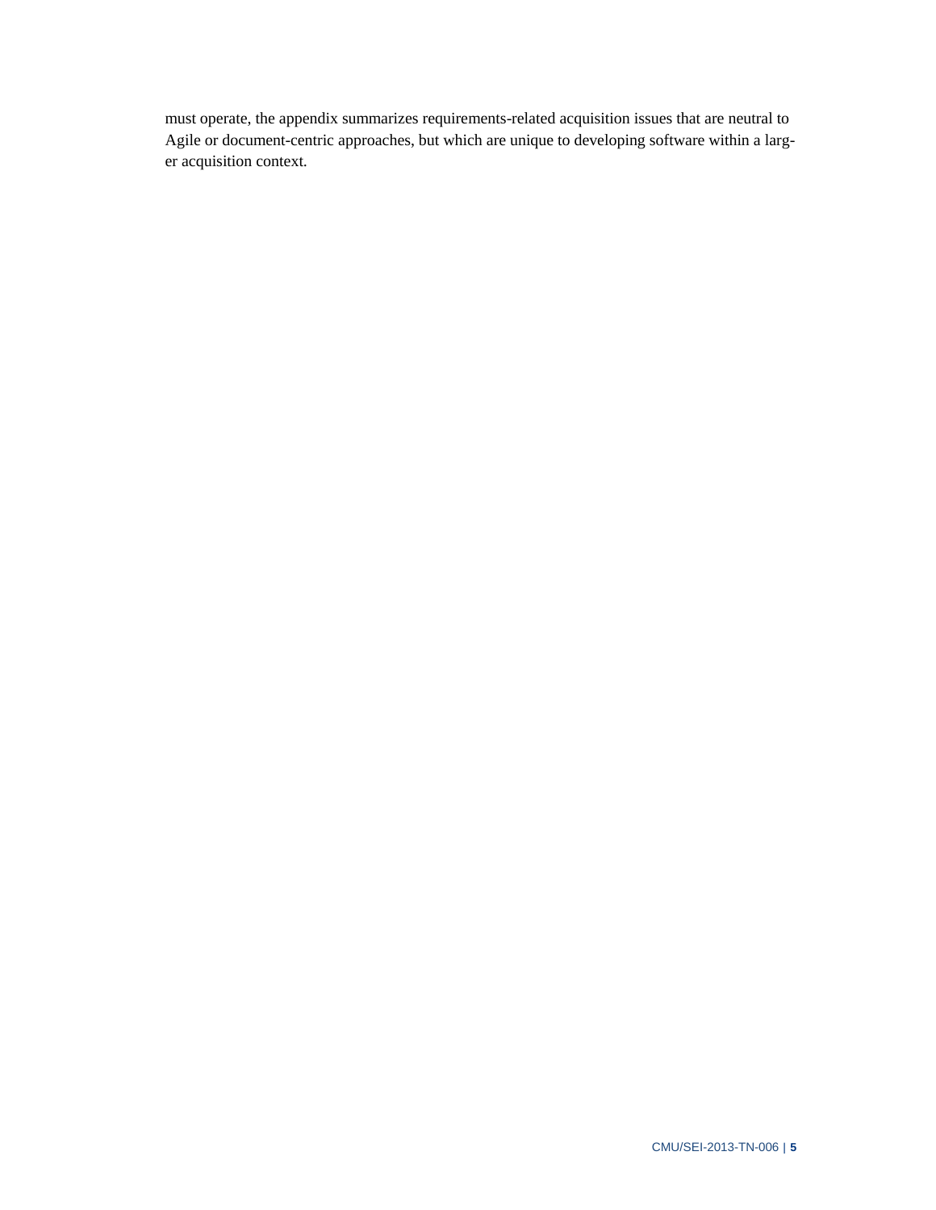must operate, the appendix summarizes requirements-related acquisition issues that are neutral to Agile or document-centric approaches, but which are unique to developing software within a larger acquisition context.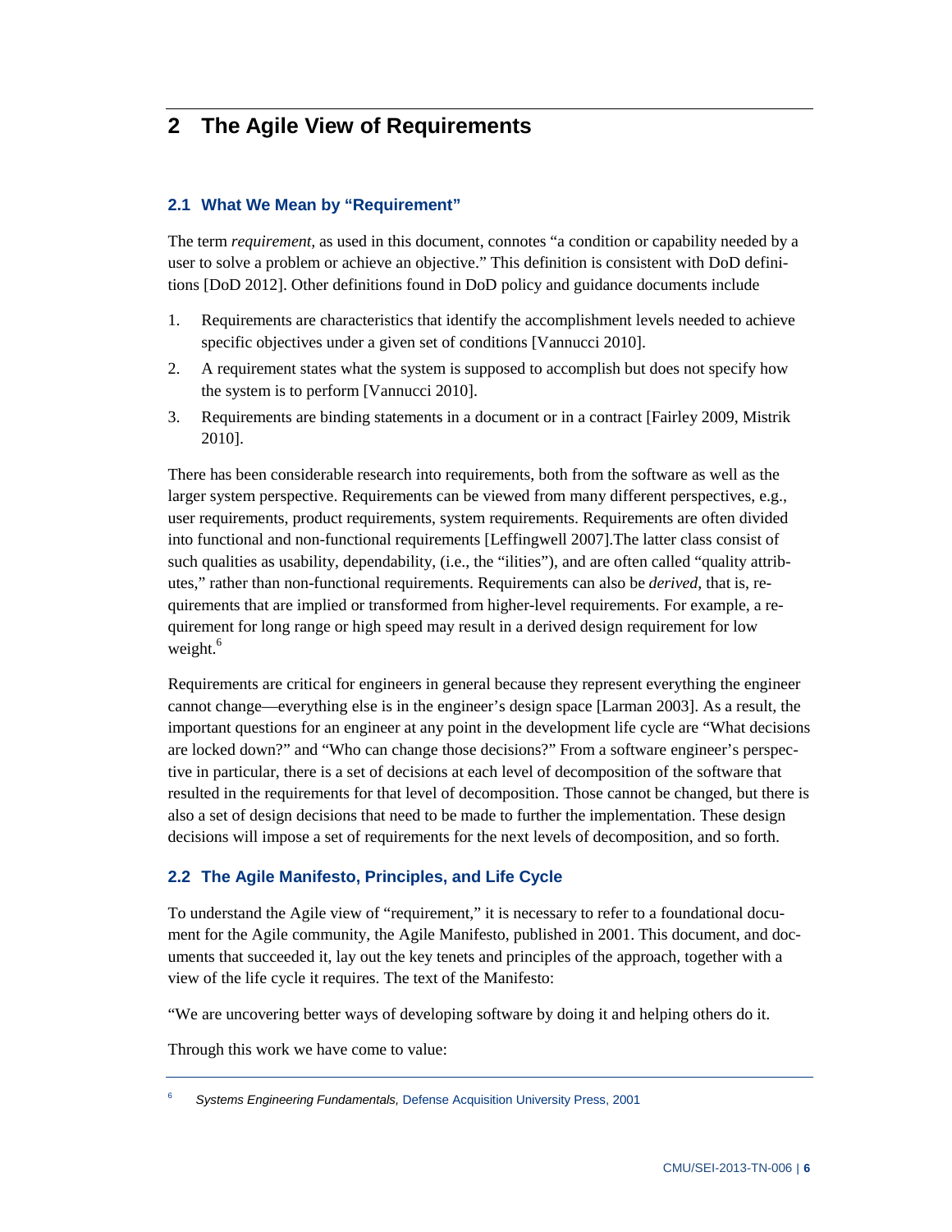# 2 The Agile View of Requirements

## 2.1 What We Mean by "Requirement"

The term *requirement*, as used in this document, connotes "a condition or capability needed by a user to solve a problem or achieve an objective." This definition is consistent with DoD definitions [DoD 2012]. Other definitions found in DoD policy and guidance documents include

1. Requirements are characteristics that identify the accomplishment levels needed to achieve specific objectives under a given set of conditions [Vannucci 2010].
2. A requirement states what the system is supposed to accomplish but does not specify how the system is to perform [Vannucci 2010].
3. Requirements are binding statements in a document or in a contract [Fairley 2009, Mistrik 2010].

There has been considerable research into requirements, both from the software as well as the larger system perspective. Requirements can be viewed from many different perspectives, e.g., user requirements, product requirements, system requirements. Requirements are often divided into functional and non-functional requirements [Leffingwell 2007].The latter class consist of such qualities as usability, dependability, (i.e., the "ilities"), and are often called "quality attributes," rather than non-functional requirements. Requirements can also be *derived*, that is, requirements that are implied or transformed from higher-level requirements. For example, a requirement for long range or high speed may result in a derived design requirement for low weight.[6]

Requirements are critical for engineers in general because they represent everything the engineer cannot change—everything else is in the engineer's design space [Larman 2003]. As a result, the important questions for an engineer at any point in the development life cycle are "What decisions are locked down?" and "Who can change those decisions?" From a software engineer's perspective in particular, there is a set of decisions at each level of decomposition of the software that resulted in the requirements for that level of decomposition. Those cannot be changed, but there is also a set of design decisions that need to be made to further the implementation. These design decisions will impose a set of requirements for the next levels of decomposition, and so forth.

## 2.2 The Agile Manifesto, Principles, and Life Cycle

To understand the Agile view of "requirement," it is necessary to refer to a foundational document for the Agile community, the Agile Manifesto, published in 2001. This document, and documents that succeeded it, lay out the key tenets and principles of the approach, together with a view of the life cycle it requires. The text of the Manifesto:

"We are uncovering better ways of developing software by doing it and helping others do it.

Through this work we have come to value:

---

[6] *Systems Engineering Fundamentals,* Defense Acquisition University Press, 2001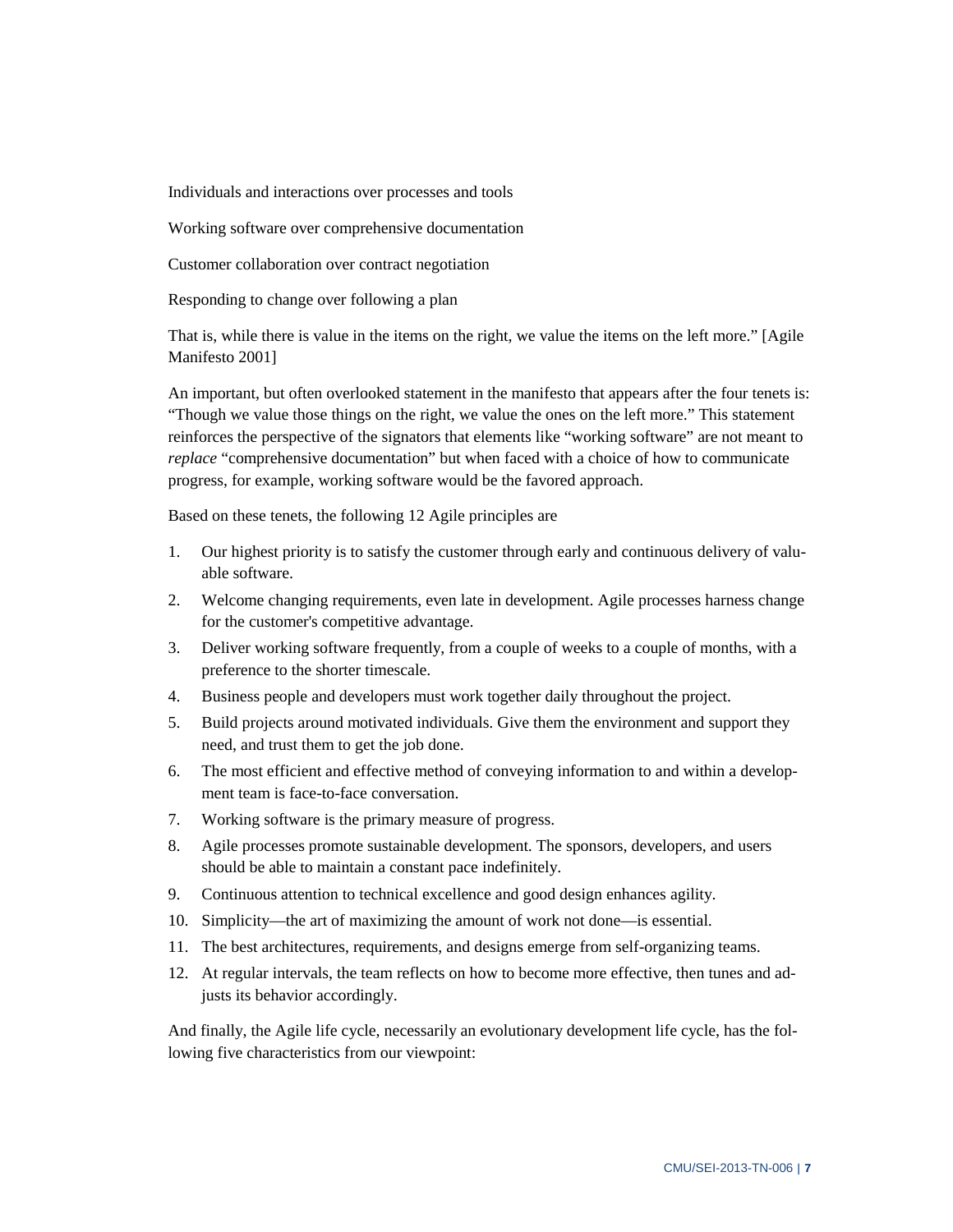Individuals and interactions over processes and tools

Working software over comprehensive documentation

Customer collaboration over contract negotiation

Responding to change over following a plan

That is, while there is value in the items on the right, we value the items on the left more." [Agile Manifesto 2001]

An important, but often overlooked statement in the manifesto that appears after the four tenets is: "Though we value those things on the right, we value the ones on the left more." This statement reinforces the perspective of the signators that elements like "working software" are not meant to *replace* "comprehensive documentation" but when faced with a choice of how to communicate progress, for example, working software would be the favored approach.

Based on these tenets, the following 12 Agile principles are

1. Our highest priority is to satisfy the customer through early and continuous delivery of valuable software.
2. Welcome changing requirements, even late in development. Agile processes harness change for the customer's competitive advantage.
3. Deliver working software frequently, from a couple of weeks to a couple of months, with a preference to the shorter timescale.
4. Business people and developers must work together daily throughout the project.
5. Build projects around motivated individuals. Give them the environment and support they need, and trust them to get the job done.
6. The most efficient and effective method of conveying information to and within a development team is face-to-face conversation.
7. Working software is the primary measure of progress.
8. Agile processes promote sustainable development. The sponsors, developers, and users should be able to maintain a constant pace indefinitely.
9. Continuous attention to technical excellence and good design enhances agility.
10. Simplicity—the art of maximizing the amount of work not done—is essential.
11. The best architectures, requirements, and designs emerge from self-organizing teams.
12. At regular intervals, the team reflects on how to become more effective, then tunes and adjusts its behavior accordingly.

And finally, the Agile life cycle, necessarily an evolutionary development life cycle, has the following five characteristics from our viewpoint: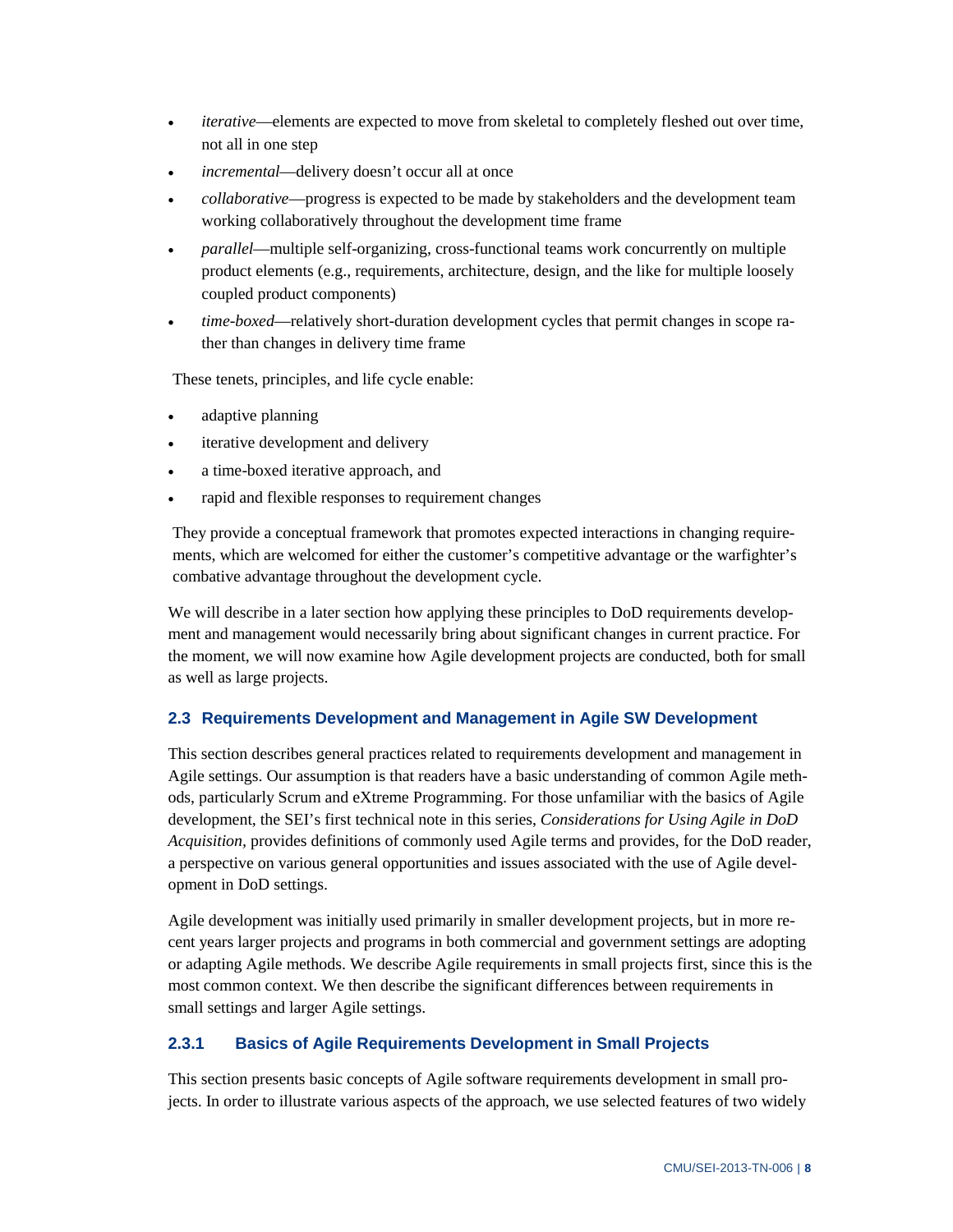- *iterative*—elements are expected to move from skeletal to completely fleshed out over time, not all in one step
- *incremental*—delivery doesn't occur all at once
- *collaborative*—progress is expected to be made by stakeholders and the development team working collaboratively throughout the development time frame
- *parallel*—multiple self-organizing, cross-functional teams work concurrently on multiple product elements (e.g., requirements, architecture, design, and the like for multiple loosely coupled product components)
- *time-boxed*—relatively short-duration development cycles that permit changes in scope rather than changes in delivery time frame

These tenets, principles, and life cycle enable:

- adaptive planning
- iterative development and delivery
- a time-boxed iterative approach, and
- rapid and flexible responses to requirement changes

They provide a conceptual framework that promotes expected interactions in changing requirements, which are welcomed for either the customer's competitive advantage or the warfighter's combative advantage throughout the development cycle.

We will describe in a later section how applying these principles to DoD requirements development and management would necessarily bring about significant changes in current practice. For the moment, we will now examine how Agile development projects are conducted, both for small as well as large projects.

### 2.3 Requirements Development and Management in Agile SW Development

This section describes general practices related to requirements development and management in Agile settings. Our assumption is that readers have a basic understanding of common Agile methods, particularly Scrum and eXtreme Programming. For those unfamiliar with the basics of Agile development, the SEI's first technical note in this series, *Considerations for Using Agile in DoD Acquisition*, provides definitions of commonly used Agile terms and provides, for the DoD reader, a perspective on various general opportunities and issues associated with the use of Agile development in DoD settings.

Agile development was initially used primarily in smaller development projects, but in more recent years larger projects and programs in both commercial and government settings are adopting or adapting Agile methods. We describe Agile requirements in small projects first, since this is the most common context. We then describe the significant differences between requirements in small settings and larger Agile settings.

#### 2.3.1 Basics of Agile Requirements Development in Small Projects

This section presents basic concepts of Agile software requirements development in small projects. In order to illustrate various aspects of the approach, we use selected features of two widely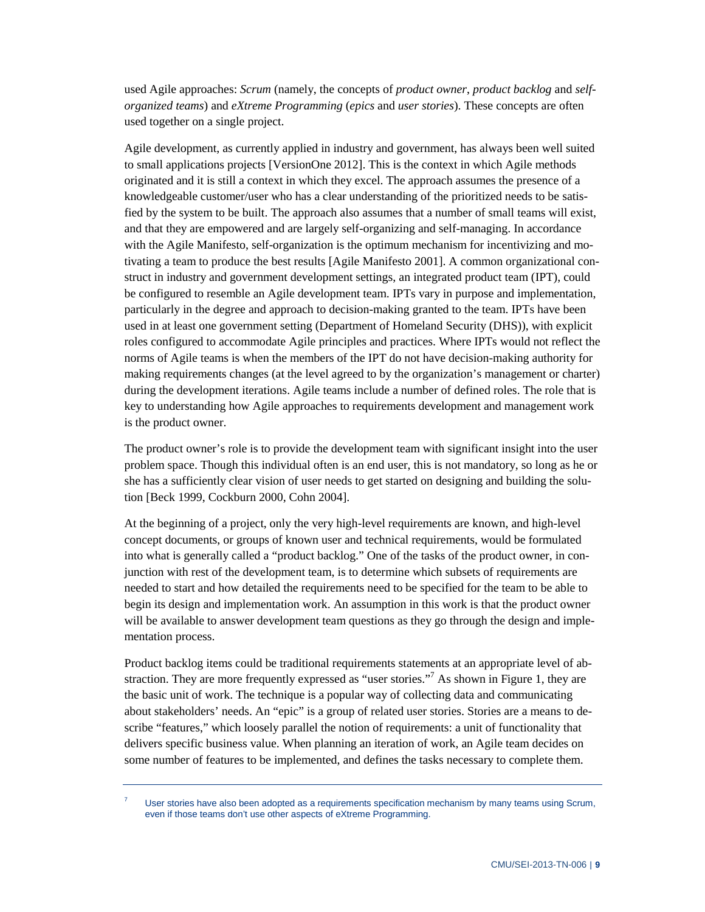used Agile approaches: *Scrum* (namely, the concepts of *product owner*, *product backlog* and *self-organized teams*) and *eXtreme Programming* (*epics* and *user stories*). These concepts are often used together on a single project.

Agile development, as currently applied in industry and government, has always been well suited to small applications projects [VersionOne 2012]. This is the context in which Agile methods originated and it is still a context in which they excel. The approach assumes the presence of a knowledgeable customer/user who has a clear understanding of the prioritized needs to be satisfied by the system to be built. The approach also assumes that a number of small teams will exist, and that they are empowered and are largely self-organizing and self-managing. In accordance with the Agile Manifesto, self-organization is the optimum mechanism for incentivizing and motivating a team to produce the best results [Agile Manifesto 2001]. A common organizational construct in industry and government development settings, an integrated product team (IPT), could be configured to resemble an Agile development team. IPTs vary in purpose and implementation, particularly in the degree and approach to decision-making granted to the team. IPTs have been used in at least one government setting (Department of Homeland Security (DHS)), with explicit roles configured to accommodate Agile principles and practices. Where IPTs would not reflect the norms of Agile teams is when the members of the IPT do not have decision-making authority for making requirements changes (at the level agreed to by the organization's management or charter) during the development iterations. Agile teams include a number of defined roles. The role that is key to understanding how Agile approaches to requirements development and management work is the product owner.

The product owner's role is to provide the development team with significant insight into the user problem space. Though this individual often is an end user, this is not mandatory, so long as he or she has a sufficiently clear vision of user needs to get started on designing and building the solution [Beck 1999, Cockburn 2000, Cohn 2004].

At the beginning of a project, only the very high-level requirements are known, and high-level concept documents, or groups of known user and technical requirements, would be formulated into what is generally called a "product backlog." One of the tasks of the product owner, in conjunction with rest of the development team, is to determine which subsets of requirements are needed to start and how detailed the requirements need to be specified for the team to be able to begin its design and implementation work. An assumption in this work is that the product owner will be available to answer development team questions as they go through the design and implementation process.

Product backlog items could be traditional requirements statements at an appropriate level of abstraction. They are more frequently expressed as "user stories."[7] As shown in Figure 1, they are the basic unit of work. The technique is a popular way of collecting data and communicating about stakeholders' needs. An "epic" is a group of related user stories. Stories are a means to describe "features," which loosely parallel the notion of requirements: a unit of functionality that delivers specific business value. When planning an iteration of work, an Agile team decides on some number of features to be implemented, and defines the tasks necessary to complete them.

---

[7] User stories have also been adopted as a requirements specification mechanism by many teams using Scrum, even if those teams don't use other aspects of eXtreme Programming.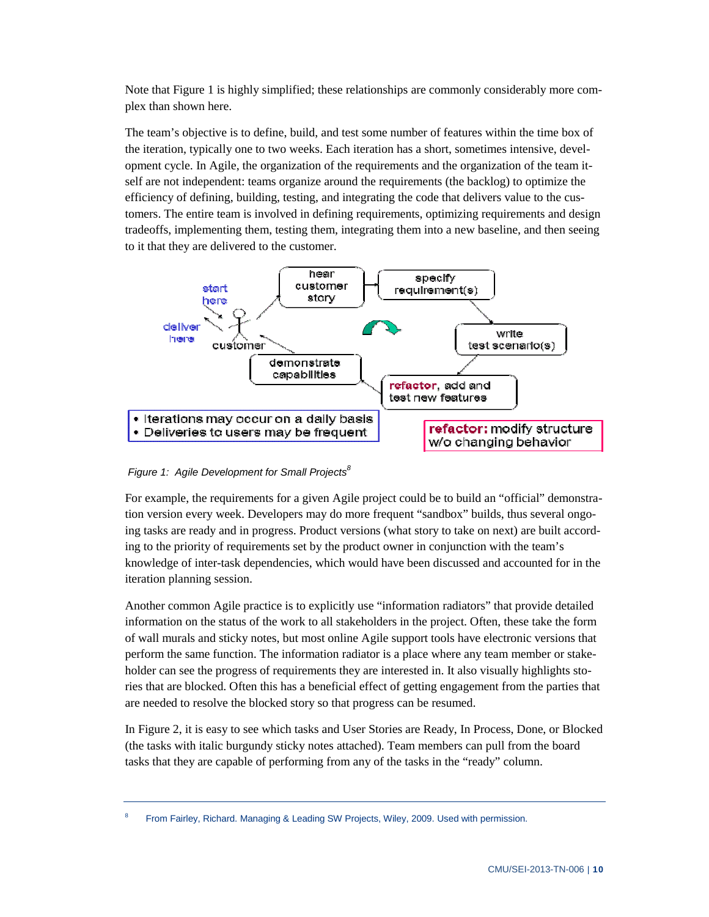Note that Figure 1 is highly simplified; these relationships are commonly considerably more complex than shown here.

The team's objective is to define, build, and test some number of features within the time box of the iteration, typically one to two weeks. Each iteration has a short, sometimes intensive, development cycle. In Agile, the organization of the requirements and the organization of the team itself are not independent: teams organize around the requirements (the backlog) to optimize the efficiency of defining, building, testing, and integrating the code that delivers value to the customers. The entire team is involved in defining requirements, optimizing requirements and design tradeoffs, implementing them, testing them, integrating them into a new baseline, and then seeing to it that they are delivered to the customer.

start here

deliver here

customer

hear customer story

specify requirement(s)

write test scenario(s)

refactor, add and test new features

demonstrate capabilities

- Iterations may occur on a daily basis
- Deliveries to users may be frequent

refactor: modify structure w/o changing behavior

*Figure 1: Agile Development for Small Projects*[8]

For example, the requirements for a given Agile project could be to build an "official" demonstration version every week. Developers may do more frequent "sandbox" builds, thus several ongoing tasks are ready and in progress. Product versions (what story to take on next) are built according to the priority of requirements set by the product owner in conjunction with the team's knowledge of inter-task dependencies, which would have been discussed and accounted for in the iteration planning session.

Another common Agile practice is to explicitly use "information radiators" that provide detailed information on the status of the work to all stakeholders in the project. Often, these take the form of wall murals and sticky notes, but most online Agile support tools have electronic versions that perform the same function. The information radiator is a place where any team member or stakeholder can see the progress of requirements they are interested in. It also visually highlights stories that are blocked. Often this has a beneficial effect of getting engagement from the parties that are needed to resolve the blocked story so that progress can be resumed.

In Figure 2, it is easy to see which tasks and User Stories are Ready, In Process, Done, or Blocked (the tasks with italic burgundy sticky notes attached). Team members can pull from the board tasks that they are capable of performing from any of the tasks in the "ready" column.

---

[8] From Fairley, Richard. Managing & Leading SW Projects, Wiley, 2009. Used with permission.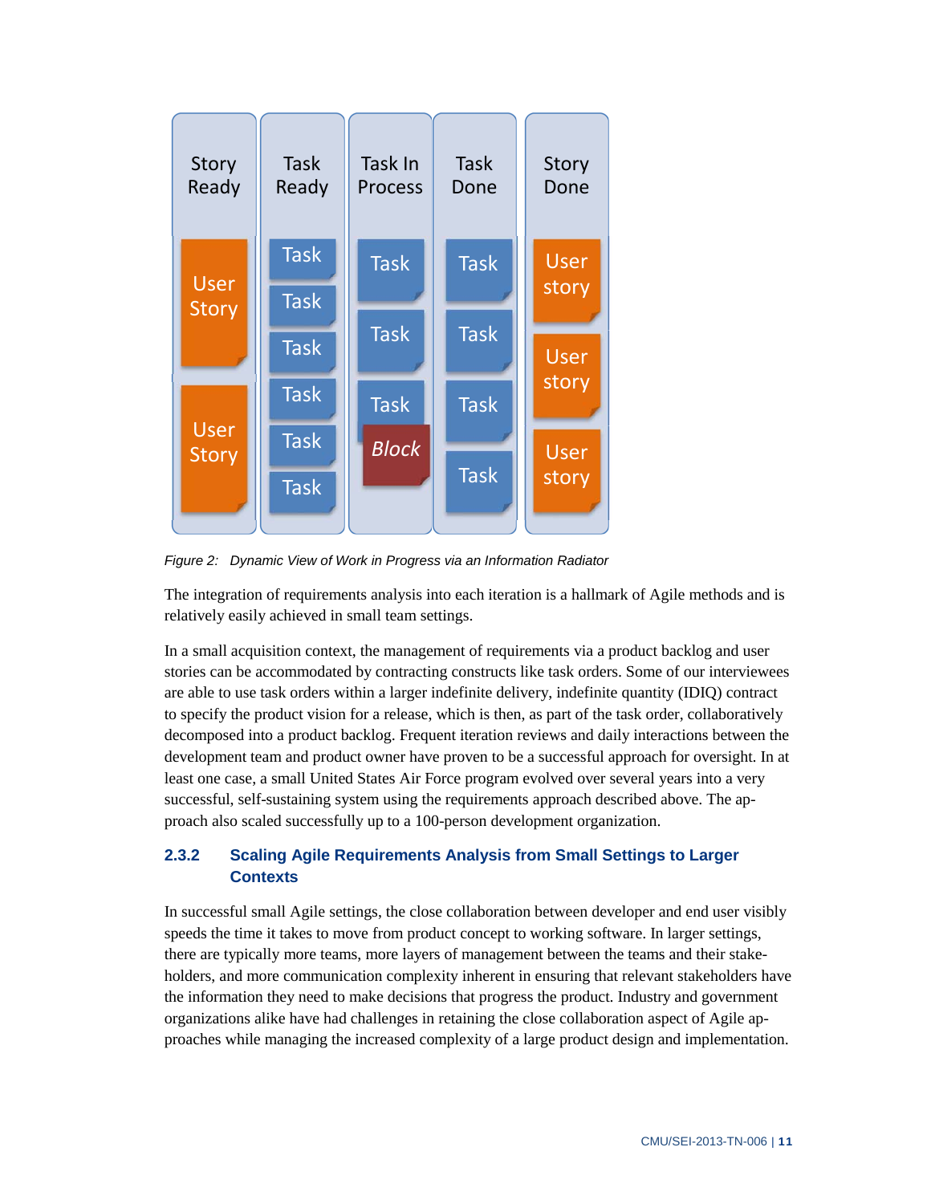*Figure 2: Dynamic View of Work in Progress via an Information Radiator*

The integration of requirements analysis into each iteration is a hallmark of Agile methods and is relatively easily achieved in small team settings.

In a small acquisition context, the management of requirements via a product backlog and user stories can be accommodated by contracting constructs like task orders. Some of our interviewees are able to use task orders within a larger indefinite delivery, indefinite quantity (IDIQ) contract to specify the product vision for a release, which is then, as part of the task order, collaboratively decomposed into a product backlog. Frequent iteration reviews and daily interactions between the development team and product owner have proven to be a successful approach for oversight. In at least one case, a small United States Air Force program evolved over several years into a very successful, self-sustaining system using the requirements approach described above. The approach also scaled successfully up to a 100-person development organization.

### 2.3.2 Scaling Agile Requirements Analysis from Small Settings to Larger Contexts

In successful small Agile settings, the close collaboration between developer and end user visibly speeds the time it takes to move from product concept to working software. In larger settings, there are typically more teams, more layers of management between the teams and their stakeholders, and more communication complexity inherent in ensuring that relevant stakeholders have the information they need to make decisions that progress the product. Industry and government organizations alike have had challenges in retaining the close collaboration aspect of Agile approaches while managing the increased complexity of a large product design and implementation.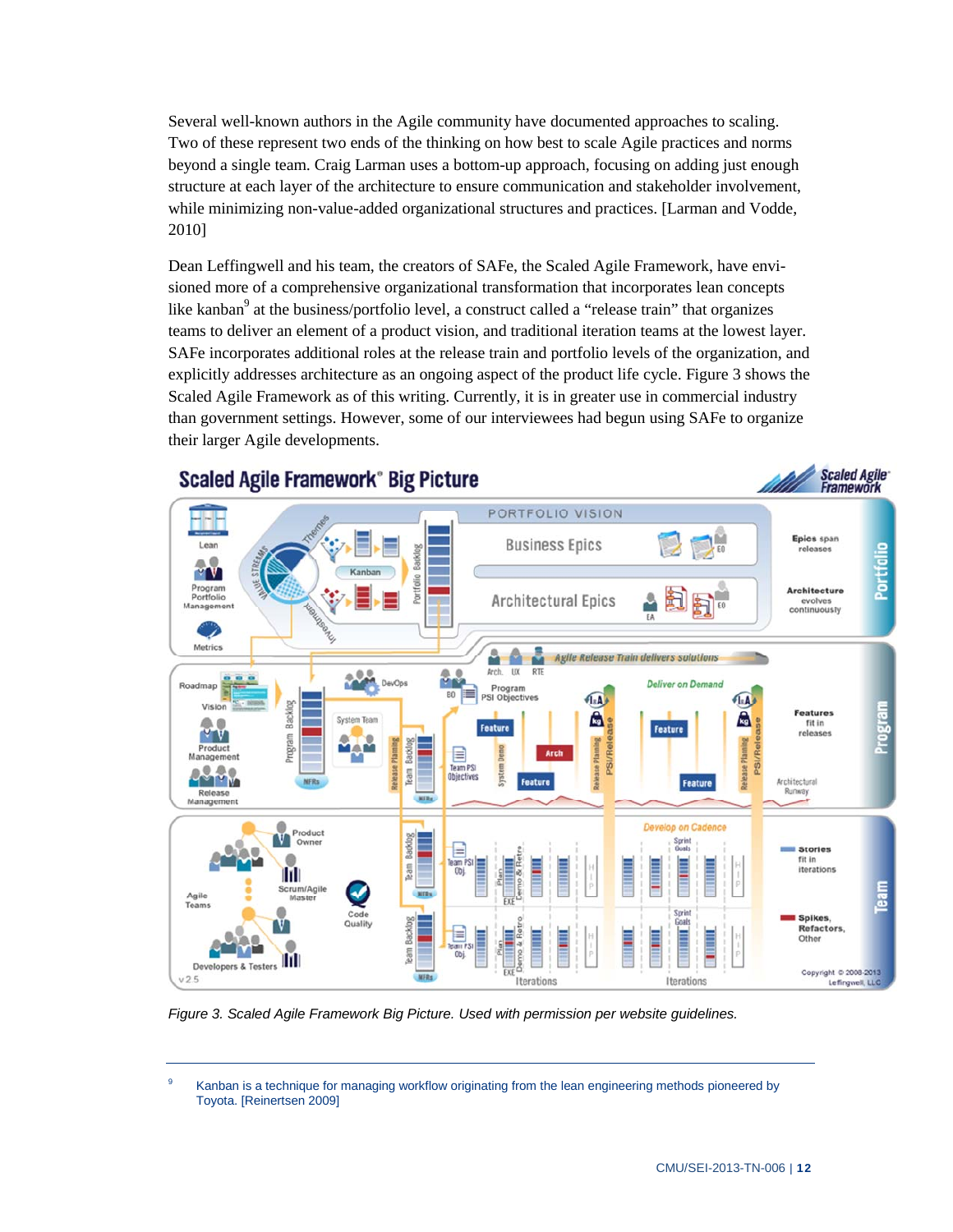Several well-known authors in the Agile community have documented approaches to scaling. Two of these represent two ends of the thinking on how best to scale Agile practices and norms beyond a single team. Craig Larman uses a bottom-up approach, focusing on adding just enough structure at each layer of the architecture to ensure communication and stakeholder involvement, while minimizing non-value-added organizational structures and practices. [Larman and Vodde, 2010]

Dean Leffingwell and his team, the creators of SAFe, the Scaled Agile Framework, have envisioned more of a comprehensive organizational transformation that incorporates lean concepts like kanban[9] at the business/portfolio level, a construct called a "release train" that organizes teams to deliver an element of a product vision, and traditional iteration teams at the lowest layer. SAFe incorporates additional roles at the release train and portfolio levels of the organization, and explicitly addresses architecture as an ongoing aspect of the product life cycle. Figure 3 shows the Scaled Agile Framework as of this writing. Currently, it is in greater use in commercial industry than government settings. However, some of our interviewees had begun using SAFe to organize their larger Agile developments.

*Figure 3. Scaled Agile Framework Big Picture. Used with permission per website guidelines.*

---

[9] Kanban is a technique for managing workflow originating from the lean engineering methods pioneered by Toyota. [Reinertsen 2009]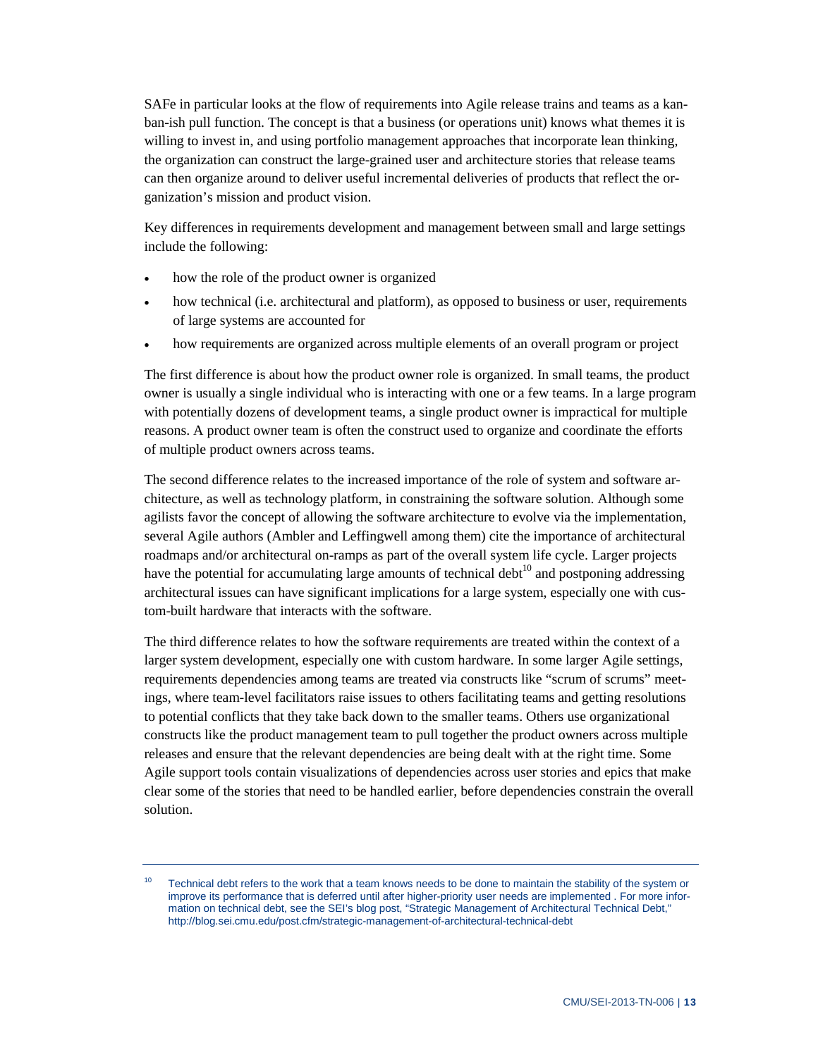SAFe in particular looks at the flow of requirements into Agile release trains and teams as a kanban-ish pull function. The concept is that a business (or operations unit) knows what themes it is willing to invest in, and using portfolio management approaches that incorporate lean thinking, the organization can construct the large-grained user and architecture stories that release teams can then organize around to deliver useful incremental deliveries of products that reflect the organization's mission and product vision.

Key differences in requirements development and management between small and large settings include the following:

- how the role of the product owner is organized
- how technical (i.e. architectural and platform), as opposed to business or user, requirements of large systems are accounted for
- how requirements are organized across multiple elements of an overall program or project

The first difference is about how the product owner role is organized. In small teams, the product owner is usually a single individual who is interacting with one or a few teams. In a large program with potentially dozens of development teams, a single product owner is impractical for multiple reasons. A product owner team is often the construct used to organize and coordinate the efforts of multiple product owners across teams.

The second difference relates to the increased importance of the role of system and software architecture, as well as technology platform, in constraining the software solution. Although some agilists favor the concept of allowing the software architecture to evolve via the implementation, several Agile authors (Ambler and Leffingwell among them) cite the importance of architectural roadmaps and/or architectural on-ramps as part of the overall system life cycle. Larger projects have the potential for accumulating large amounts of technical debt[10] and postponing addressing architectural issues can have significant implications for a large system, especially one with custom-built hardware that interacts with the software.

The third difference relates to how the software requirements are treated within the context of a larger system development, especially one with custom hardware. In some larger Agile settings, requirements dependencies among teams are treated via constructs like "scrum of scrums" meetings, where team-level facilitators raise issues to others facilitating teams and getting resolutions to potential conflicts that they take back down to the smaller teams. Others use organizational constructs like the product management team to pull together the product owners across multiple releases and ensure that the relevant dependencies are being dealt with at the right time. Some Agile support tools contain visualizations of dependencies across user stories and epics that make clear some of the stories that need to be handled earlier, before dependencies constrain the overall solution.

---

[10] Technical debt refers to the work that a team knows needs to be done to maintain the stability of the system or improve its performance that is deferred until after higher-priority user needs are implemented . For more information on technical debt, see the SEI's blog post, "Strategic Management of Architectural Technical Debt," http://blog.sei.cmu.edu/post.cfm/strategic-management-of-architectural-technical-debt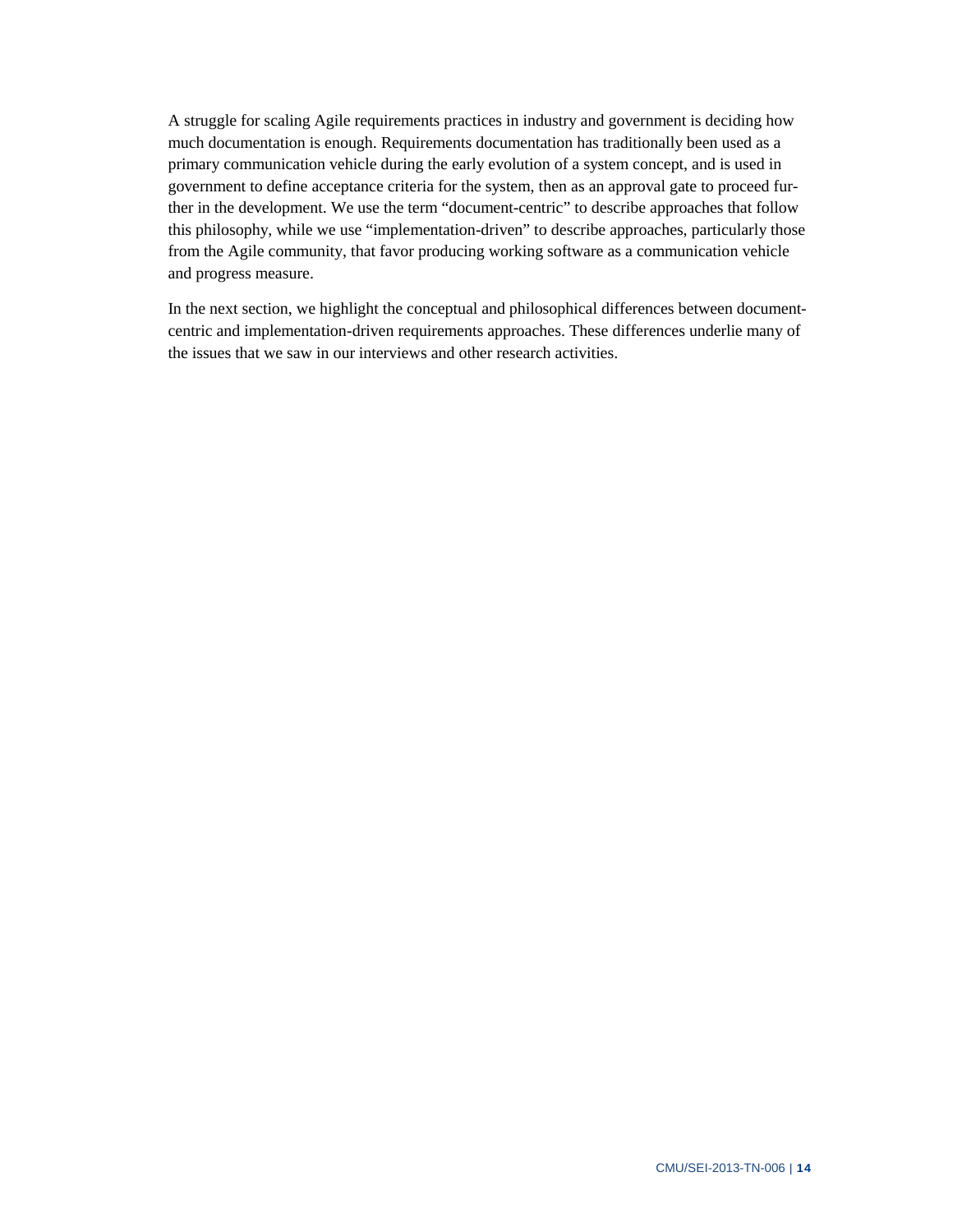A struggle for scaling Agile requirements practices in industry and government is deciding how much documentation is enough. Requirements documentation has traditionally been used as a primary communication vehicle during the early evolution of a system concept, and is used in government to define acceptance criteria for the system, then as an approval gate to proceed further in the development. We use the term "document-centric" to describe approaches that follow this philosophy, while we use "implementation-driven" to describe approaches, particularly those from the Agile community, that favor producing working software as a communication vehicle and progress measure.

In the next section, we highlight the conceptual and philosophical differences between document-centric and implementation-driven requirements approaches. These differences underlie many of the issues that we saw in our interviews and other research activities.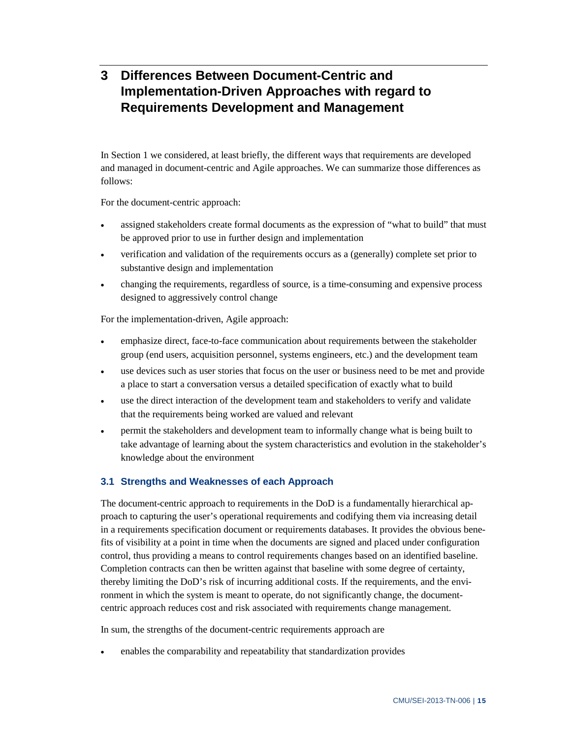# 3 Differences Between Document-Centric and Implementation-Driven Approaches with regard to Requirements Development and Management

In Section 1 we considered, at least briefly, the different ways that requirements are developed and managed in document-centric and Agile approaches. We can summarize those differences as follows:

For the document-centric approach:

- assigned stakeholders create formal documents as the expression of "what to build" that must be approved prior to use in further design and implementation
- verification and validation of the requirements occurs as a (generally) complete set prior to substantive design and implementation
- changing the requirements, regardless of source, is a time-consuming and expensive process designed to aggressively control change

For the implementation-driven, Agile approach:

- emphasize direct, face-to-face communication about requirements between the stakeholder group (end users, acquisition personnel, systems engineers, etc.) and the development team
- use devices such as user stories that focus on the user or business need to be met and provide a place to start a conversation versus a detailed specification of exactly what to build
- use the direct interaction of the development team and stakeholders to verify and validate that the requirements being worked are valued and relevant
- permit the stakeholders and development team to informally change what is being built to take advantage of learning about the system characteristics and evolution in the stakeholder's knowledge about the environment

## 3.1 Strengths and Weaknesses of each Approach

The document-centric approach to requirements in the DoD is a fundamentally hierarchical approach to capturing the user's operational requirements and codifying them via increasing detail in a requirements specification document or requirements databases. It provides the obvious benefits of visibility at a point in time when the documents are signed and placed under configuration control, thus providing a means to control requirements changes based on an identified baseline. Completion contracts can then be written against that baseline with some degree of certainty, thereby limiting the DoD's risk of incurring additional costs. If the requirements, and the environment in which the system is meant to operate, do not significantly change, the document-centric approach reduces cost and risk associated with requirements change management.

In sum, the strengths of the document-centric requirements approach are

- enables the comparability and repeatability that standardization provides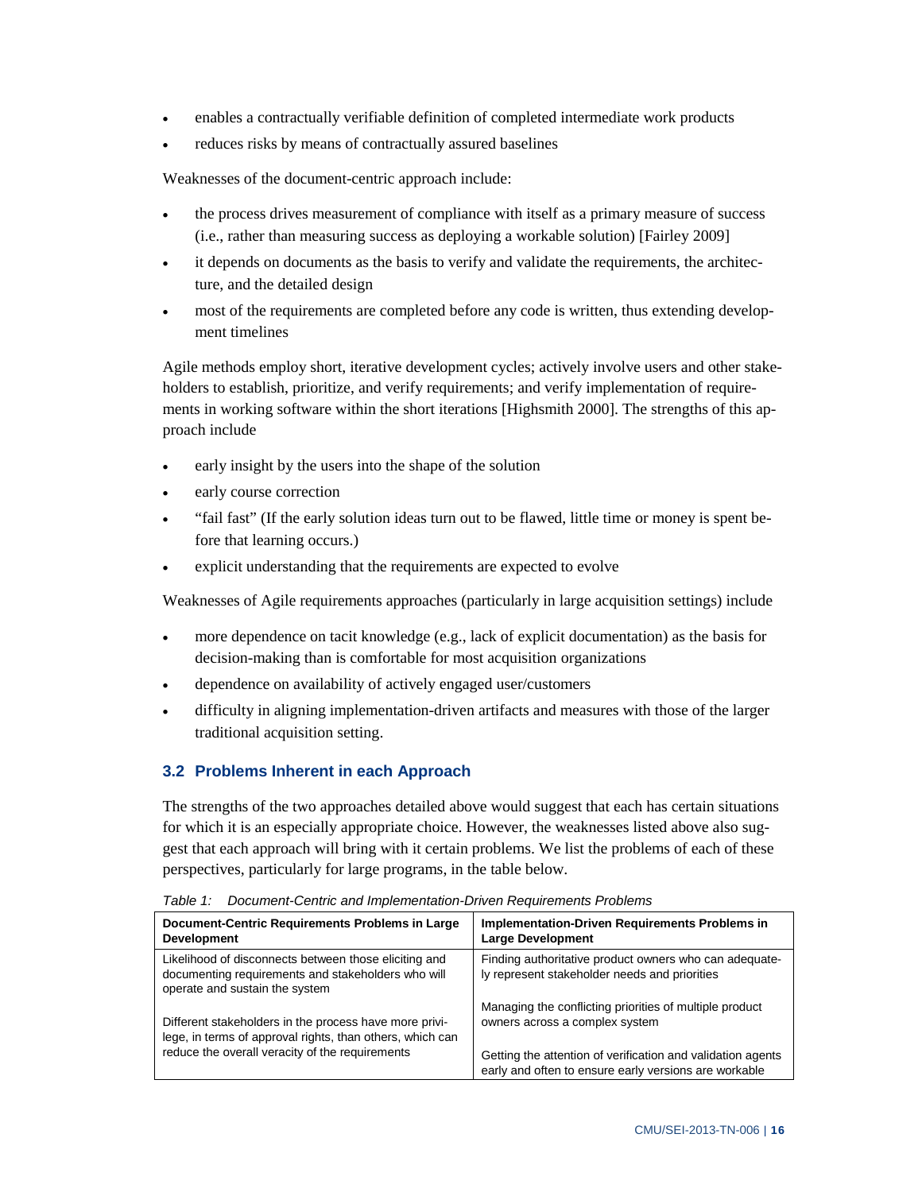- enables a contractually verifiable definition of completed intermediate work products
- reduces risks by means of contractually assured baselines

Weaknesses of the document-centric approach include:

- the process drives measurement of compliance with itself as a primary measure of success (i.e., rather than measuring success as deploying a workable solution) [Fairley 2009]
- it depends on documents as the basis to verify and validate the requirements, the architecture, and the detailed design
- most of the requirements are completed before any code is written, thus extending development timelines

Agile methods employ short, iterative development cycles; actively involve users and other stakeholders to establish, prioritize, and verify requirements; and verify implementation of requirements in working software within the short iterations [Highsmith 2000]. The strengths of this approach include

- early insight by the users into the shape of the solution
- early course correction
- "fail fast" (If the early solution ideas turn out to be flawed, little time or money is spent before that learning occurs.)
- explicit understanding that the requirements are expected to evolve

Weaknesses of Agile requirements approaches (particularly in large acquisition settings) include

- more dependence on tacit knowledge (e.g., lack of explicit documentation) as the basis for decision-making than is comfortable for most acquisition organizations
- dependence on availability of actively engaged user/customers
- difficulty in aligning implementation-driven artifacts and measures with those of the larger traditional acquisition setting.

## 3.2 Problems Inherent in each Approach

The strengths of the two approaches detailed above would suggest that each has certain situations for which it is an especially appropriate choice. However, the weaknesses listed above also suggest that each approach will bring with it certain problems. We list the problems of each of these perspectives, particularly for large programs, in the table below.

*Table 1: Document-Centric and Implementation-Driven Requirements Problems*

| Document-Centric Requirements Problems in Large Development | Implementation-Driven Requirements Problems in Large Development |
|---|---|
| Likelihood of disconnects between those eliciting and documenting requirements and stakeholders who will operate and sustain the system | Finding authoritative product owners who can adequately represent stakeholder needs and priorities |
| Different stakeholders in the process have more privilege, in terms of approval rights, than others, which can reduce the overall veracity of the requirements | Managing the conflicting priorities of multiple product owners across a complex system |
| | Getting the attention of verification and validation agents early and often to ensure early versions are workable |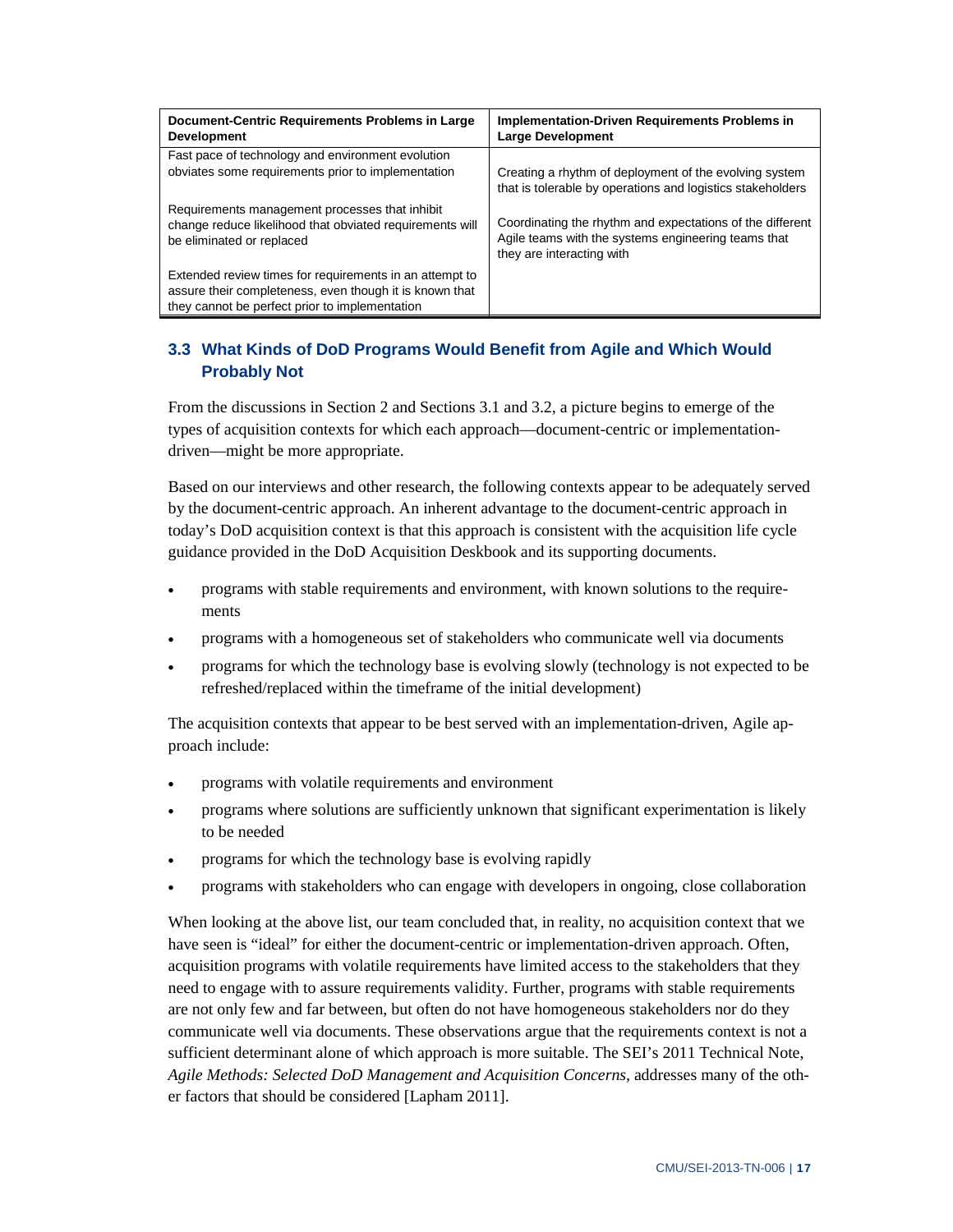| Document-Centric Requirements Problems in Large Development | Implementation-Driven Requirements Problems in Large Development |
|---|---|
| Fast pace of technology and environment evolution obviates some requirements prior to implementation | Creating a rhythm of deployment of the evolving system that is tolerable by operations and logistics stakeholders |
| Requirements management processes that inhibit change reduce likelihood that obviated requirements will be eliminated or replaced | Coordinating the rhythm and expectations of the different Agile teams with the systems engineering teams that they are interacting with |
| Extended review times for requirements in an attempt to assure their completeness, even though it is known that they cannot be perfect prior to implementation | |

## 3.3 What Kinds of DoD Programs Would Benefit from Agile and Which Would Probably Not

From the discussions in Section 2 and Sections 3.1 and 3.2, a picture begins to emerge of the types of acquisition contexts for which each approach—document-centric or implementation-driven—might be more appropriate.

Based on our interviews and other research, the following contexts appear to be adequately served by the document-centric approach. An inherent advantage to the document-centric approach in today's DoD acquisition context is that this approach is consistent with the acquisition life cycle guidance provided in the DoD Acquisition Deskbook and its supporting documents.

- programs with stable requirements and environment, with known solutions to the requirements
- programs with a homogeneous set of stakeholders who communicate well via documents
- programs for which the technology base is evolving slowly (technology is not expected to be refreshed/replaced within the timeframe of the initial development)

The acquisition contexts that appear to be best served with an implementation-driven, Agile approach include:

- programs with volatile requirements and environment
- programs where solutions are sufficiently unknown that significant experimentation is likely to be needed
- programs for which the technology base is evolving rapidly
- programs with stakeholders who can engage with developers in ongoing, close collaboration

When looking at the above list, our team concluded that, in reality, no acquisition context that we have seen is "ideal" for either the document-centric or implementation-driven approach. Often, acquisition programs with volatile requirements have limited access to the stakeholders that they need to engage with to assure requirements validity. Further, programs with stable requirements are not only few and far between, but often do not have homogeneous stakeholders nor do they communicate well via documents. These observations argue that the requirements context is not a sufficient determinant alone of which approach is more suitable. The SEI's 2011 Technical Note, *Agile Methods: Selected DoD Management and Acquisition Concerns*, addresses many of the other factors that should be considered [Lapham 2011].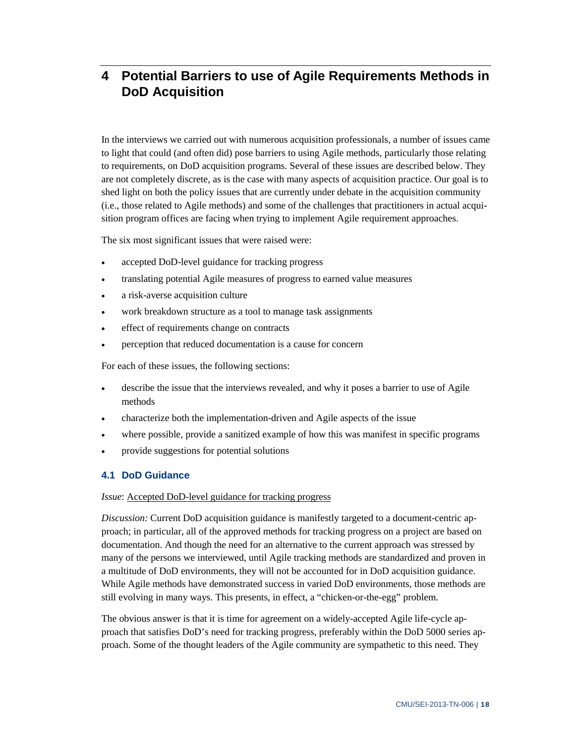# 4 Potential Barriers to use of Agile Requirements Methods in DoD Acquisition

In the interviews we carried out with numerous acquisition professionals, a number of issues came to light that could (and often did) pose barriers to using Agile methods, particularly those relating to requirements, on DoD acquisition programs. Several of these issues are described below. They are not completely discrete, as is the case with many aspects of acquisition practice. Our goal is to shed light on both the policy issues that are currently under debate in the acquisition community (i.e., those related to Agile methods) and some of the challenges that practitioners in actual acquisition program offices are facing when trying to implement Agile requirement approaches.

The six most significant issues that were raised were:

- accepted DoD-level guidance for tracking progress
- translating potential Agile measures of progress to earned value measures
- a risk-averse acquisition culture
- work breakdown structure as a tool to manage task assignments
- effect of requirements change on contracts
- perception that reduced documentation is a cause for concern

For each of these issues, the following sections:

- describe the issue that the interviews revealed, and why it poses a barrier to use of Agile methods
- characterize both the implementation-driven and Agile aspects of the issue
- where possible, provide a sanitized example of how this was manifest in specific programs
- provide suggestions for potential solutions

## 4.1 DoD Guidance

*Issue*: Accepted DoD-level guidance for tracking progress

*Discussion:* Current DoD acquisition guidance is manifestly targeted to a document-centric approach; in particular, all of the approved methods for tracking progress on a project are based on documentation. And though the need for an alternative to the current approach was stressed by many of the persons we interviewed, until Agile tracking methods are standardized and proven in a multitude of DoD environments, they will not be accounted for in DoD acquisition guidance. While Agile methods have demonstrated success in varied DoD environments, those methods are still evolving in many ways. This presents, in effect, a "chicken-or-the-egg" problem.

The obvious answer is that it is time for agreement on a widely-accepted Agile life-cycle approach that satisfies DoD's need for tracking progress, preferably within the DoD 5000 series approach. Some of the thought leaders of the Agile community are sympathetic to this need. They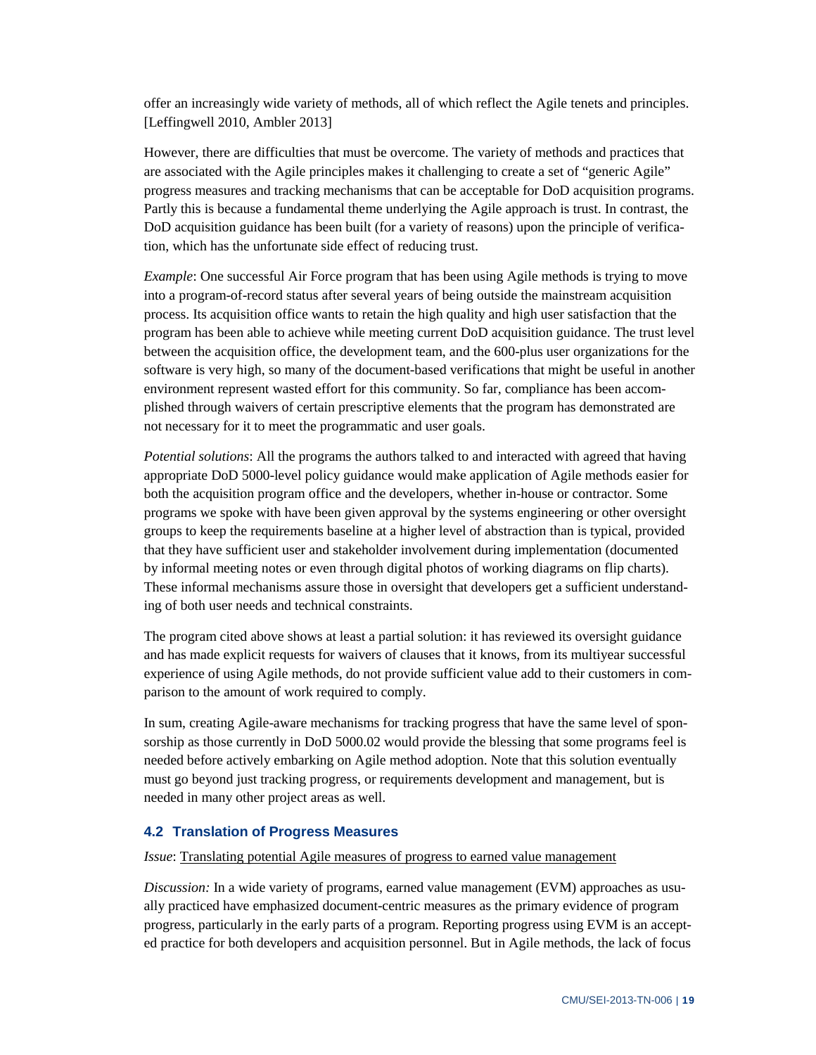offer an increasingly wide variety of methods, all of which reflect the Agile tenets and principles. [Leffingwell 2010, Ambler 2013]

However, there are difficulties that must be overcome. The variety of methods and practices that are associated with the Agile principles makes it challenging to create a set of "generic Agile" progress measures and tracking mechanisms that can be acceptable for DoD acquisition programs. Partly this is because a fundamental theme underlying the Agile approach is trust. In contrast, the DoD acquisition guidance has been built (for a variety of reasons) upon the principle of verification, which has the unfortunate side effect of reducing trust.

*Example*: One successful Air Force program that has been using Agile methods is trying to move into a program-of-record status after several years of being outside the mainstream acquisition process. Its acquisition office wants to retain the high quality and high user satisfaction that the program has been able to achieve while meeting current DoD acquisition guidance. The trust level between the acquisition office, the development team, and the 600-plus user organizations for the software is very high, so many of the document-based verifications that might be useful in another environment represent wasted effort for this community. So far, compliance has been accomplished through waivers of certain prescriptive elements that the program has demonstrated are not necessary for it to meet the programmatic and user goals.

*Potential solutions*: All the programs the authors talked to and interacted with agreed that having appropriate DoD 5000-level policy guidance would make application of Agile methods easier for both the acquisition program office and the developers, whether in-house or contractor. Some programs we spoke with have been given approval by the systems engineering or other oversight groups to keep the requirements baseline at a higher level of abstraction than is typical, provided that they have sufficient user and stakeholder involvement during implementation (documented by informal meeting notes or even through digital photos of working diagrams on flip charts). These informal mechanisms assure those in oversight that developers get a sufficient understanding of both user needs and technical constraints.

The program cited above shows at least a partial solution: it has reviewed its oversight guidance and has made explicit requests for waivers of clauses that it knows, from its multiyear successful experience of using Agile methods, do not provide sufficient value add to their customers in comparison to the amount of work required to comply.

In sum, creating Agile-aware mechanisms for tracking progress that have the same level of sponsorship as those currently in DoD 5000.02 would provide the blessing that some programs feel is needed before actively embarking on Agile method adoption. Note that this solution eventually must go beyond just tracking progress, or requirements development and management, but is needed in many other project areas as well.

### 4.2 Translation of Progress Measures

*Issue*: Translating potential Agile measures of progress to earned value management

*Discussion:* In a wide variety of programs, earned value management (EVM) approaches as usually practiced have emphasized document-centric measures as the primary evidence of program progress, particularly in the early parts of a program. Reporting progress using EVM is an accepted practice for both developers and acquisition personnel. But in Agile methods, the lack of focus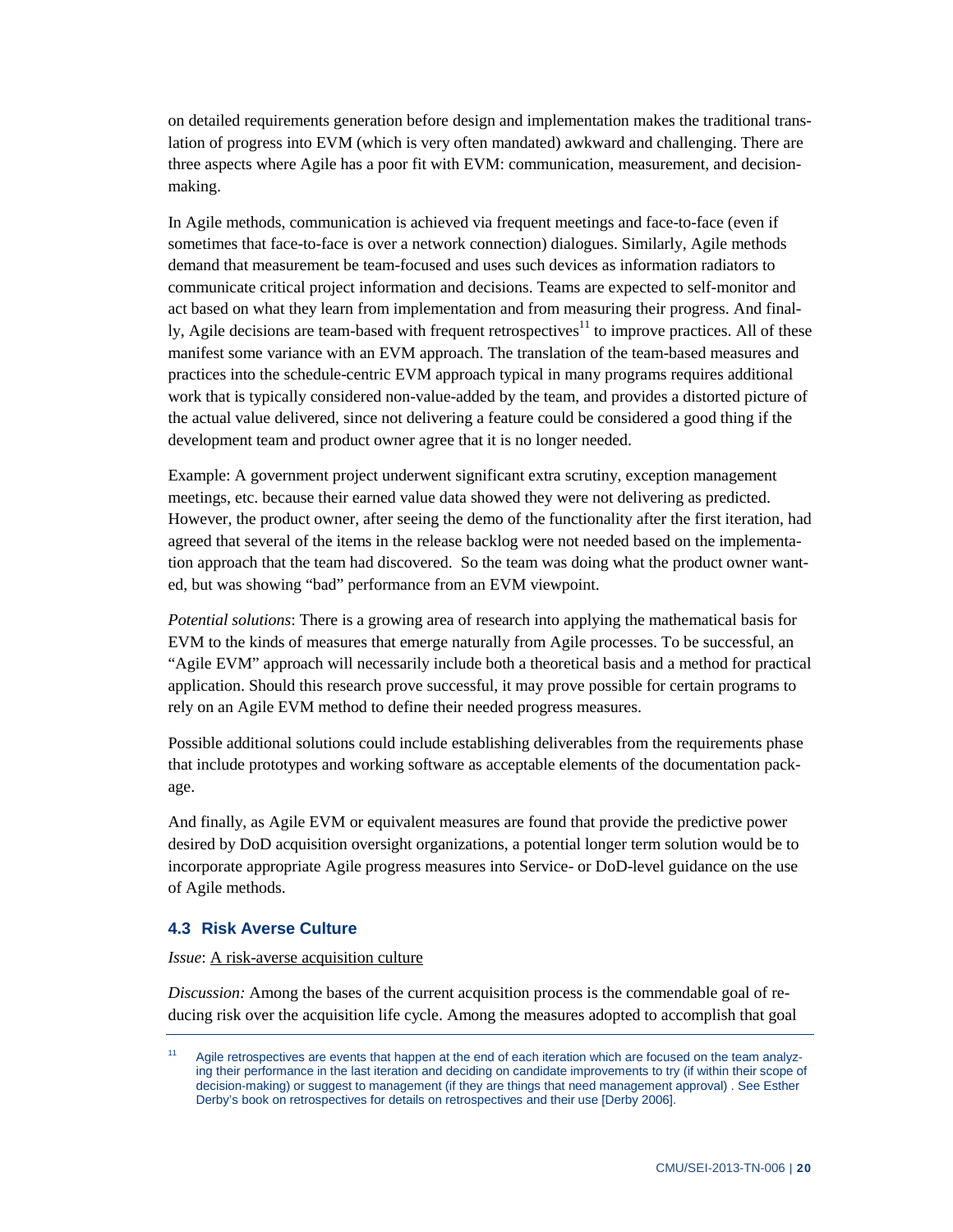on detailed requirements generation before design and implementation makes the traditional translation of progress into EVM (which is very often mandated) awkward and challenging. There are three aspects where Agile has a poor fit with EVM: communication, measurement, and decision-making.

In Agile methods, communication is achieved via frequent meetings and face-to-face (even if sometimes that face-to-face is over a network connection) dialogues. Similarly, Agile methods demand that measurement be team-focused and uses such devices as information radiators to communicate critical project information and decisions. Teams are expected to self-monitor and act based on what they learn from implementation and from measuring their progress. And finally, Agile decisions are team-based with frequent retrospectives[11] to improve practices. All of these manifest some variance with an EVM approach. The translation of the team-based measures and practices into the schedule-centric EVM approach typical in many programs requires additional work that is typically considered non-value-added by the team, and provides a distorted picture of the actual value delivered, since not delivering a feature could be considered a good thing if the development team and product owner agree that it is no longer needed.

Example: A government project underwent significant extra scrutiny, exception management meetings, etc. because their earned value data showed they were not delivering as predicted. However, the product owner, after seeing the demo of the functionality after the first iteration, had agreed that several of the items in the release backlog were not needed based on the implementation approach that the team had discovered. So the team was doing what the product owner wanted, but was showing "bad" performance from an EVM viewpoint.

*Potential solutions*: There is a growing area of research into applying the mathematical basis for EVM to the kinds of measures that emerge naturally from Agile processes. To be successful, an "Agile EVM" approach will necessarily include both a theoretical basis and a method for practical application. Should this research prove successful, it may prove possible for certain programs to rely on an Agile EVM method to define their needed progress measures.

Possible additional solutions could include establishing deliverables from the requirements phase that include prototypes and working software as acceptable elements of the documentation package.

And finally, as Agile EVM or equivalent measures are found that provide the predictive power desired by DoD acquisition oversight organizations, a potential longer term solution would be to incorporate appropriate Agile progress measures into Service- or DoD-level guidance on the use of Agile methods.

### 4.3 Risk Averse Culture

*Issue*: A risk-averse acquisition culture

*Discussion:* Among the bases of the current acquisition process is the commendable goal of reducing risk over the acquisition life cycle. Among the measures adopted to accomplish that goal

---

[11] Agile retrospectives are events that happen at the end of each iteration which are focused on the team analyzing their performance in the last iteration and deciding on candidate improvements to try (if within their scope of decision-making) or suggest to management (if they are things that need management approval) . See Esther Derby's book on retrospectives for details on retrospectives and their use [Derby 2006].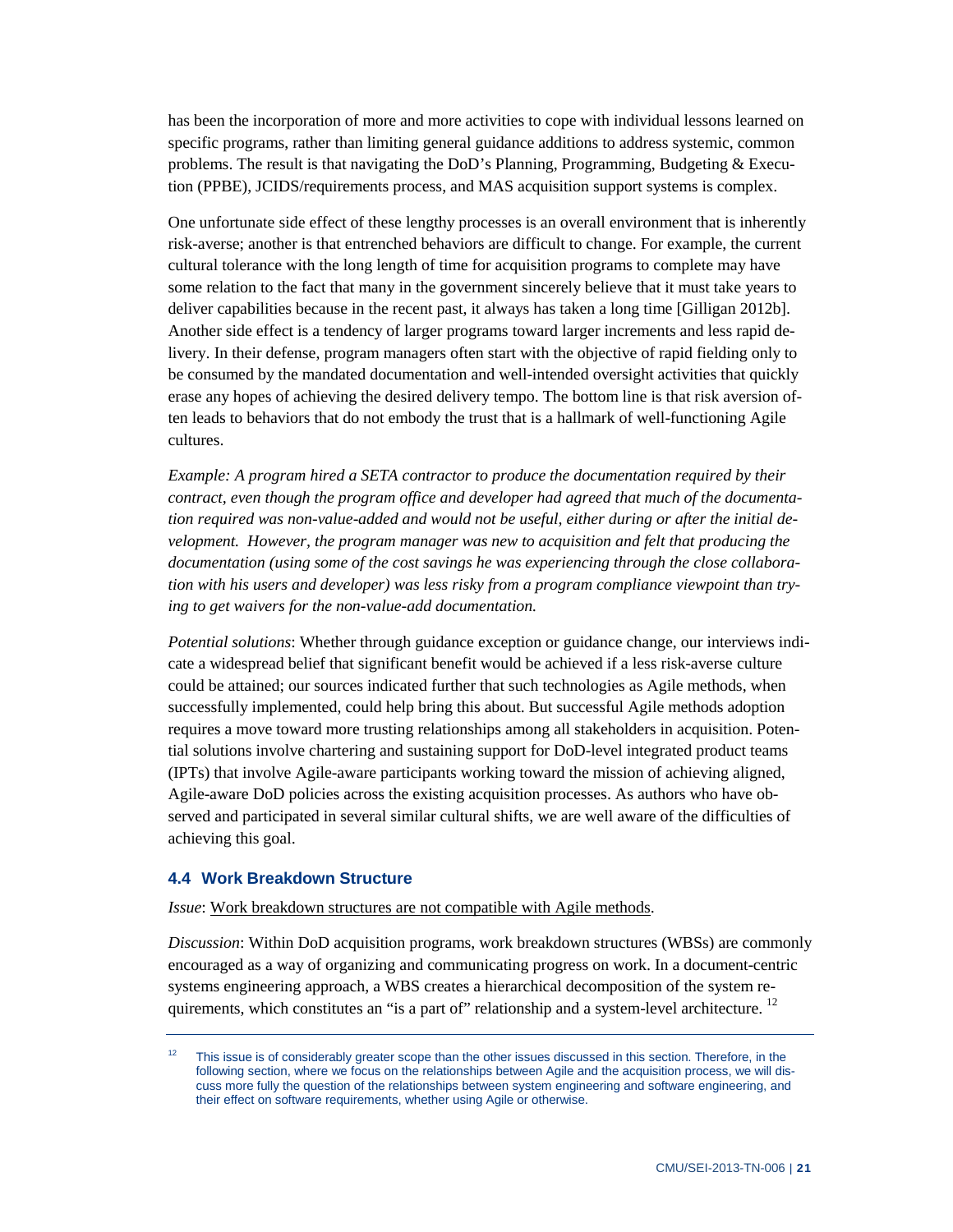has been the incorporation of more and more activities to cope with individual lessons learned on specific programs, rather than limiting general guidance additions to address systemic, common problems. The result is that navigating the DoD's Planning, Programming, Budgeting & Execution (PPBE), JCIDS/requirements process, and MAS acquisition support systems is complex.

One unfortunate side effect of these lengthy processes is an overall environment that is inherently risk-averse; another is that entrenched behaviors are difficult to change. For example, the current cultural tolerance with the long length of time for acquisition programs to complete may have some relation to the fact that many in the government sincerely believe that it must take years to deliver capabilities because in the recent past, it always has taken a long time [Gilligan 2012b]. Another side effect is a tendency of larger programs toward larger increments and less rapid delivery. In their defense, program managers often start with the objective of rapid fielding only to be consumed by the mandated documentation and well-intended oversight activities that quickly erase any hopes of achieving the desired delivery tempo. The bottom line is that risk aversion often leads to behaviors that do not embody the trust that is a hallmark of well-functioning Agile cultures.

*Example: A program hired a SETA contractor to produce the documentation required by their contract, even though the program office and developer had agreed that much of the documentation required was non-value-added and would not be useful, either during or after the initial development. However, the program manager was new to acquisition and felt that producing the documentation (using some of the cost savings he was experiencing through the close collaboration with his users and developer) was less risky from a program compliance viewpoint than trying to get waivers for the non-value-add documentation.*

*Potential solutions*: Whether through guidance exception or guidance change, our interviews indicate a widespread belief that significant benefit would be achieved if a less risk-averse culture could be attained; our sources indicated further that such technologies as Agile methods, when successfully implemented, could help bring this about. But successful Agile methods adoption requires a move toward more trusting relationships among all stakeholders in acquisition. Potential solutions involve chartering and sustaining support for DoD-level integrated product teams (IPTs) that involve Agile-aware participants working toward the mission of achieving aligned, Agile-aware DoD policies across the existing acquisition processes. As authors who have observed and participated in several similar cultural shifts, we are well aware of the difficulties of achieving this goal.

### 4.4 Work Breakdown Structure

*Issue*: Work breakdown structures are not compatible with Agile methods.

*Discussion*: Within DoD acquisition programs, work breakdown structures (WBSs) are commonly encouraged as a way of organizing and communicating progress on work. In a document-centric systems engineering approach, a WBS creates a hierarchical decomposition of the system requirements, which constitutes an "is a part of" relationship and a system-level architecture. [12]

---

[12] This issue is of considerably greater scope than the other issues discussed in this section. Therefore, in the following section, where we focus on the relationships between Agile and the acquisition process, we will discuss more fully the question of the relationships between system engineering and software engineering, and their effect on software requirements, whether using Agile or otherwise.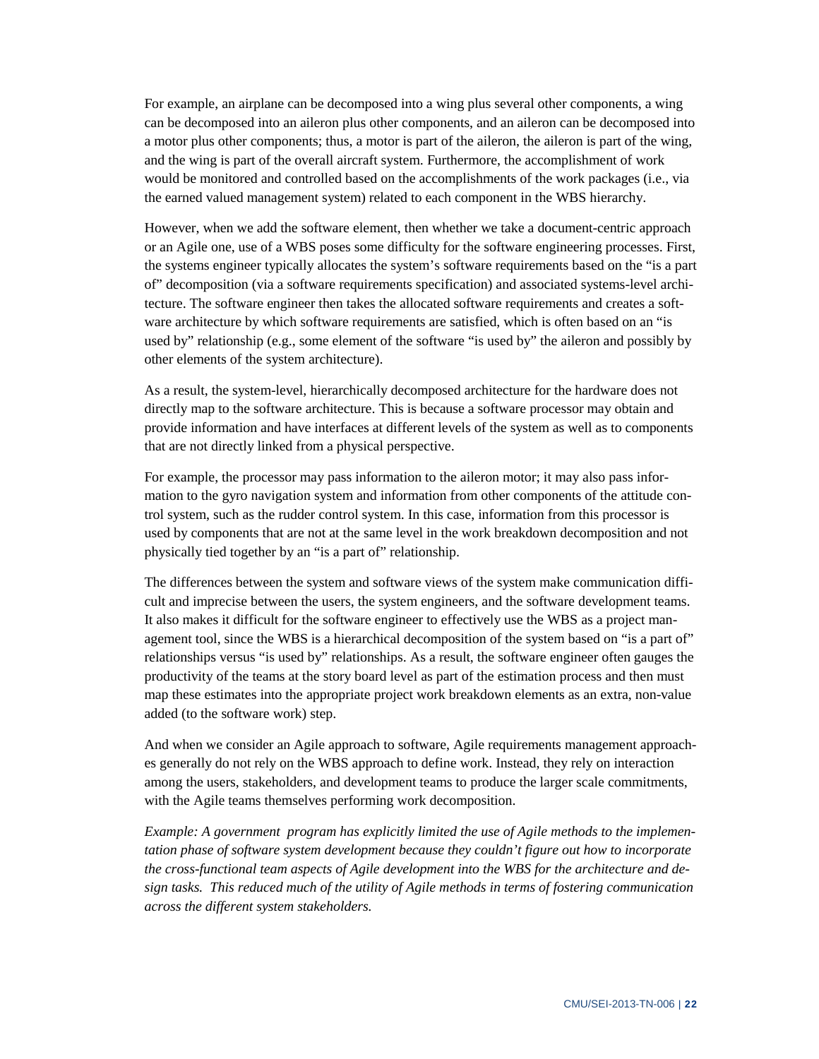For example, an airplane can be decomposed into a wing plus several other components, a wing can be decomposed into an aileron plus other components, and an aileron can be decomposed into a motor plus other components; thus, a motor is part of the aileron, the aileron is part of the wing, and the wing is part of the overall aircraft system. Furthermore, the accomplishment of work would be monitored and controlled based on the accomplishments of the work packages (i.e., via the earned valued management system) related to each component in the WBS hierarchy.

However, when we add the software element, then whether we take a document-centric approach or an Agile one, use of a WBS poses some difficulty for the software engineering processes. First, the systems engineer typically allocates the system's software requirements based on the "is a part of" decomposition (via a software requirements specification) and associated systems-level architecture. The software engineer then takes the allocated software requirements and creates a software architecture by which software requirements are satisfied, which is often based on an "is used by" relationship (e.g., some element of the software "is used by" the aileron and possibly by other elements of the system architecture).

As a result, the system-level, hierarchically decomposed architecture for the hardware does not directly map to the software architecture. This is because a software processor may obtain and provide information and have interfaces at different levels of the system as well as to components that are not directly linked from a physical perspective.

For example, the processor may pass information to the aileron motor; it may also pass information to the gyro navigation system and information from other components of the attitude control system, such as the rudder control system. In this case, information from this processor is used by components that are not at the same level in the work breakdown decomposition and not physically tied together by an "is a part of" relationship.

The differences between the system and software views of the system make communication difficult and imprecise between the users, the system engineers, and the software development teams. It also makes it difficult for the software engineer to effectively use the WBS as a project management tool, since the WBS is a hierarchical decomposition of the system based on "is a part of" relationships versus "is used by" relationships. As a result, the software engineer often gauges the productivity of the teams at the story board level as part of the estimation process and then must map these estimates into the appropriate project work breakdown elements as an extra, non-value added (to the software work) step.

And when we consider an Agile approach to software, Agile requirements management approaches generally do not rely on the WBS approach to define work. Instead, they rely on interaction among the users, stakeholders, and development teams to produce the larger scale commitments, with the Agile teams themselves performing work decomposition.

*Example: A government program has explicitly limited the use of Agile methods to the implementation phase of software system development because they couldn't figure out how to incorporate the cross-functional team aspects of Agile development into the WBS for the architecture and design tasks. This reduced much of the utility of Agile methods in terms of fostering communication across the different system stakeholders.*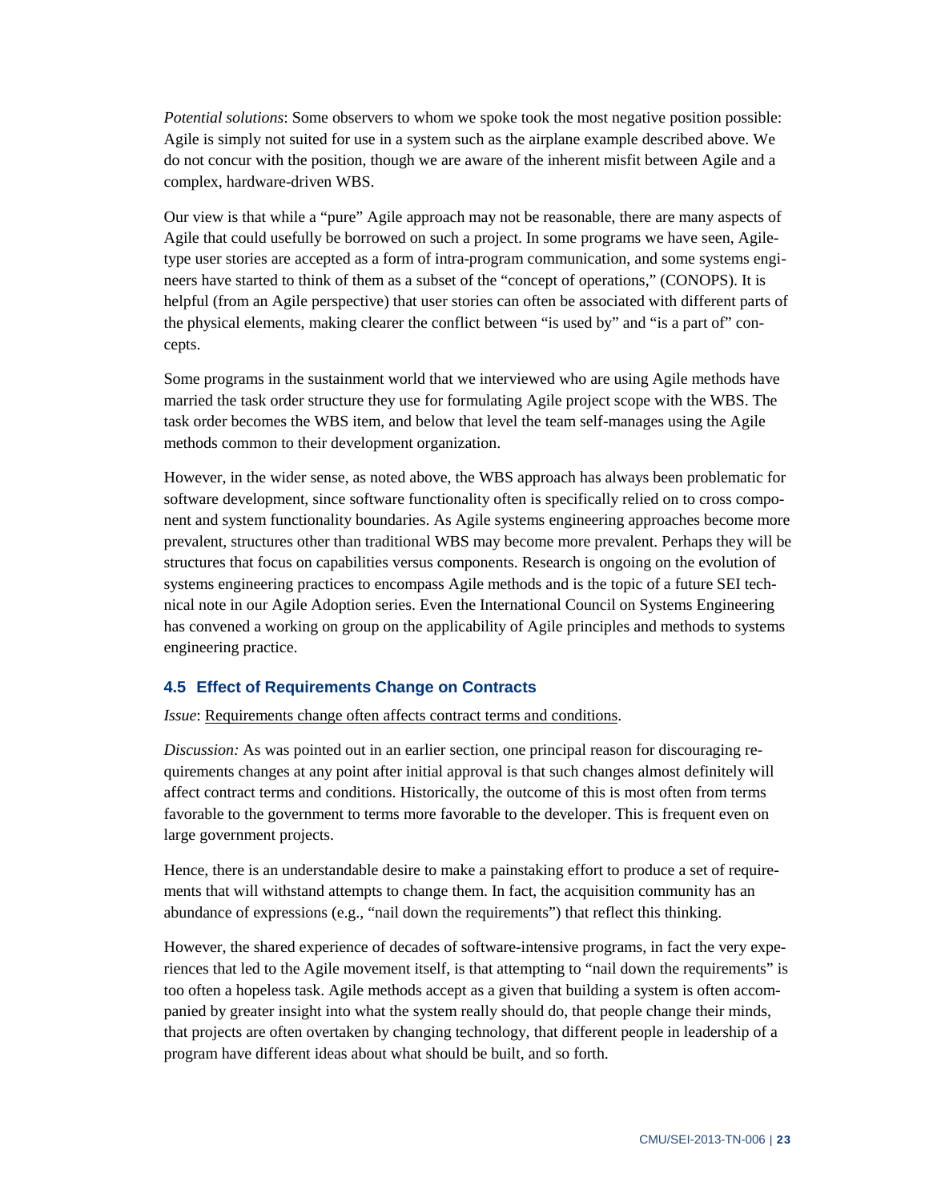*Potential solutions*: Some observers to whom we spoke took the most negative position possible: Agile is simply not suited for use in a system such as the airplane example described above. We do not concur with the position, though we are aware of the inherent misfit between Agile and a complex, hardware-driven WBS.

Our view is that while a "pure" Agile approach may not be reasonable, there are many aspects of Agile that could usefully be borrowed on such a project. In some programs we have seen, Agile-type user stories are accepted as a form of intra-program communication, and some systems engineers have started to think of them as a subset of the "concept of operations," (CONOPS). It is helpful (from an Agile perspective) that user stories can often be associated with different parts of the physical elements, making clearer the conflict between "is used by" and "is a part of" concepts.

Some programs in the sustainment world that we interviewed who are using Agile methods have married the task order structure they use for formulating Agile project scope with the WBS. The task order becomes the WBS item, and below that level the team self-manages using the Agile methods common to their development organization.

However, in the wider sense, as noted above, the WBS approach has always been problematic for software development, since software functionality often is specifically relied on to cross component and system functionality boundaries. As Agile systems engineering approaches become more prevalent, structures other than traditional WBS may become more prevalent. Perhaps they will be structures that focus on capabilities versus components. Research is ongoing on the evolution of systems engineering practices to encompass Agile methods and is the topic of a future SEI technical note in our Agile Adoption series. Even the International Council on Systems Engineering has convened a working on group on the applicability of Agile principles and methods to systems engineering practice.

### 4.5 Effect of Requirements Change on Contracts

*Issue*: Requirements change often affects contract terms and conditions.

*Discussion:* As was pointed out in an earlier section, one principal reason for discouraging requirements changes at any point after initial approval is that such changes almost definitely will affect contract terms and conditions. Historically, the outcome of this is most often from terms favorable to the government to terms more favorable to the developer. This is frequent even on large government projects.

Hence, there is an understandable desire to make a painstaking effort to produce a set of requirements that will withstand attempts to change them. In fact, the acquisition community has an abundance of expressions (e.g., "nail down the requirements") that reflect this thinking.

However, the shared experience of decades of software-intensive programs, in fact the very experiences that led to the Agile movement itself, is that attempting to "nail down the requirements" is too often a hopeless task. Agile methods accept as a given that building a system is often accompanied by greater insight into what the system really should do, that people change their minds, that projects are often overtaken by changing technology, that different people in leadership of a program have different ideas about what should be built, and so forth.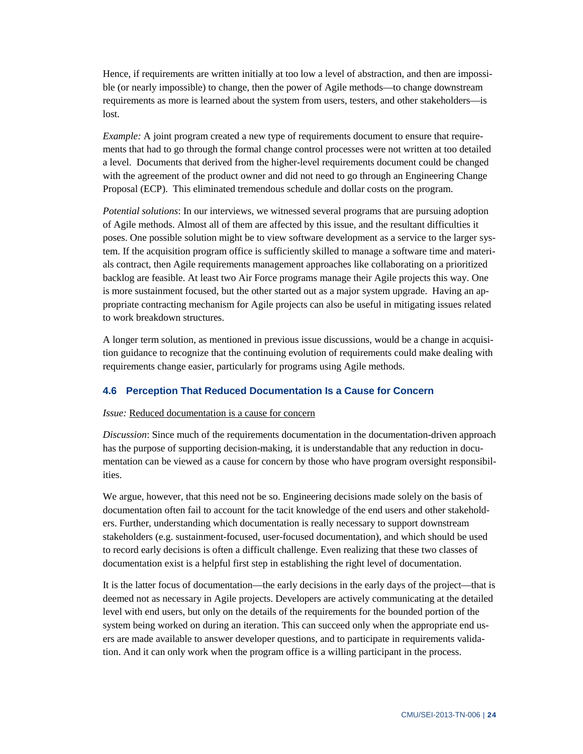Hence, if requirements are written initially at too low a level of abstraction, and then are impossible (or nearly impossible) to change, then the power of Agile methods—to change downstream requirements as more is learned about the system from users, testers, and other stakeholders—is lost.

*Example:* A joint program created a new type of requirements document to ensure that requirements that had to go through the formal change control processes were not written at too detailed a level. Documents that derived from the higher-level requirements document could be changed with the agreement of the product owner and did not need to go through an Engineering Change Proposal (ECP). This eliminated tremendous schedule and dollar costs on the program.

*Potential solutions*: In our interviews, we witnessed several programs that are pursuing adoption of Agile methods. Almost all of them are affected by this issue, and the resultant difficulties it poses. One possible solution might be to view software development as a service to the larger system. If the acquisition program office is sufficiently skilled to manage a software time and materials contract, then Agile requirements management approaches like collaborating on a prioritized backlog are feasible. At least two Air Force programs manage their Agile projects this way. One is more sustainment focused, but the other started out as a major system upgrade. Having an appropriate contracting mechanism for Agile projects can also be useful in mitigating issues related to work breakdown structures.

A longer term solution, as mentioned in previous issue discussions, would be a change in acquisition guidance to recognize that the continuing evolution of requirements could make dealing with requirements change easier, particularly for programs using Agile methods.

### 4.6 Perception That Reduced Documentation Is a Cause for Concern

*Issue:* Reduced documentation is a cause for concern

*Discussion*: Since much of the requirements documentation in the documentation-driven approach has the purpose of supporting decision-making, it is understandable that any reduction in documentation can be viewed as a cause for concern by those who have program oversight responsibilities.

We argue, however, that this need not be so. Engineering decisions made solely on the basis of documentation often fail to account for the tacit knowledge of the end users and other stakeholders. Further, understanding which documentation is really necessary to support downstream stakeholders (e.g. sustainment-focused, user-focused documentation), and which should be used to record early decisions is often a difficult challenge. Even realizing that these two classes of documentation exist is a helpful first step in establishing the right level of documentation.

It is the latter focus of documentation—the early decisions in the early days of the project—that is deemed not as necessary in Agile projects. Developers are actively communicating at the detailed level with end users, but only on the details of the requirements for the bounded portion of the system being worked on during an iteration. This can succeed only when the appropriate end users are made available to answer developer questions, and to participate in requirements validation. And it can only work when the program office is a willing participant in the process.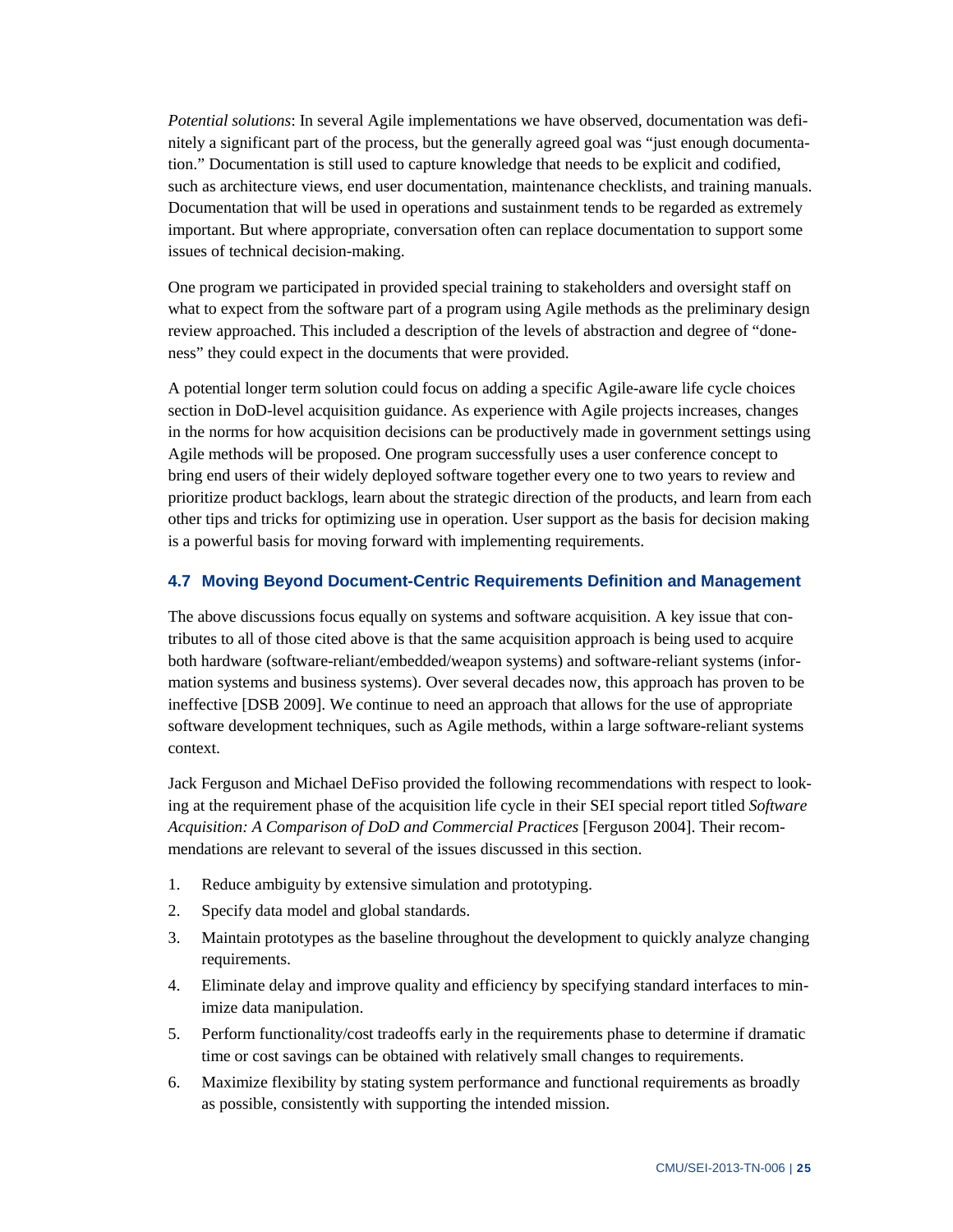*Potential solutions*: In several Agile implementations we have observed, documentation was definitely a significant part of the process, but the generally agreed goal was "just enough documentation." Documentation is still used to capture knowledge that needs to be explicit and codified, such as architecture views, end user documentation, maintenance checklists, and training manuals. Documentation that will be used in operations and sustainment tends to be regarded as extremely important. But where appropriate, conversation often can replace documentation to support some issues of technical decision-making.

One program we participated in provided special training to stakeholders and oversight staff on what to expect from the software part of a program using Agile methods as the preliminary design review approached. This included a description of the levels of abstraction and degree of "doneness" they could expect in the documents that were provided.

A potential longer term solution could focus on adding a specific Agile-aware life cycle choices section in DoD-level acquisition guidance. As experience with Agile projects increases, changes in the norms for how acquisition decisions can be productively made in government settings using Agile methods will be proposed. One program successfully uses a user conference concept to bring end users of their widely deployed software together every one to two years to review and prioritize product backlogs, learn about the strategic direction of the products, and learn from each other tips and tricks for optimizing use in operation. User support as the basis for decision making is a powerful basis for moving forward with implementing requirements.

## 4.7 Moving Beyond Document-Centric Requirements Definition and Management

The above discussions focus equally on systems and software acquisition. A key issue that contributes to all of those cited above is that the same acquisition approach is being used to acquire both hardware (software-reliant/embedded/weapon systems) and software-reliant systems (information systems and business systems). Over several decades now, this approach has proven to be ineffective [DSB 2009]. We continue to need an approach that allows for the use of appropriate software development techniques, such as Agile methods, within a large software-reliant systems context.

Jack Ferguson and Michael DeFiso provided the following recommendations with respect to looking at the requirement phase of the acquisition life cycle in their SEI special report titled *Software Acquisition: A Comparison of DoD and Commercial Practices* [Ferguson 2004]. Their recommendations are relevant to several of the issues discussed in this section.

1. Reduce ambiguity by extensive simulation and prototyping.
2. Specify data model and global standards.
3. Maintain prototypes as the baseline throughout the development to quickly analyze changing requirements.
4. Eliminate delay and improve quality and efficiency by specifying standard interfaces to minimize data manipulation.
5. Perform functionality/cost tradeoffs early in the requirements phase to determine if dramatic time or cost savings can be obtained with relatively small changes to requirements.
6. Maximize flexibility by stating system performance and functional requirements as broadly as possible, consistently with supporting the intended mission.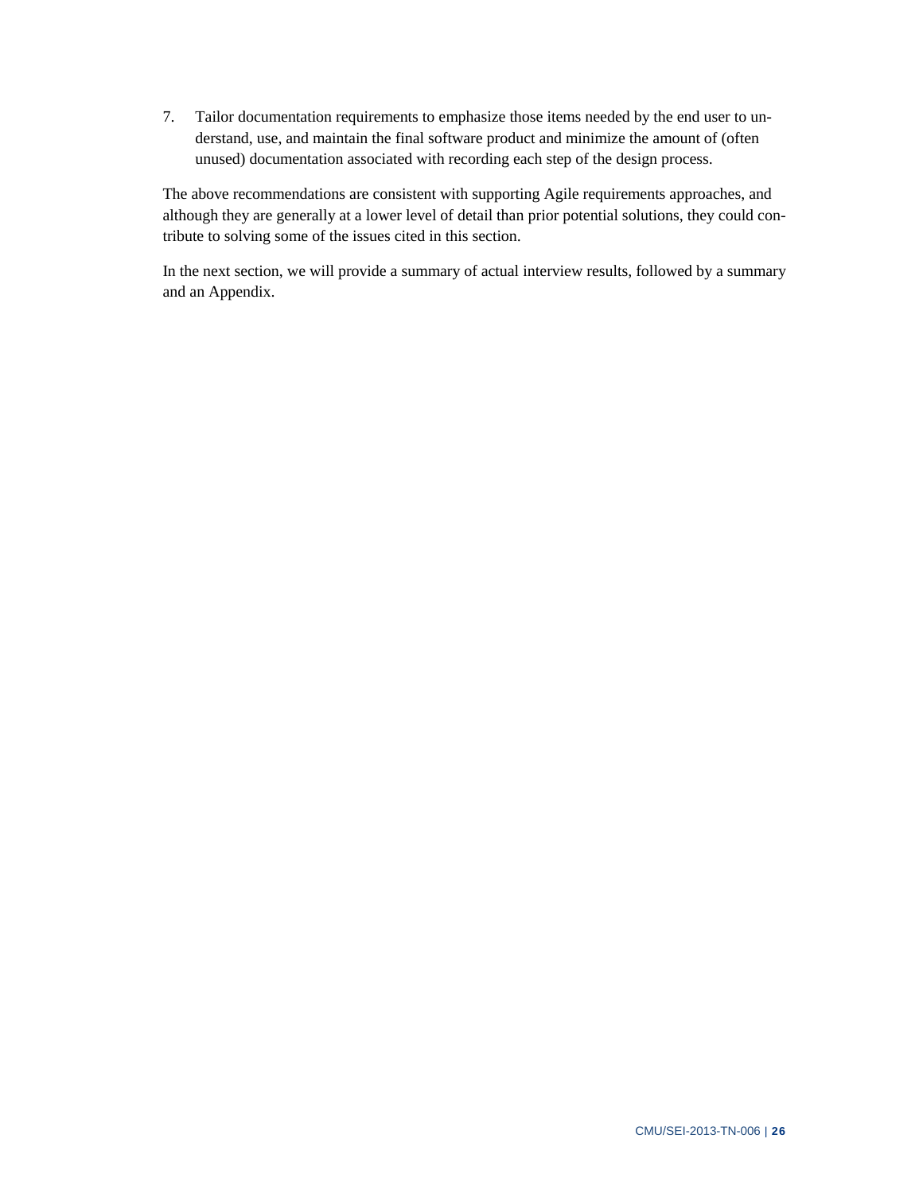7. Tailor documentation requirements to emphasize those items needed by the end user to understand, use, and maintain the final software product and minimize the amount of (often unused) documentation associated with recording each step of the design process.

The above recommendations are consistent with supporting Agile requirements approaches, and although they are generally at a lower level of detail than prior potential solutions, they could contribute to solving some of the issues cited in this section.

In the next section, we will provide a summary of actual interview results, followed by a summary and an Appendix.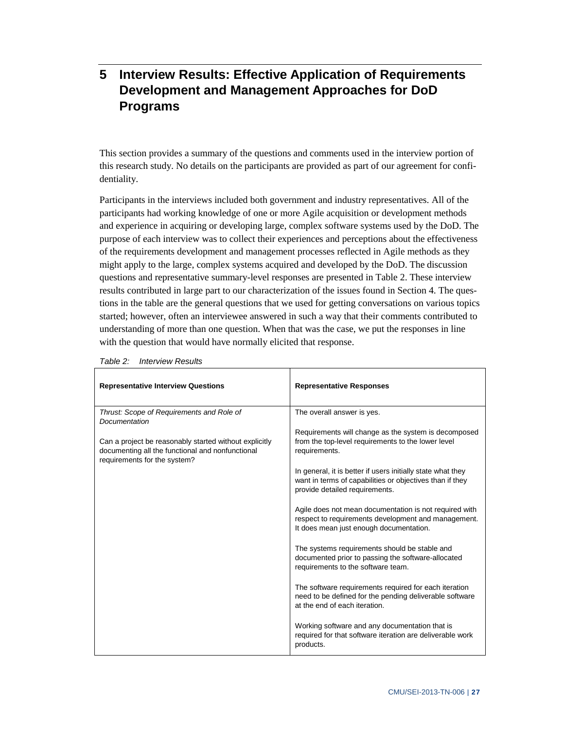# 5 Interview Results: Effective Application of Requirements Development and Management Approaches for DoD Programs

This section provides a summary of the questions and comments used in the interview portion of this research study. No details on the participants are provided as part of our agreement for confidentiality.

Participants in the interviews included both government and industry representatives. All of the participants had working knowledge of one or more Agile acquisition or development methods and experience in acquiring or developing large, complex software systems used by the DoD. The purpose of each interview was to collect their experiences and perceptions about the effectiveness of the requirements development and management processes reflected in Agile methods as they might apply to the large, complex systems acquired and developed by the DoD. The discussion questions and representative summary-level responses are presented in Table 2. These interview results contributed in large part to our characterization of the issues found in Section 4. The questions in the table are the general questions that we used for getting conversations on various topics started; however, often an interviewee answered in such a way that their comments contributed to understanding of more than one question. When that was the case, we put the responses in line with the question that would have normally elicited that response.

*Table 2: Interview Results*

| **Representative Interview Questions** | **Representative Responses** |
|---|---|
| *Thrust: Scope of Requirements and Role of Documentation*<br><br>Can a project be reasonably started without explicitly documenting all the functional and nonfunctional requirements for the system? | The overall answer is yes.<br><br>Requirements will change as the system is decomposed from the top-level requirements to the lower level requirements.<br><br>In general, it is better if users initially state what they want in terms of capabilities or objectives than if they provide detailed requirements.<br><br>Agile does not mean documentation is not required with respect to requirements development and management. It does mean just enough documentation.<br><br>The systems requirements should be stable and documented prior to passing the software-allocated requirements to the software team.<br><br>The software requirements required for each iteration need to be defined for the pending deliverable software at the end of each iteration.<br><br>Working software and any documentation that is required for that software iteration are deliverable work products. |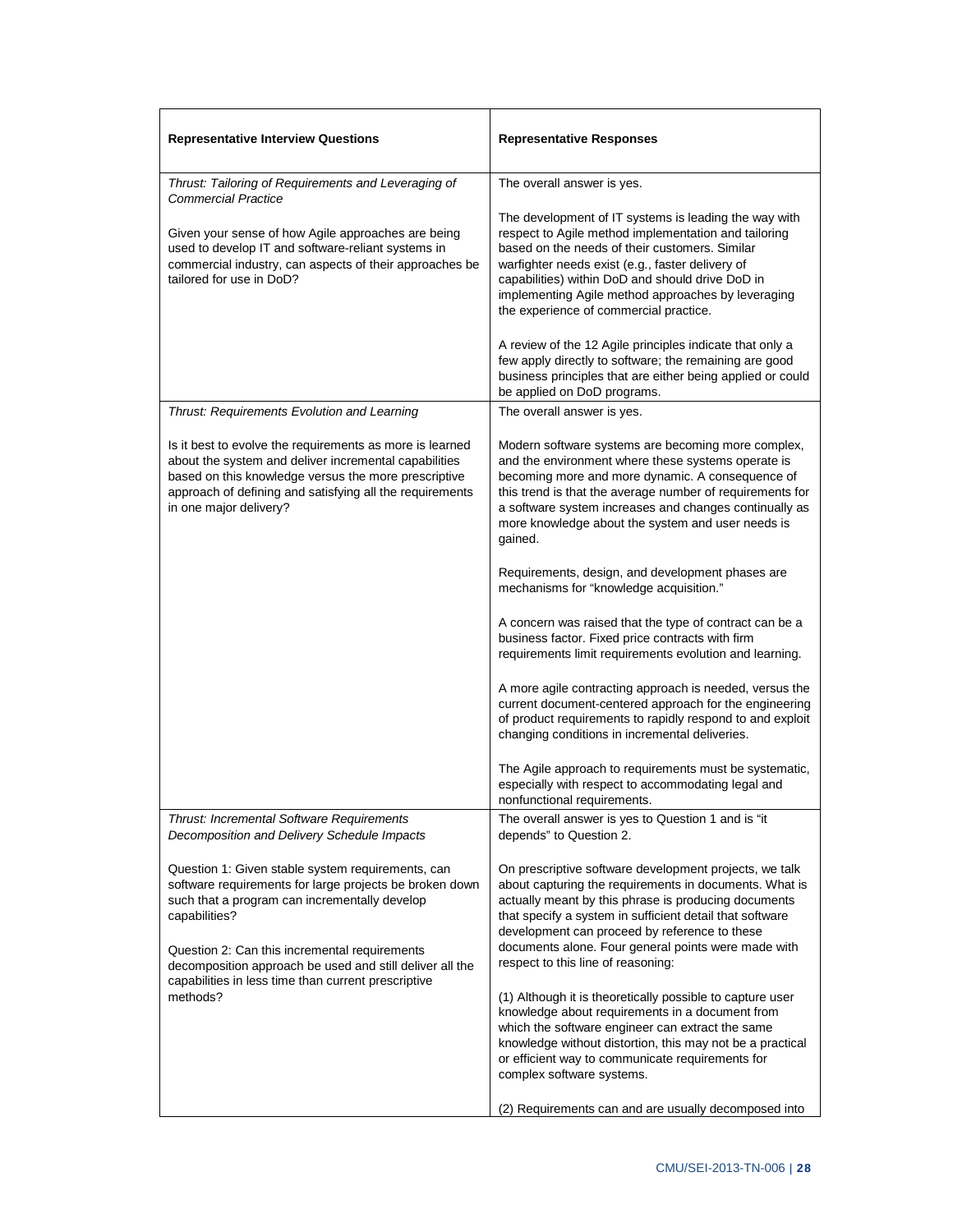| Representative Interview Questions | Representative Responses |
|---|---|
| *Thrust: Tailoring of Requirements and Leveraging of Commercial Practice*<br><br>Given your sense of how Agile approaches are being used to develop IT and software-reliant systems in commercial industry, can aspects of their approaches be tailored for use in DoD? | The overall answer is yes.<br><br>The development of IT systems is leading the way with respect to Agile method implementation and tailoring based on the needs of their customers. Similar warfighter needs exist (e.g., faster delivery of capabilities) within DoD and should drive DoD in implementing Agile method approaches by leveraging the experience of commercial practice.<br><br>A review of the 12 Agile principles indicate that only a few apply directly to software; the remaining are good business principles that are either being applied or could be applied on DoD programs. |
| *Thrust: Requirements Evolution and Learning*<br><br>Is it best to evolve the requirements as more is learned about the system and deliver incremental capabilities based on this knowledge versus the more prescriptive approach of defining and satisfying all the requirements in one major delivery? | The overall answer is yes.<br><br>Modern software systems are becoming more complex, and the environment where these systems operate is becoming more and more dynamic. A consequence of this trend is that the average number of requirements for a software system increases and changes continually as more knowledge about the system and user needs is gained.<br><br>Requirements, design, and development phases are mechanisms for "knowledge acquisition."<br><br>A concern was raised that the type of contract can be a business factor. Fixed price contracts with firm requirements limit requirements evolution and learning.<br><br>A more agile contracting approach is needed, versus the current document-centered approach for the engineering of product requirements to rapidly respond to and exploit changing conditions in incremental deliveries.<br><br>The Agile approach to requirements must be systematic, especially with respect to accommodating legal and nonfunctional requirements. |
| *Thrust: Incremental Software Requirements Decomposition and Delivery Schedule Impacts*<br><br>Question 1: Given stable system requirements, can software requirements for large projects be broken down such that a program can incrementally develop capabilities?<br><br>Question 2: Can this incremental requirements decomposition approach be used and still deliver all the capabilities in less time than current prescriptive methods? | The overall answer is yes to Question 1 and is "it depends" to Question 2.<br><br>On prescriptive software development projects, we talk about capturing the requirements in documents. What is actually meant by this phrase is producing documents that specify a system in sufficient detail that software development can proceed by reference to these documents alone. Four general points were made with respect to this line of reasoning:<br><br>(1) Although it is theoretically possible to capture user knowledge about requirements in a document from which the software engineer can extract the same knowledge without distortion, this may not be a practical or efficient way to communicate requirements for complex software systems.<br><br>(2) Requirements can and are usually decomposed into |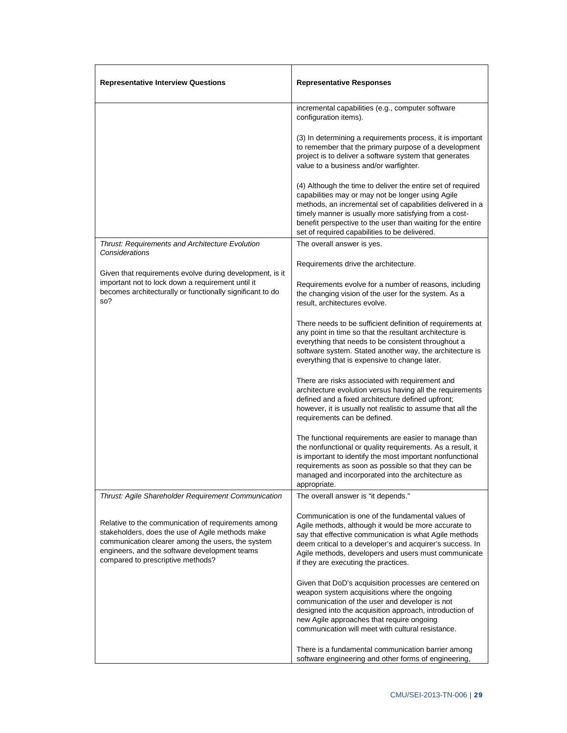| Representative Interview Questions | Representative Responses |
|---|---|
| | incremental capabilities (e.g., computer software configuration items).<br><br>(3) In determining a requirements process, it is important to remember that the primary purpose of a development project is to deliver a software system that generates value to a business and/or warfighter.<br><br>(4) Although the time to deliver the entire set of required capabilities may or may not be longer using Agile methods, an incremental set of capabilities delivered in a timely manner is usually more satisfying from a cost-benefit perspective to the user than waiting for the entire set of required capabilities to be delivered. |
| *Thrust: Requirements and Architecture Evolution Considerations*<br><br>Given that requirements evolve during development, is it important not to lock down a requirement until it becomes architecturally or functionally significant to do so? | The overall answer is yes.<br><br>Requirements drive the architecture.<br><br>Requirements evolve for a number of reasons, including the changing vision of the user for the system. As a result, architectures evolve.<br><br>There needs to be sufficient definition of requirements at any point in time so that the resultant architecture is everything that needs to be consistent throughout a software system. Stated another way, the architecture is everything that is expensive to change later.<br><br>There are risks associated with requirement and architecture evolution versus having all the requirements defined and a fixed architecture defined upfront; however, it is usually not realistic to assume that all the requirements can be defined.<br><br>The functional requirements are easier to manage than the nonfunctional or quality requirements. As a result, it is important to identify the most important nonfunctional requirements as soon as possible so that they can be managed and incorporated into the architecture as appropriate. |
| *Thrust: Agile Shareholder Requirement Communication*<br><br>Relative to the communication of requirements among stakeholders, does the use of Agile methods make communication clearer among the users, the system engineers, and the software development teams compared to prescriptive methods? | The overall answer is "it depends."<br><br>Communication is one of the fundamental values of Agile methods, although it would be more accurate to say that effective communication is what Agile methods deem critical to a developer's and acquirer's success. In Agile methods, developers and users must communicate if they are executing the practices.<br><br>Given that DoD's acquisition processes are centered on weapon system acquisitions where the ongoing communication of the user and developer is not designed into the acquisition approach, introduction of new Agile approaches that require ongoing communication will meet with cultural resistance.<br><br>There is a fundamental communication barrier among software engineering and other forms of engineering, |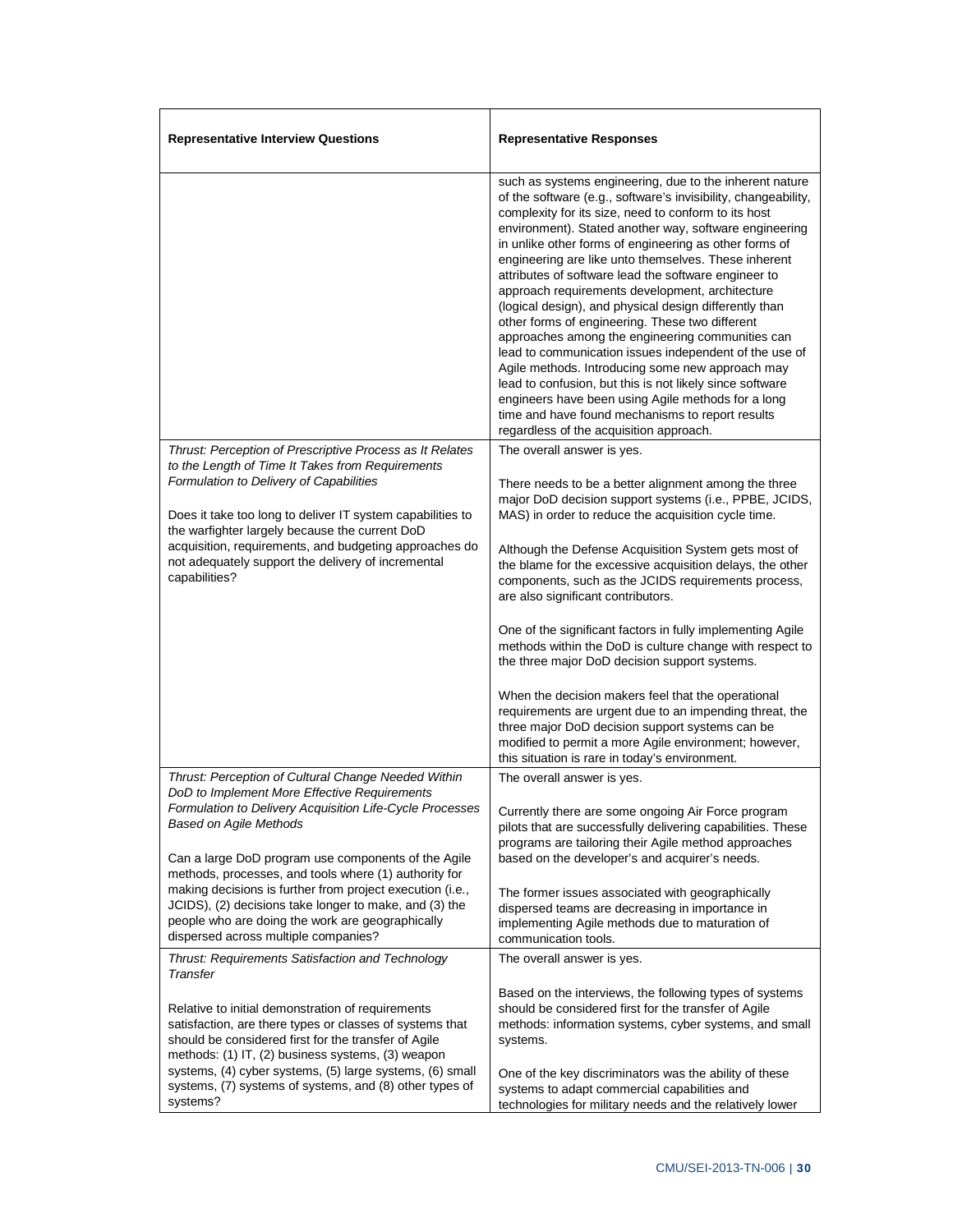| **Representative Interview Questions** | **Representative Responses** |
| --- | --- |
| | such as systems engineering, due to the inherent nature of the software (e.g., software's invisibility, changeability, complexity for its size, need to conform to its host environment). Stated another way, software engineering in unlike other forms of engineering as other forms of engineering are like unto themselves. These inherent attributes of software lead the software engineer to approach requirements development, architecture (logical design), and physical design differently than other forms of engineering. These two different approaches among the engineering communities can lead to communication issues independent of the use of Agile methods. Introducing some new approach may lead to confusion, but this is not likely since software engineers have been using Agile methods for a long time and have found mechanisms to report results regardless of the acquisition approach. |
| *Thrust: Perception of Prescriptive Process as It Relates to the Length of Time It Takes from Requirements Formulation to Delivery of Capabilities*<br><br>Does it take too long to deliver IT system capabilities to the warfighter largely because the current DoD acquisition, requirements, and budgeting approaches do not adequately support the delivery of incremental capabilities? | The overall answer is yes.<br><br>There needs to be a better alignment among the three major DoD decision support systems (i.e., PPBE, JCIDS, MAS) in order to reduce the acquisition cycle time.<br><br>Although the Defense Acquisition System gets most of the blame for the excessive acquisition delays, the other components, such as the JCIDS requirements process, are also significant contributors.<br><br>One of the significant factors in fully implementing Agile methods within the DoD is culture change with respect to the three major DoD decision support systems.<br><br>When the decision makers feel that the operational requirements are urgent due to an impending threat, the three major DoD decision support systems can be modified to permit a more Agile environment; however, this situation is rare in today's environment. |
| *Thrust: Perception of Cultural Change Needed Within DoD to Implement More Effective Requirements Formulation to Delivery Acquisition Life-Cycle Processes Based on Agile Methods*<br><br>Can a large DoD program use components of the Agile methods, processes, and tools where (1) authority for making decisions is further from project execution (i.e., JCIDS), (2) decisions take longer to make, and (3) the people who are doing the work are geographically dispersed across multiple companies? | The overall answer is yes.<br><br>Currently there are some ongoing Air Force program pilots that are successfully delivering capabilities. These programs are tailoring their Agile method approaches based on the developer's and acquirer's needs.<br><br>The former issues associated with geographically dispersed teams are decreasing in importance in implementing Agile methods due to maturation of communication tools. |
| *Thrust: Requirements Satisfaction and Technology Transfer*<br><br>Relative to initial demonstration of requirements satisfaction, are there types or classes of systems that should be considered first for the transfer of Agile methods: (1) IT, (2) business systems, (3) weapon systems, (4) cyber systems, (5) large systems, (6) small systems, (7) systems of systems, and (8) other types of systems? | The overall answer is yes.<br><br>Based on the interviews, the following types of systems should be considered first for the transfer of Agile methods: information systems, cyber systems, and small systems.<br><br>One of the key discriminators was the ability of these systems to adapt commercial capabilities and technologies for military needs and the relatively lower |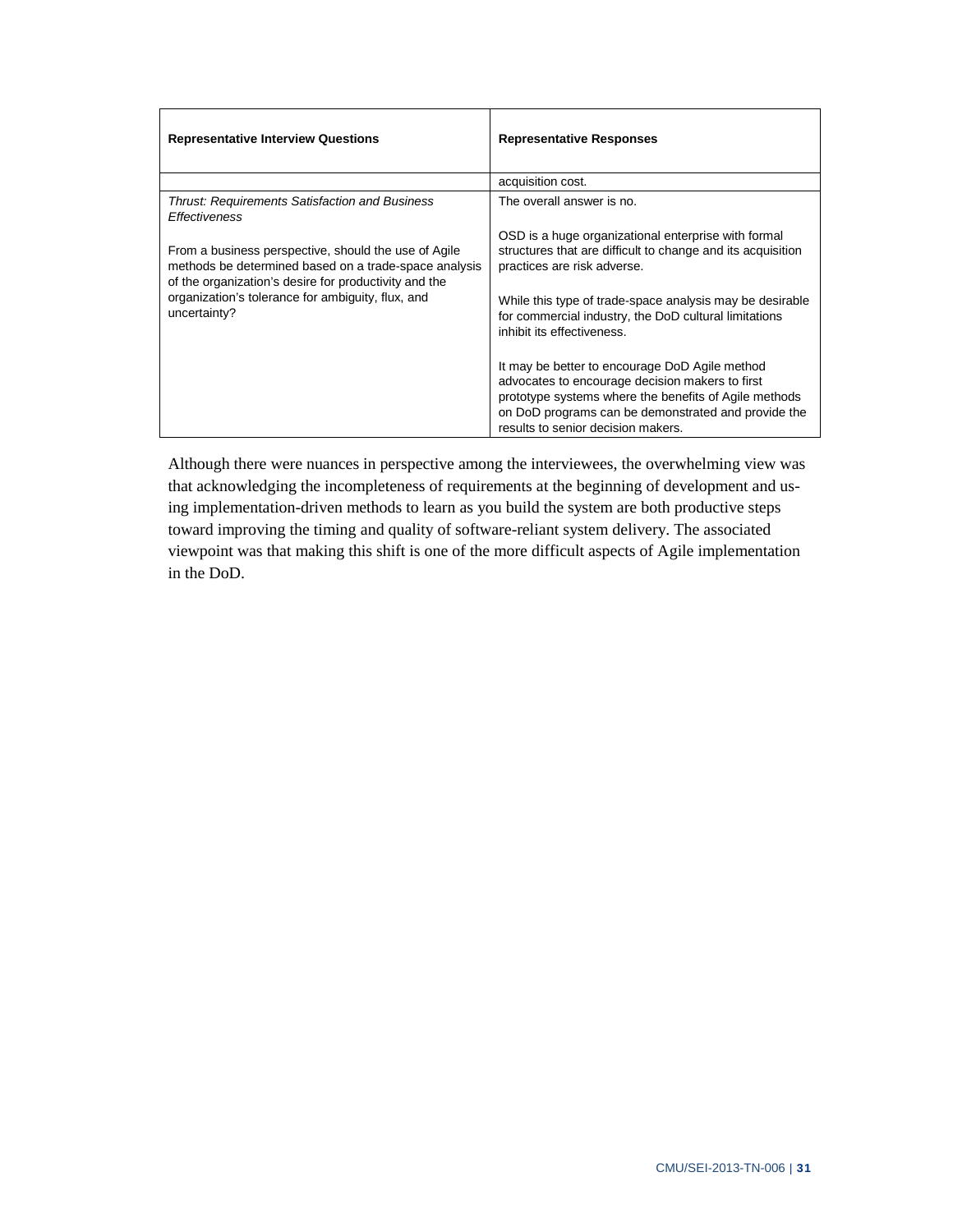| Representative Interview Questions | Representative Responses |
|---|---|
| | acquisition cost. |
| *Thrust: Requirements Satisfaction and Business Effectiveness*<br><br>From a business perspective, should the use of Agile methods be determined based on a trade-space analysis of the organization's desire for productivity and the organization's tolerance for ambiguity, flux, and uncertainty? | The overall answer is no.<br><br>OSD is a huge organizational enterprise with formal structures that are difficult to change and its acquisition practices are risk adverse.<br><br>While this type of trade-space analysis may be desirable for commercial industry, the DoD cultural limitations inhibit its effectiveness.<br><br>It may be better to encourage DoD Agile method advocates to encourage decision makers to first prototype systems where the benefits of Agile methods on DoD programs can be demonstrated and provide the results to senior decision makers. |

Although there were nuances in perspective among the interviewees, the overwhelming view was that acknowledging the incompleteness of requirements at the beginning of development and using implementation-driven methods to learn as you build the system are both productive steps toward improving the timing and quality of software-reliant system delivery. The associated viewpoint was that making this shift is one of the more difficult aspects of Agile implementation in the DoD.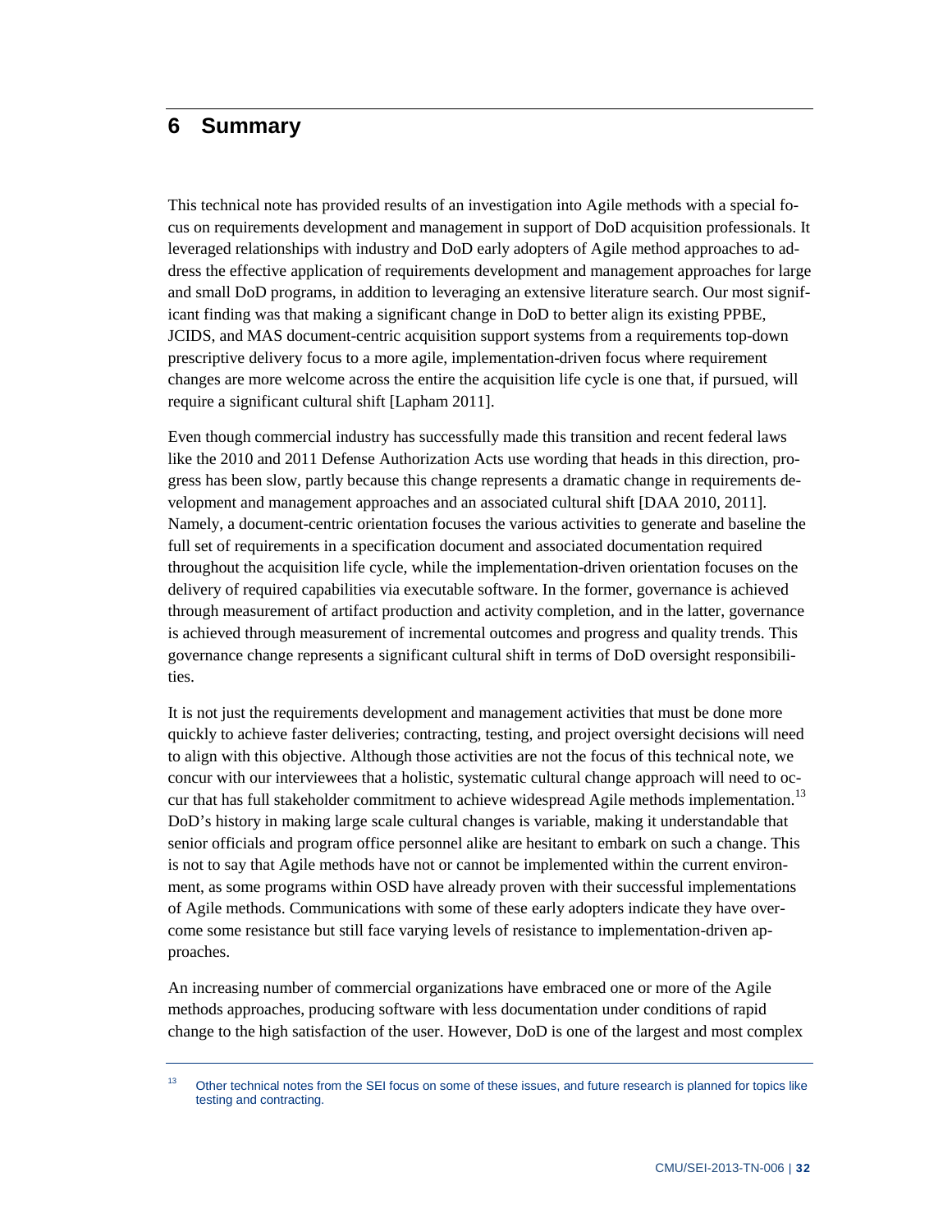# 6 Summary

This technical note has provided results of an investigation into Agile methods with a special focus on requirements development and management in support of DoD acquisition professionals. It leveraged relationships with industry and DoD early adopters of Agile method approaches to address the effective application of requirements development and management approaches for large and small DoD programs, in addition to leveraging an extensive literature search. Our most significant finding was that making a significant change in DoD to better align its existing PPBE, JCIDS, and MAS document-centric acquisition support systems from a requirements top-down prescriptive delivery focus to a more agile, implementation-driven focus where requirement changes are more welcome across the entire the acquisition life cycle is one that, if pursued, will require a significant cultural shift [Lapham 2011].

Even though commercial industry has successfully made this transition and recent federal laws like the 2010 and 2011 Defense Authorization Acts use wording that heads in this direction, progress has been slow, partly because this change represents a dramatic change in requirements development and management approaches and an associated cultural shift [DAA 2010, 2011]. Namely, a document-centric orientation focuses the various activities to generate and baseline the full set of requirements in a specification document and associated documentation required throughout the acquisition life cycle, while the implementation-driven orientation focuses on the delivery of required capabilities via executable software. In the former, governance is achieved through measurement of artifact production and activity completion, and in the latter, governance is achieved through measurement of incremental outcomes and progress and quality trends. This governance change represents a significant cultural shift in terms of DoD oversight responsibilities.

It is not just the requirements development and management activities that must be done more quickly to achieve faster deliveries; contracting, testing, and project oversight decisions will need to align with this objective. Although those activities are not the focus of this technical note, we concur with our interviewees that a holistic, systematic cultural change approach will need to occur that has full stakeholder commitment to achieve widespread Agile methods implementation.[13] DoD's history in making large scale cultural changes is variable, making it understandable that senior officials and program office personnel alike are hesitant to embark on such a change. This is not to say that Agile methods have not or cannot be implemented within the current environment, as some programs within OSD have already proven with their successful implementations of Agile methods. Communications with some of these early adopters indicate they have overcome some resistance but still face varying levels of resistance to implementation-driven approaches.

An increasing number of commercial organizations have embraced one or more of the Agile methods approaches, producing software with less documentation under conditions of rapid change to the high satisfaction of the user. However, DoD is one of the largest and most complex

---

[13] Other technical notes from the SEI focus on some of these issues, and future research is planned for topics like testing and contracting.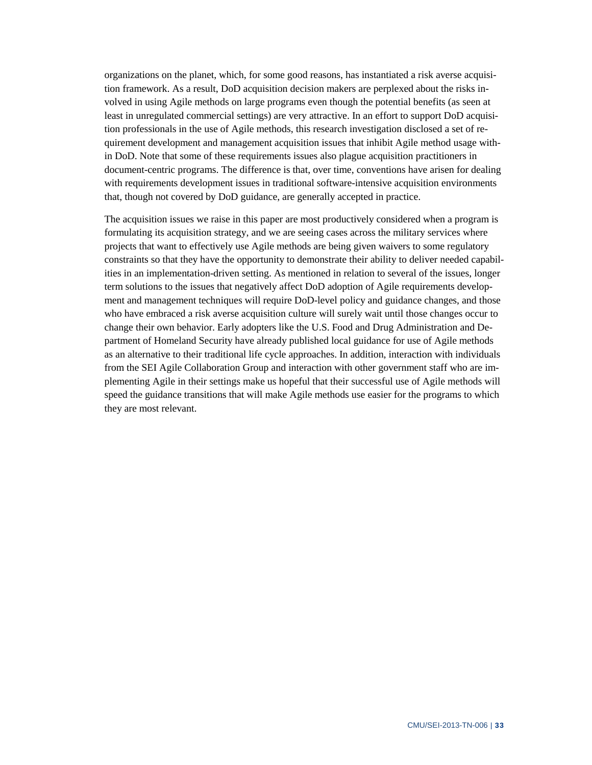organizations on the planet, which, for some good reasons, has instantiated a risk averse acquisition framework. As a result, DoD acquisition decision makers are perplexed about the risks involved in using Agile methods on large programs even though the potential benefits (as seen at least in unregulated commercial settings) are very attractive. In an effort to support DoD acquisition professionals in the use of Agile methods, this research investigation disclosed a set of requirement development and management acquisition issues that inhibit Agile method usage within DoD. Note that some of these requirements issues also plague acquisition practitioners in document-centric programs. The difference is that, over time, conventions have arisen for dealing with requirements development issues in traditional software-intensive acquisition environments that, though not covered by DoD guidance, are generally accepted in practice.

The acquisition issues we raise in this paper are most productively considered when a program is formulating its acquisition strategy, and we are seeing cases across the military services where projects that want to effectively use Agile methods are being given waivers to some regulatory constraints so that they have the opportunity to demonstrate their ability to deliver needed capabilities in an implementation-driven setting. As mentioned in relation to several of the issues, longer term solutions to the issues that negatively affect DoD adoption of Agile requirements development and management techniques will require DoD-level policy and guidance changes, and those who have embraced a risk averse acquisition culture will surely wait until those changes occur to change their own behavior. Early adopters like the U.S. Food and Drug Administration and Department of Homeland Security have already published local guidance for use of Agile methods as an alternative to their traditional life cycle approaches. In addition, interaction with individuals from the SEI Agile Collaboration Group and interaction with other government staff who are implementing Agile in their settings make us hopeful that their successful use of Agile methods will speed the guidance transitions that will make Agile methods use easier for the programs to which they are most relevant.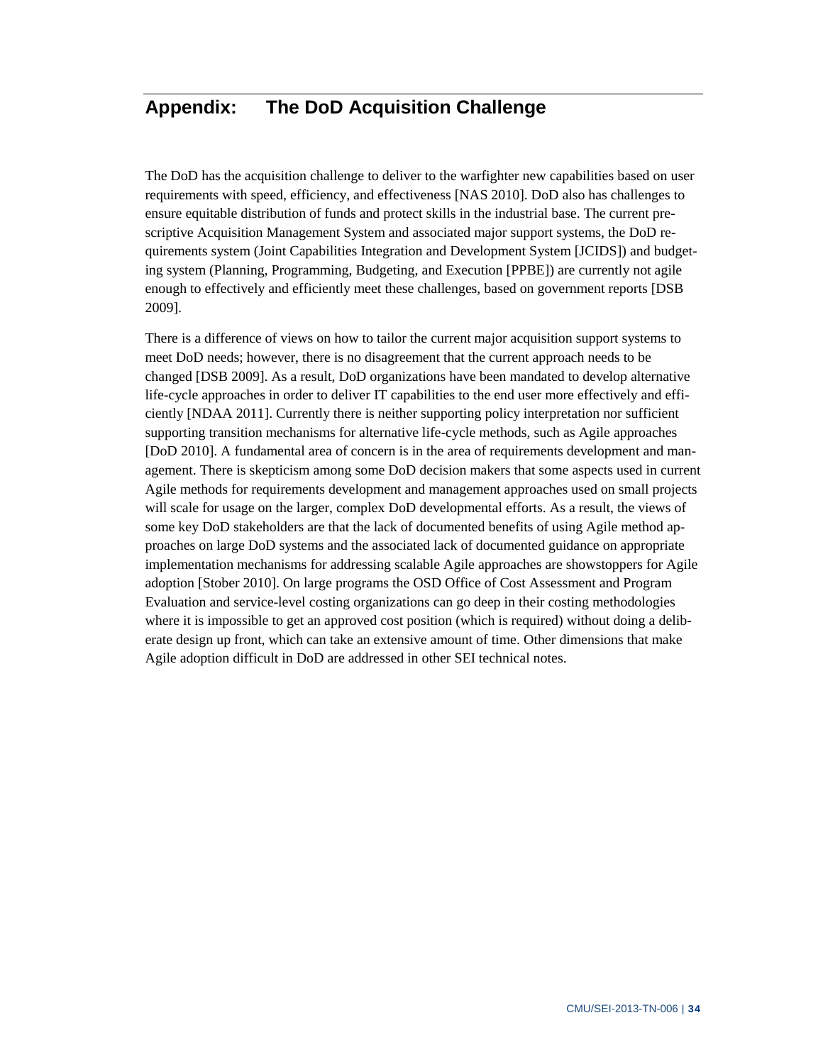# Appendix: The DoD Acquisition Challenge

The DoD has the acquisition challenge to deliver to the warfighter new capabilities based on user requirements with speed, efficiency, and effectiveness [NAS 2010]. DoD also has challenges to ensure equitable distribution of funds and protect skills in the industrial base. The current prescriptive Acquisition Management System and associated major support systems, the DoD requirements system (Joint Capabilities Integration and Development System [JCIDS]) and budgeting system (Planning, Programming, Budgeting, and Execution [PPBE]) are currently not agile enough to effectively and efficiently meet these challenges, based on government reports [DSB 2009].

There is a difference of views on how to tailor the current major acquisition support systems to meet DoD needs; however, there is no disagreement that the current approach needs to be changed [DSB 2009]. As a result, DoD organizations have been mandated to develop alternative life-cycle approaches in order to deliver IT capabilities to the end user more effectively and efficiently [NDAA 2011]. Currently there is neither supporting policy interpretation nor sufficient supporting transition mechanisms for alternative life-cycle methods, such as Agile approaches [DoD 2010]. A fundamental area of concern is in the area of requirements development and management. There is skepticism among some DoD decision makers that some aspects used in current Agile methods for requirements development and management approaches used on small projects will scale for usage on the larger, complex DoD developmental efforts. As a result, the views of some key DoD stakeholders are that the lack of documented benefits of using Agile method approaches on large DoD systems and the associated lack of documented guidance on appropriate implementation mechanisms for addressing scalable Agile approaches are showstoppers for Agile adoption [Stober 2010]. On large programs the OSD Office of Cost Assessment and Program Evaluation and service-level costing organizations can go deep in their costing methodologies where it is impossible to get an approved cost position (which is required) without doing a deliberate design up front, which can take an extensive amount of time. Other dimensions that make Agile adoption difficult in DoD are addressed in other SEI technical notes.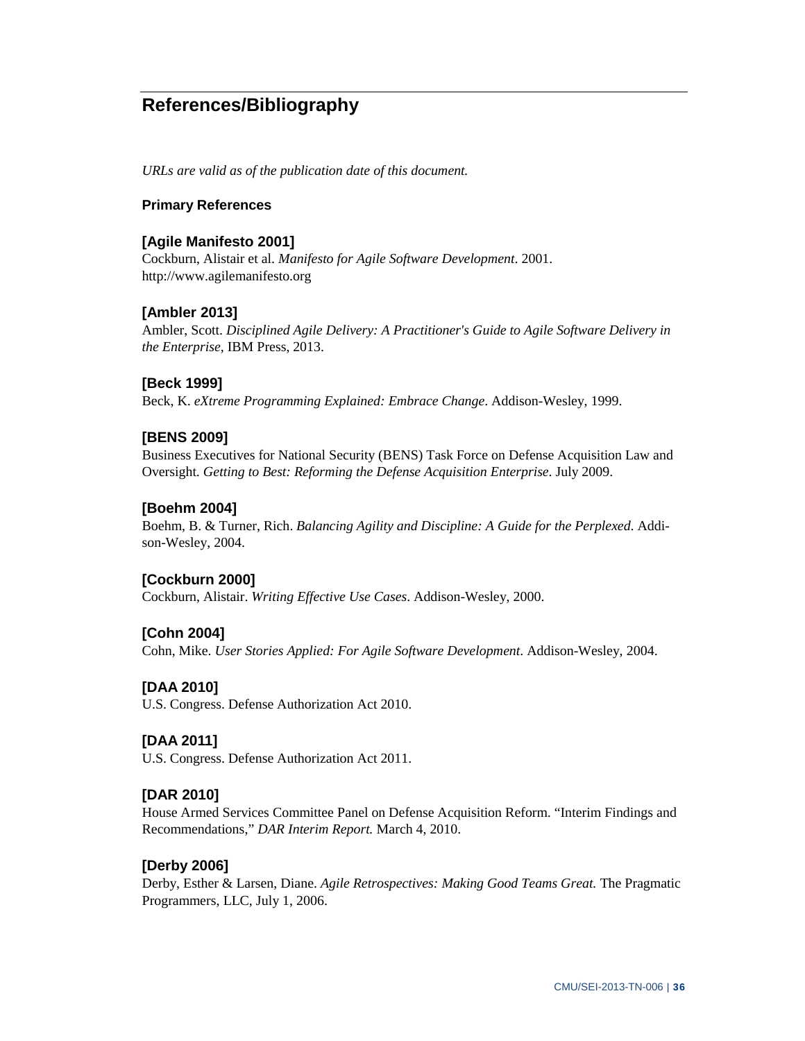# References/Bibliography

*URLs are valid as of the publication date of this document.*

### Primary References

**[Agile Manifesto 2001]**
Cockburn, Alistair et al. *Manifesto for Agile Software Development*. 2001.
http://www.agilemanifesto.org

**[Ambler 2013]**
Ambler, Scott. *Disciplined Agile Delivery: A Practitioner's Guide to Agile Software Delivery in the Enterprise*, IBM Press, 2013.

**[Beck 1999]**
Beck, K. *eXtreme Programming Explained: Embrace Change*. Addison-Wesley, 1999.

**[BENS 2009]**
Business Executives for National Security (BENS) Task Force on Defense Acquisition Law and Oversight. *Getting to Best: Reforming the Defense Acquisition Enterprise*. July 2009.

**[Boehm 2004]**
Boehm, B. & Turner, Rich. *Balancing Agility and Discipline: A Guide for the Perplexed*. Addison-Wesley, 2004.

**[Cockburn 2000]**
Cockburn, Alistair. *Writing Effective Use Cases*. Addison-Wesley, 2000.

**[Cohn 2004]**
Cohn, Mike. *User Stories Applied: For Agile Software Development*. Addison-Wesley, 2004.

**[DAA 2010]**
U.S. Congress. Defense Authorization Act 2010.

**[DAA 2011]**
U.S. Congress. Defense Authorization Act 2011.

**[DAR 2010]**
House Armed Services Committee Panel on Defense Acquisition Reform. "Interim Findings and Recommendations," *DAR Interim Report.* March 4, 2010.

**[Derby 2006]**
Derby, Esther & Larsen, Diane. *Agile Retrospectives: Making Good Teams Great.* The Pragmatic Programmers, LLC, July 1, 2006.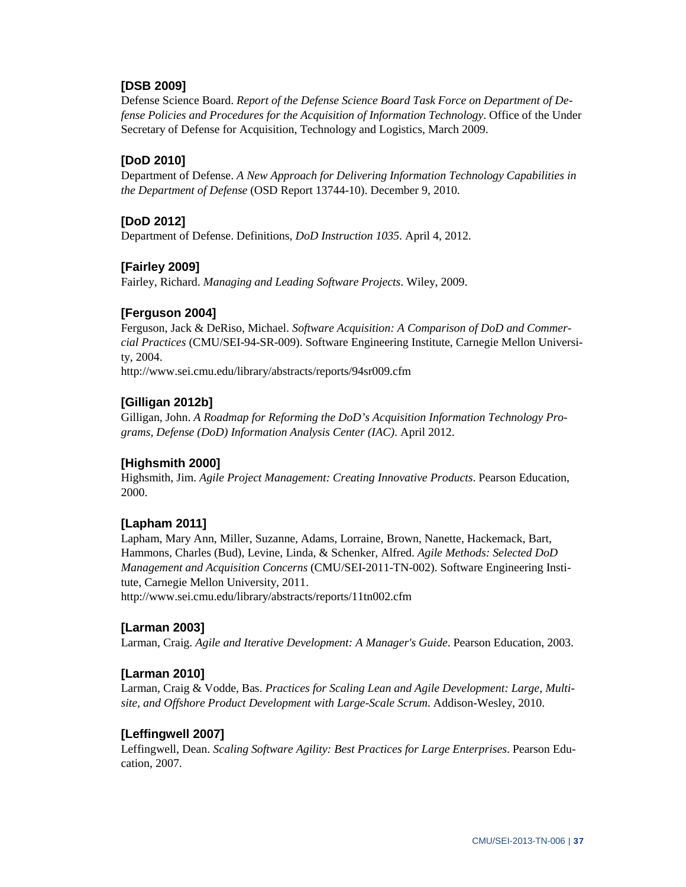**[DSB 2009]**
Defense Science Board. *Report of the Defense Science Board Task Force on Department of Defense Policies and Procedures for the Acquisition of Information Technology*. Office of the Under Secretary of Defense for Acquisition, Technology and Logistics, March 2009.

**[DoD 2010]**
Department of Defense. *A New Approach for Delivering Information Technology Capabilities in the Department of Defense* (OSD Report 13744-10). December 9, 2010.

**[DoD 2012]**
Department of Defense. Definitions, *DoD Instruction 1035*. April 4, 2012.

**[Fairley 2009]**
Fairley, Richard. *Managing and Leading Software Projects*. Wiley, 2009.

**[Ferguson 2004]**
Ferguson, Jack & DeRiso, Michael. *Software Acquisition: A Comparison of DoD and Commercial Practices* (CMU/SEI-94-SR-009). Software Engineering Institute, Carnegie Mellon University, 2004.
http://www.sei.cmu.edu/library/abstracts/reports/94sr009.cfm

**[Gilligan 2012b]**
Gilligan, John. *A Roadmap for Reforming the DoD's Acquisition Information Technology Programs, Defense (DoD) Information Analysis Center (IAC)*. April 2012.

**[Highsmith 2000]**
Highsmith, Jim. *Agile Project Management: Creating Innovative Products*. Pearson Education, 2000.

**[Lapham 2011]**
Lapham, Mary Ann, Miller, Suzanne, Adams, Lorraine, Brown, Nanette, Hackemack, Bart, Hammons, Charles (Bud), Levine, Linda, & Schenker, Alfred. *Agile Methods: Selected DoD Management and Acquisition Concerns* (CMU/SEI-2011-TN-002). Software Engineering Institute, Carnegie Mellon University, 2011.
http://www.sei.cmu.edu/library/abstracts/reports/11tn002.cfm

**[Larman 2003]**
Larman, Craig. *Agile and Iterative Development: A Manager's Guide*. Pearson Education, 2003.

**[Larman 2010]**
Larman, Craig & Vodde, Bas. *Practices for Scaling Lean and Agile Development: Large, Multisite, and Offshore Product Development with Large-Scale Scrum*. Addison-Wesley, 2010.

**[Leffingwell 2007]**
Leffingwell, Dean. *Scaling Software Agility: Best Practices for Large Enterprises*. Pearson Education, 2007.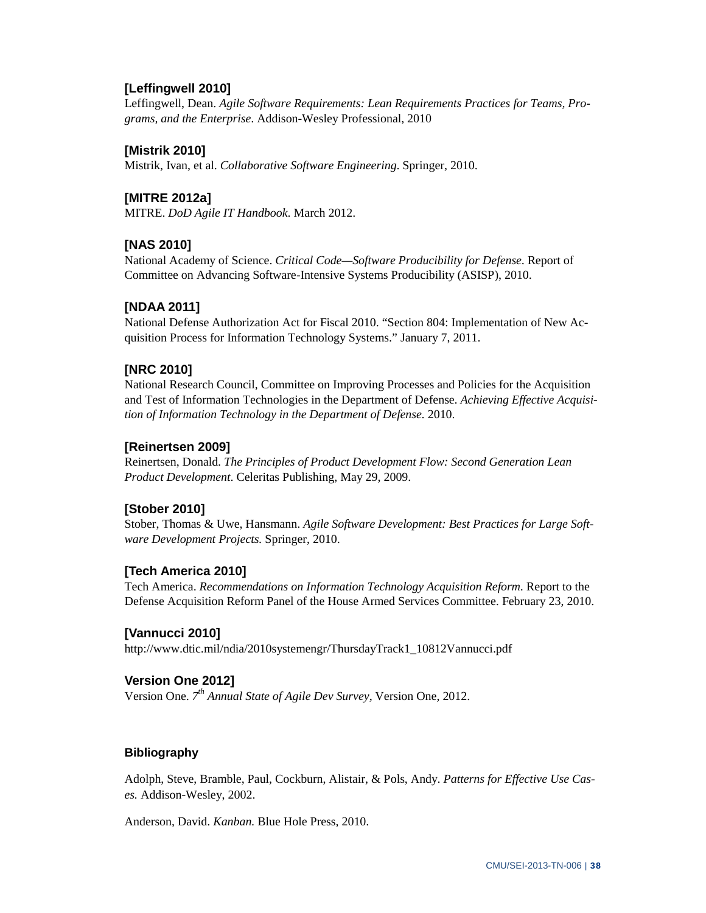**[Leffingwell 2010]**
Leffingwell, Dean. *Agile Software Requirements: Lean Requirements Practices for Teams, Programs, and the Enterprise*. Addison-Wesley Professional, 2010

**[Mistrik 2010]**
Mistrik, Ivan, et al. *Collaborative Software Engineering*. Springer, 2010.

**[MITRE 2012a]**
MITRE. *DoD Agile IT Handbook*. March 2012.

**[NAS 2010]**
National Academy of Science. *Critical Code—Software Producibility for Defense*. Report of Committee on Advancing Software-Intensive Systems Producibility (ASISP), 2010.

**[NDAA 2011]**
National Defense Authorization Act for Fiscal 2010. "Section 804: Implementation of New Acquisition Process for Information Technology Systems." January 7, 2011.

**[NRC 2010]**
National Research Council, Committee on Improving Processes and Policies for the Acquisition and Test of Information Technologies in the Department of Defense. *Achieving Effective Acquisition of Information Technology in the Department of Defense*. 2010.

**[Reinertsen 2009]**
Reinertsen, Donald. *The Principles of Product Development Flow: Second Generation Lean Product Development*. Celeritas Publishing, May 29, 2009.

**[Stober 2010]**
Stober, Thomas & Uwe, Hansmann. *Agile Software Development: Best Practices for Large Software Development Projects.* Springer, 2010.

**[Tech America 2010]**
Tech America. *Recommendations on Information Technology Acquisition Reform*. Report to the Defense Acquisition Reform Panel of the House Armed Services Committee. February 23, 2010.

**[Vannucci 2010]**
http://www.dtic.mil/ndia/2010systemengr/ThursdayTrack1_10812Vannucci.pdf

**Version One 2012]**
Version One. *7th Annual State of Agile Dev Survey*, Version One, 2012.

**Bibliography**

Adolph, Steve, Bramble, Paul, Cockburn, Alistair, & Pols, Andy. *Patterns for Effective Use Cases.* Addison-Wesley, 2002.

Anderson, David. *Kanban.* Blue Hole Press, 2010.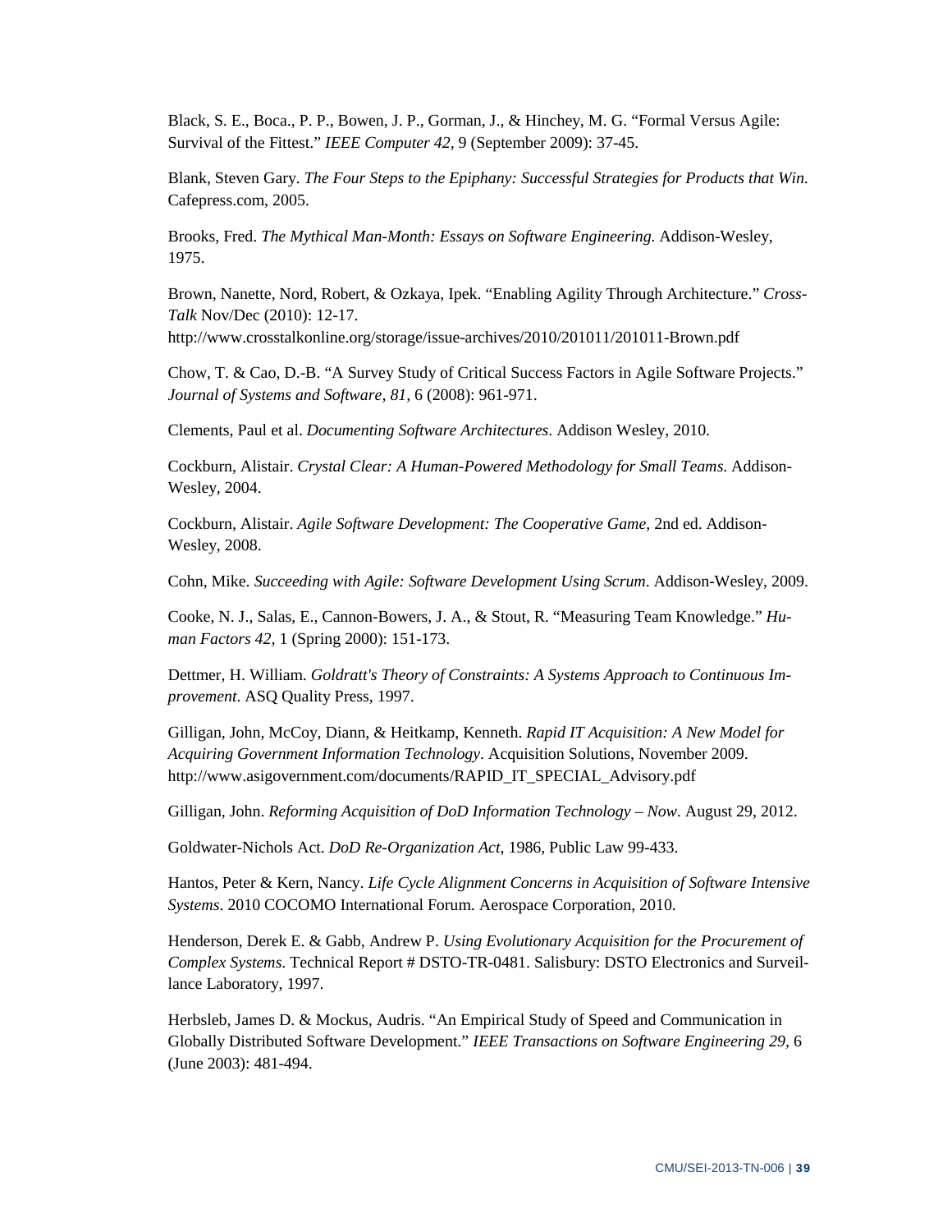Black, S. E., Boca., P. P., Bowen, J. P., Gorman, J., & Hinchey, M. G. "Formal Versus Agile: Survival of the Fittest." *IEEE Computer 42*, 9 (September 2009): 37-45.

Blank, Steven Gary. *The Four Steps to the Epiphany: Successful Strategies for Products that Win*. Cafepress.com, 2005.

Brooks, Fred. *The Mythical Man-Month: Essays on Software Engineering.* Addison-Wesley, 1975.

Brown, Nanette, Nord, Robert, & Ozkaya, Ipek. "Enabling Agility Through Architecture." *Cross-Talk* Nov/Dec (2010): 12-17.
http://www.crosstalkonline.org/storage/issue-archives/2010/201011/201011-Brown.pdf

Chow, T. & Cao, D.-B. "A Survey Study of Critical Success Factors in Agile Software Projects." *Journal of Systems and Software, 81,* 6 (2008): 961-971.

Clements, Paul et al. *Documenting Software Architectures*. Addison Wesley, 2010.

Cockburn, Alistair. *Crystal Clear: A Human-Powered Methodology for Small Teams*. Addison-Wesley, 2004.

Cockburn, Alistair. *Agile Software Development: The Cooperative Game*, 2nd ed. Addison-Wesley, 2008.

Cohn, Mike. *Succeeding with Agile: Software Development Using Scrum*. Addison-Wesley, 2009.

Cooke, N. J., Salas, E., Cannon-Bowers, J. A., & Stout, R. "Measuring Team Knowledge." *Human Factors 42,* 1 (Spring 2000): 151-173.

Dettmer, H. William. *Goldratt's Theory of Constraints: A Systems Approach to Continuous Improvement*. ASQ Quality Press, 1997.

Gilligan, John, McCoy, Diann, & Heitkamp, Kenneth. *Rapid IT Acquisition: A New Model for Acquiring Government Information Technology*. Acquisition Solutions, November 2009. http://www.asigovernment.com/documents/RAPID_IT_SPECIAL_Advisory.pdf

Gilligan, John. *Reforming Acquisition of DoD Information Technology – Now*. August 29, 2012.

Goldwater-Nichols Act. *DoD Re-Organization Act*, 1986, Public Law 99-433.

Hantos, Peter & Kern, Nancy. *Life Cycle Alignment Concerns in Acquisition of Software Intensive Systems*. 2010 COCOMO International Forum. Aerospace Corporation, 2010.

Henderson, Derek E. & Gabb, Andrew P. *Using Evolutionary Acquisition for the Procurement of Complex Systems*. Technical Report # DSTO-TR-0481. Salisbury: DSTO Electronics and Surveillance Laboratory, 1997.

Herbsleb, James D. & Mockus, Audris. "An Empirical Study of Speed and Communication in Globally Distributed Software Development." *IEEE Transactions on Software Engineering 29*, 6 (June 2003): 481-494.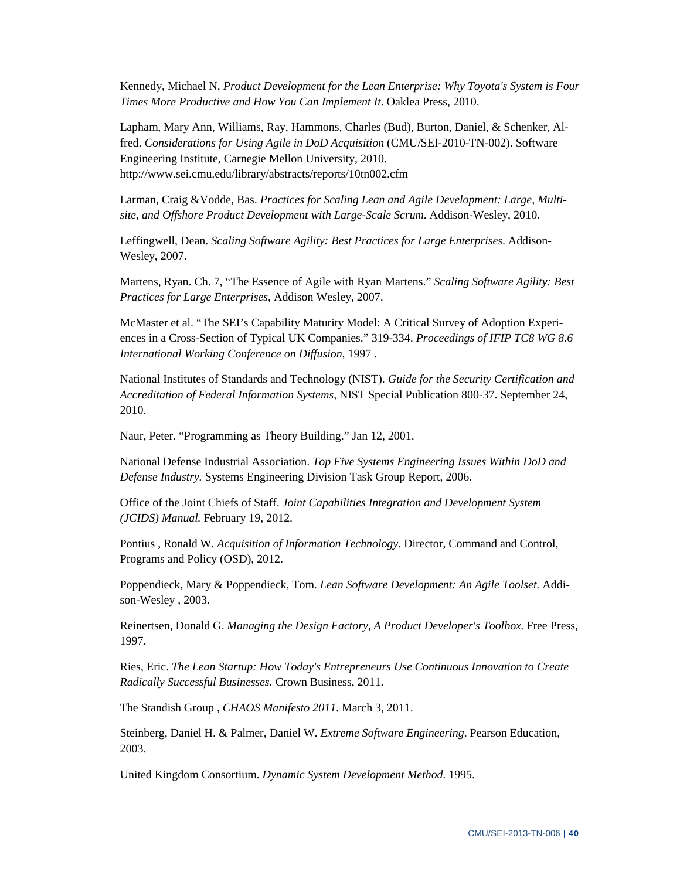Kennedy, Michael N. *Product Development for the Lean Enterprise: Why Toyota's System is Four Times More Productive and How You Can Implement It*. Oaklea Press, 2010.

Lapham, Mary Ann, Williams, Ray, Hammons, Charles (Bud), Burton, Daniel, & Schenker, Alfred. *Considerations for Using Agile in DoD Acquisition* (CMU/SEI-2010-TN-002). Software Engineering Institute, Carnegie Mellon University, 2010. http://www.sei.cmu.edu/library/abstracts/reports/10tn002.cfm

Larman, Craig &Vodde, Bas. *Practices for Scaling Lean and Agile Development: Large, Multi-site, and Offshore Product Development with Large-Scale Scrum*. Addison-Wesley, 2010.

Leffingwell, Dean. *Scaling Software Agility: Best Practices for Large Enterprises*. Addison-Wesley, 2007.

Martens, Ryan. Ch. 7, "The Essence of Agile with Ryan Martens." *Scaling Software Agility: Best Practices for Large Enterprises*, Addison Wesley, 2007.

McMaster et al. "The SEI's Capability Maturity Model: A Critical Survey of Adoption Experiences in a Cross-Section of Typical UK Companies." 319-334. *Proceedings of IFIP TC8 WG 8.6 International Working Conference on Diffusion*, 1997 .

National Institutes of Standards and Technology (NIST). *Guide for the Security Certification and Accreditation of Federal Information Systems*, NIST Special Publication 800-37. September 24, 2010.

Naur, Peter. "Programming as Theory Building." Jan 12, 2001.

National Defense Industrial Association. *Top Five Systems Engineering Issues Within DoD and Defense Industry.* Systems Engineering Division Task Group Report, 2006.

Office of the Joint Chiefs of Staff. *Joint Capabilities Integration and Development System (JCIDS) Manual.* February 19, 2012.

Pontius , Ronald W. *Acquisition of Information Technology*. Director, Command and Control, Programs and Policy (OSD), 2012.

Poppendieck, Mary & Poppendieck, Tom. *Lean Software Development: An Agile Toolset*. Addison-Wesley , 2003.

Reinertsen, Donald G. *Managing the Design Factory, A Product Developer's Toolbox.* Free Press, 1997.

Ries, Eric. *The Lean Startup: How Today's Entrepreneurs Use Continuous Innovation to Create Radically Successful Businesses.* Crown Business, 2011.

The Standish Group , *CHAOS Manifesto 2011*. March 3, 2011.

Steinberg, Daniel H. & Palmer, Daniel W. *Extreme Software Engineering*. Pearson Education, 2003.

United Kingdom Consortium. *Dynamic System Development Method.* 1995.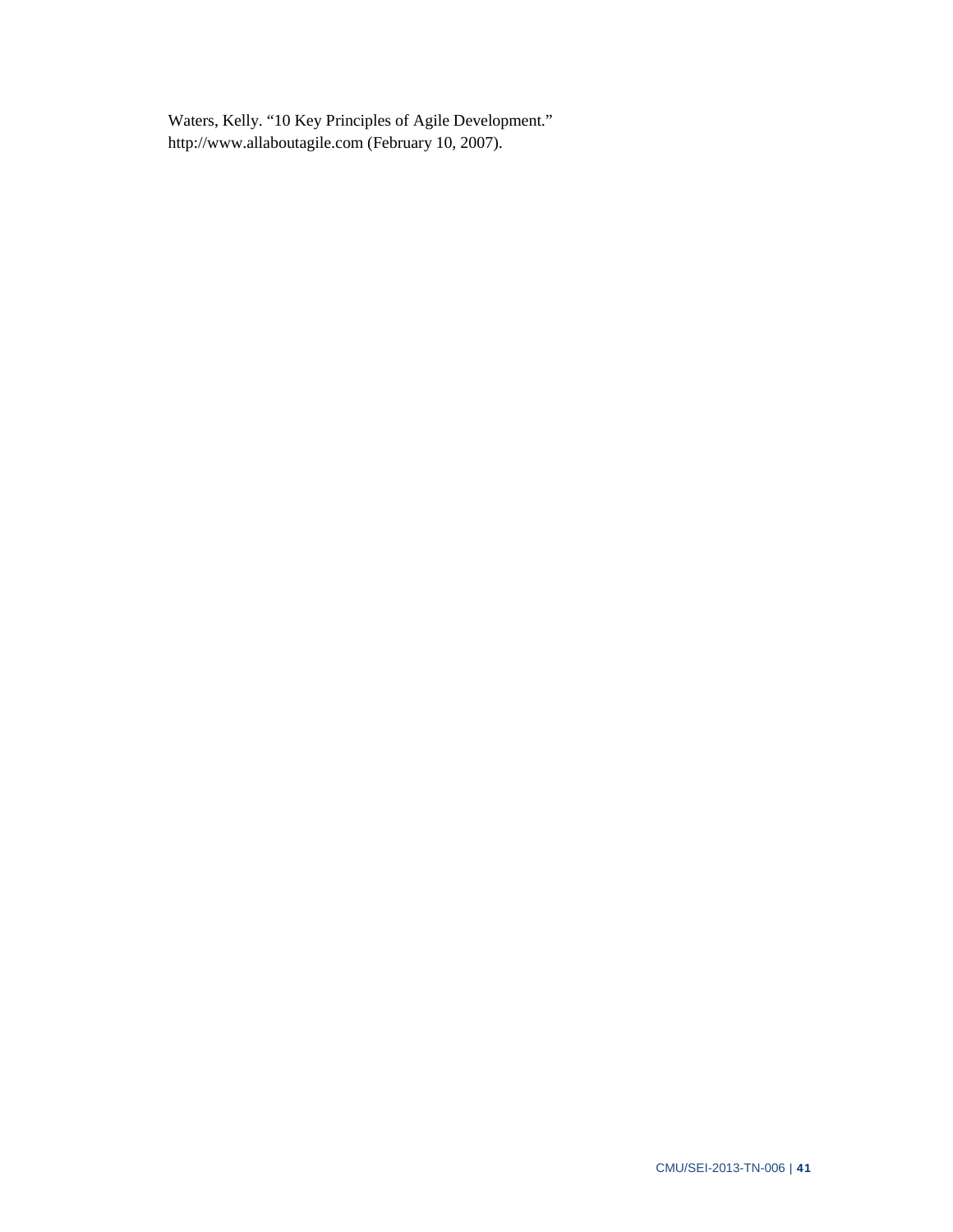Waters, Kelly. “10 Key Principles of Agile Development.” http://www.allaboutagile.com (February 10, 2007).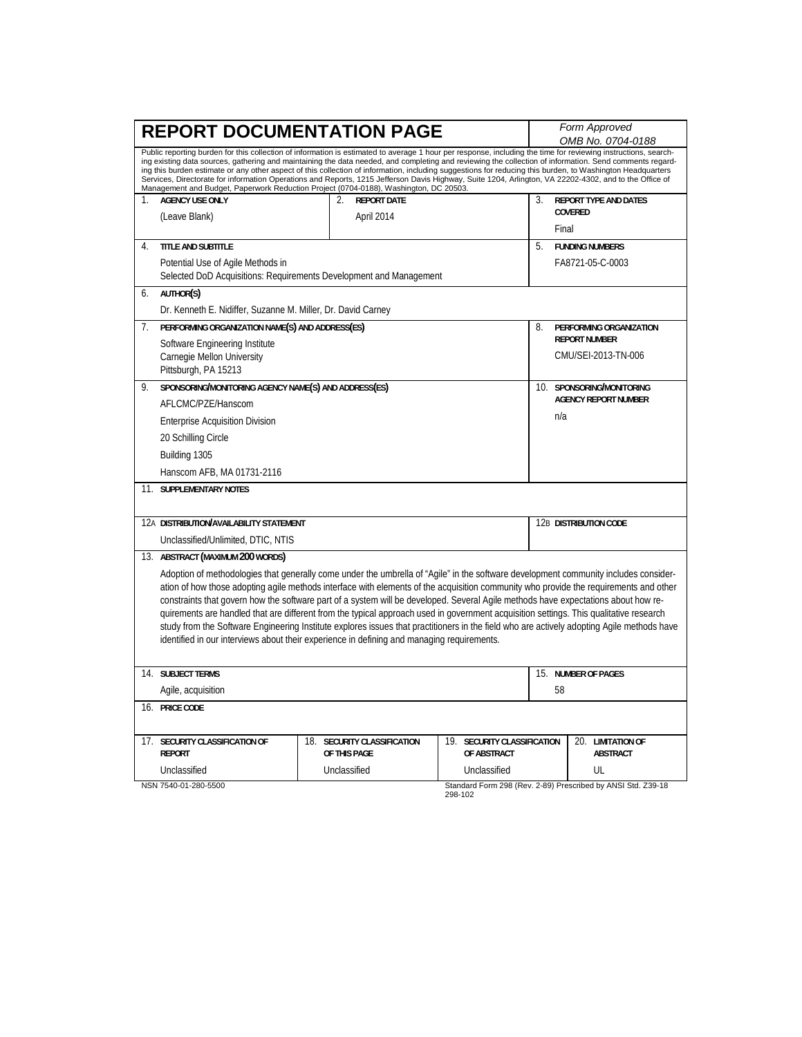# REPORT DOCUMENTATION PAGE

*Form Approved*
*OMB No. 0704-0188*

Public reporting burden for this collection of information is estimated to average 1 hour per response, including the time for reviewing instructions, searching existing data sources, gathering and maintaining the data needed, and completing and reviewing the collection of information. Send comments regarding this burden estimate or any other aspect of this collection of information, including suggestions for reducing this burden, to Washington Headquarters Services, Directorate for information Operations and Reports, 1215 Jefferson Davis Highway, Suite 1204, Arlington, VA 22202-4302, and to the Office of Management and Budget, Paperwork Reduction Project (0704-0188), Washington, DC 20503.

| | | |
|---|---|---|
| 1. **AGENCY USE ONLY** (Leave Blank) | 2. **REPORT DATE** April 2014 | 3. **REPORT TYPE AND DATES COVERED** Final |
| 4. **TITLE AND SUBTITLE** Potential Use of Agile Methods in Selected DoD Acquisitions: Requirements Development and Management | | 5. **FUNDING NUMBERS** FA8721-05-C-0003 |
| 6. **AUTHOR(S)** Dr. Kenneth E. Nidiffer, Suzanne M. Miller, Dr. David Carney | | |
| 7. **PERFORMING ORGANIZATION NAME(S) AND ADDRESS(ES)** Software Engineering Institute, Carnegie Mellon University, Pittsburgh, PA 15213 | | 8. **PERFORMING ORGANIZATION REPORT NUMBER** CMU/SEI-2013-TN-006 |
| 9. **SPONSORING/MONITORING AGENCY NAME(S) AND ADDRESS(ES)** AFLCMC/PZE/Hanscom, Enterprise Acquisition Division, 20 Schilling Circle, Building 1305, Hanscom AFB, MA 01731-2116 | | 10. **SPONSORING/MONITORING AGENCY REPORT NUMBER** n/a |
| 11. **SUPPLEMENTARY NOTES** | | |
| 12A **DISTRIBUTION/AVAILABILITY STATEMENT** Unclassified/Unlimited, DTIC, NTIS | | 12B **DISTRIBUTION CODE** |

13. **ABSTRACT (MAXIMUM 200 WORDS)**

Adoption of methodologies that generally come under the umbrella of "Agile" in the software development community includes consideration of how those adopting agile methods interface with elements of the acquisition community who provide the requirements and other constraints that govern how the software part of a system will be developed. Several Agile methods have expectations about how requirements are handled that are different from the typical approach used in government acquisition settings. This qualitative research study from the Software Engineering Institute explores issues that practitioners in the field who are actively adopting Agile methods have identified in our interviews about their experience in defining and managing requirements.

| | |
|---|---|
| 14. **SUBJECT TERMS** Agile, acquisition | 15. **NUMBER OF PAGES** 58 |
| 16. **PRICE CODE** | |

| 17. **SECURITY CLASSIFICATION OF REPORT** | 18. **SECURITY CLASSIFICATION OF THIS PAGE** | 19. **SECURITY CLASSIFICATION OF ABSTRACT** | 20. **LIMITATION OF ABSTRACT** |
|---|---|---|---|
| Unclassified | Unclassified | Unclassified | UL |

NSN 7540-01-280-5500

Standard Form 298 (Rev. 2-89) Prescribed by ANSI Std. Z39-18 298-102